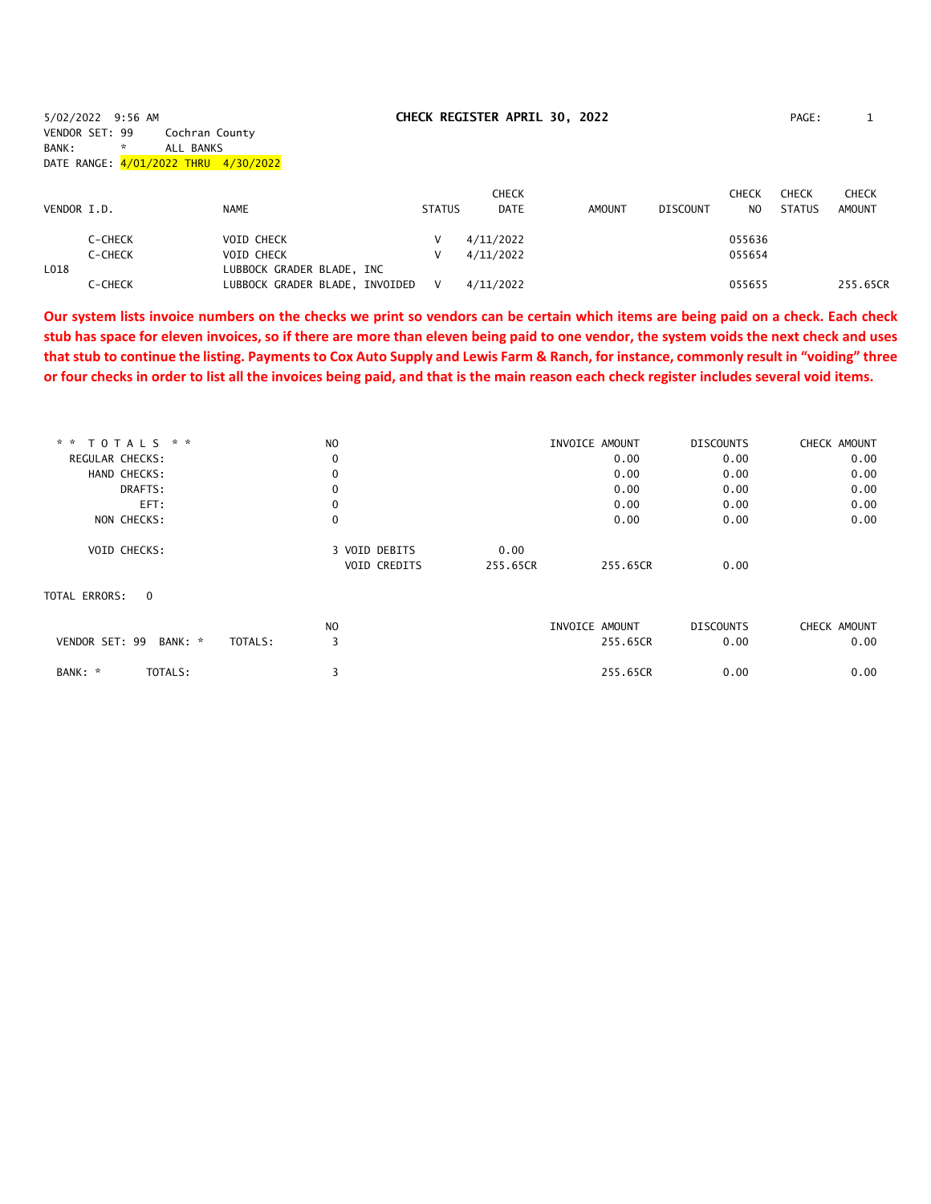5/02/2022 9:56 AM **CHECK REGISTER APRIL 30, 2022** PAGE: 1

VENDOR SET: 99 Cochran County
BANK: * ALL BANKS
DATE RANGE: 4/01/2022 THRU 4/30/2022

| VENDOR I.D. | NAME | STATUS | CHECK DATE | AMOUNT | DISCOUNT | CHECK NO | CHECK STATUS | CHECK AMOUNT |
|---|---|---|---|---|---|---|---|---|
| C-CHECK | VOID CHECK | V | 4/11/2022 | | | 055636 | | |
| C-CHECK | VOID CHECK | V | 4/11/2022 | | | 055654 | | |
| L018 | LUBBOCK GRADER BLADE, INC | | | | | | | |
| C-CHECK | LUBBOCK GRADER BLADE, INVOIDED | V | 4/11/2022 | | | 055655 | | 255.65CR |

**Our system lists invoice numbers on the checks we print so vendors can be certain which items are being paid on a check. Each check stub has space for eleven invoices, so if there are more than eleven being paid to one vendor, the system voids the next check and uses that stub to continue the listing. Payments to Cox Auto Supply and Lewis Farm & Ranch, for instance, commonly result in "voiding" three or four checks in order to list all the invoices being paid, and that is the main reason each check register includes several void items.**

| ** TOTALS ** | NO | | | INVOICE AMOUNT | DISCOUNTS | CHECK AMOUNT |
|---|---|---|---|---|---|---|
| REGULAR CHECKS: | 0 | | | 0.00 | 0.00 | 0.00 |
| HAND CHECKS: | 0 | | | 0.00 | 0.00 | 0.00 |
| DRAFTS: | 0 | | | 0.00 | 0.00 | 0.00 |
| EFT: | 0 | | | 0.00 | 0.00 | 0.00 |
| NON CHECKS: | 0 | | | 0.00 | 0.00 | 0.00 |
| VOID CHECKS: | 3 | VOID DEBITS | 0.00 | | | |
| | | VOID CREDITS | 255.65CR | 255.65CR | 0.00 | |

TOTAL ERRORS: 0

| | NO | INVOICE AMOUNT | DISCOUNTS | CHECK AMOUNT |
|---|---|---|---|---|
| VENDOR SET: 99 BANK: * TOTALS: | 3 | 255.65CR | 0.00 | 0.00 |
| BANK: * TOTALS: | 3 | 255.65CR | 0.00 | 0.00 |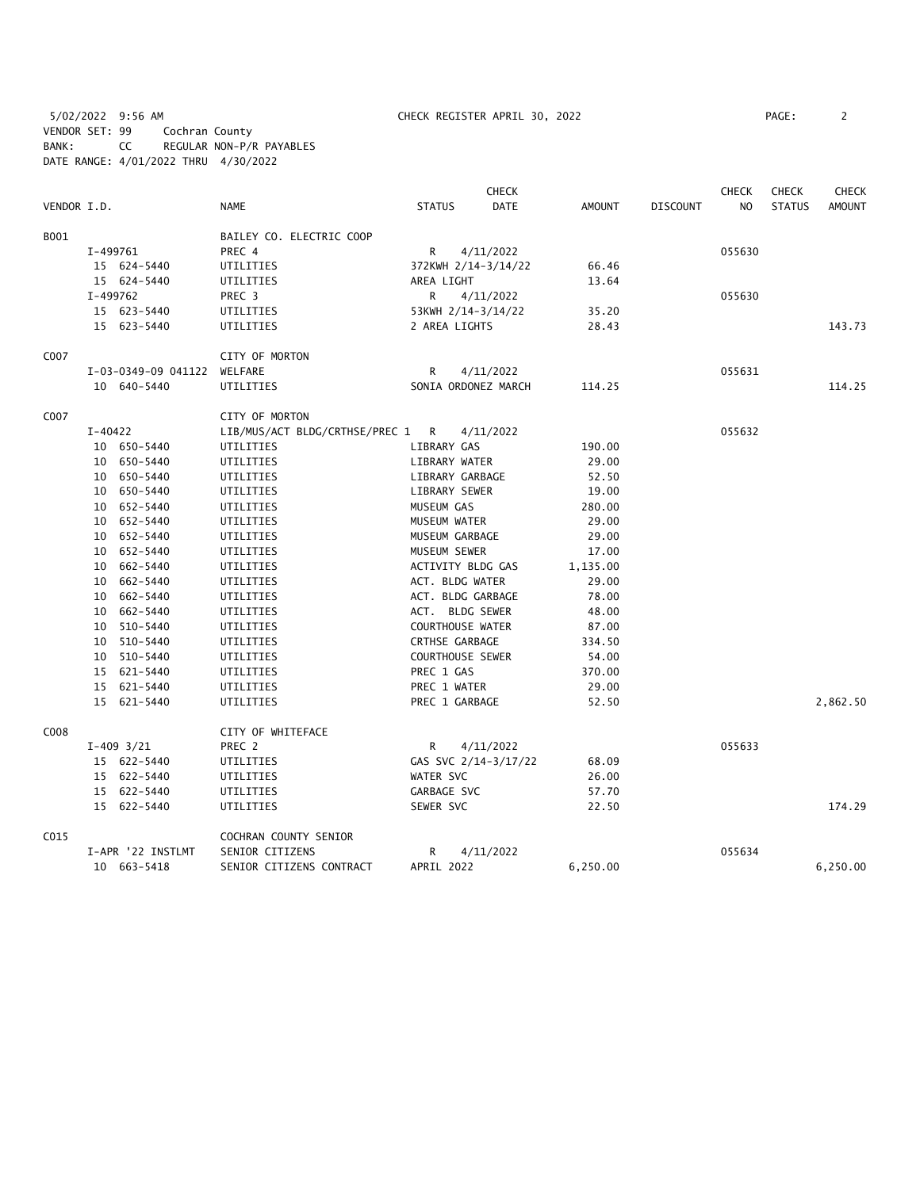5/02/2022 9:56 AM CHECK REGISTER APRIL 30, 2022

VENDOR SET: 99 Cochran County
BANK: CC REGULAR NON-P/R PAYABLES
DATE RANGE: 4/01/2022 THRU 4/30/2022

| VENDOR I.D. | NAME | STATUS | CHECK DATE | AMOUNT | DISCOUNT | CHECK NO | CHECK STATUS | CHECK AMOUNT |
|---|---|---|---|---|---|---|---|---|
| B001 | BAILEY CO. ELECTRIC COOP | | | | | | | |
| I-499761 | PREC 4 | R | 4/11/2022 | | | 055630 | | |
| 15 624-5440 | UTILITIES | 372KWH 2/14-3/14/22 | | 66.46 | | | | |
| 15 624-5440 | UTILITIES | AREA LIGHT | | 13.64 | | | | |
| I-499762 | PREC 3 | R | 4/11/2022 | | | 055630 | | |
| 15 623-5440 | UTILITIES | 53KWH 2/14-3/14/22 | | 35.20 | | | | |
| 15 623-5440 | UTILITIES | 2 AREA LIGHTS | | 28.43 | | | | 143.73 |
| C007 | CITY OF MORTON | | | | | | | |
| I-03-0349-09 041122 | WELFARE | R | 4/11/2022 | | | 055631 | | |
| 10 640-5440 | UTILITIES | SONIA ORDONEZ MARCH | | 114.25 | | | | 114.25 |
| C007 | CITY OF MORTON | | | | | | | |
| I-40422 | LIB/MUS/ACT BLDG/CRTHSE/PREC 1 | R | 4/11/2022 | | | 055632 | | |
| 10 650-5440 | UTILITIES | LIBRARY GAS | | 190.00 | | | | |
| 10 650-5440 | UTILITIES | LIBRARY WATER | | 29.00 | | | | |
| 10 650-5440 | UTILITIES | LIBRARY GARBAGE | | 52.50 | | | | |
| 10 650-5440 | UTILITIES | LIBRARY SEWER | | 19.00 | | | | |
| 10 652-5440 | UTILITIES | MUSEUM GAS | | 280.00 | | | | |
| 10 652-5440 | UTILITIES | MUSEUM WATER | | 29.00 | | | | |
| 10 652-5440 | UTILITIES | MUSEUM GARBAGE | | 29.00 | | | | |
| 10 652-5440 | UTILITIES | MUSEUM SEWER | | 17.00 | | | | |
| 10 662-5440 | UTILITIES | ACTIVITY BLDG GAS | | 1,135.00 | | | | |
| 10 662-5440 | UTILITIES | ACT. BLDG WATER | | 29.00 | | | | |
| 10 662-5440 | UTILITIES | ACT. BLDG GARBAGE | | 78.00 | | | | |
| 10 662-5440 | UTILITIES | ACT. BLDG SEWER | | 48.00 | | | | |
| 10 510-5440 | UTILITIES | COURTHOUSE WATER | | 87.00 | | | | |
| 10 510-5440 | UTILITIES | CRTHSE GARBAGE | | 334.50 | | | | |
| 10 510-5440 | UTILITIES | COURTHOUSE SEWER | | 54.00 | | | | |
| 15 621-5440 | UTILITIES | PREC 1 GAS | | 370.00 | | | | |
| 15 621-5440 | UTILITIES | PREC 1 WATER | | 29.00 | | | | |
| 15 621-5440 | UTILITIES | PREC 1 GARBAGE | | 52.50 | | | | 2,862.50 |
| C008 | CITY OF WHITEFACE | | | | | | | |
| I-409 3/21 | PREC 2 | R | 4/11/2022 | | | 055633 | | |
| 15 622-5440 | UTILITIES | GAS SVC 2/14-3/17/22 | | 68.09 | | | | |
| 15 622-5440 | UTILITIES | WATER SVC | | 26.00 | | | | |
| 15 622-5440 | UTILITIES | GARBAGE SVC | | 57.70 | | | | |
| 15 622-5440 | UTILITIES | SEWER SVC | | 22.50 | | | | 174.29 |
| C015 | COCHRAN COUNTY SENIOR | | | | | | | |
| I-APR '22 INSTLMT | SENIOR CITIZENS | R | 4/11/2022 | | | 055634 | | |
| 10 663-5418 | SENIOR CITIZENS CONTRACT | APRIL 2022 | | 6,250.00 | | | | 6,250.00 |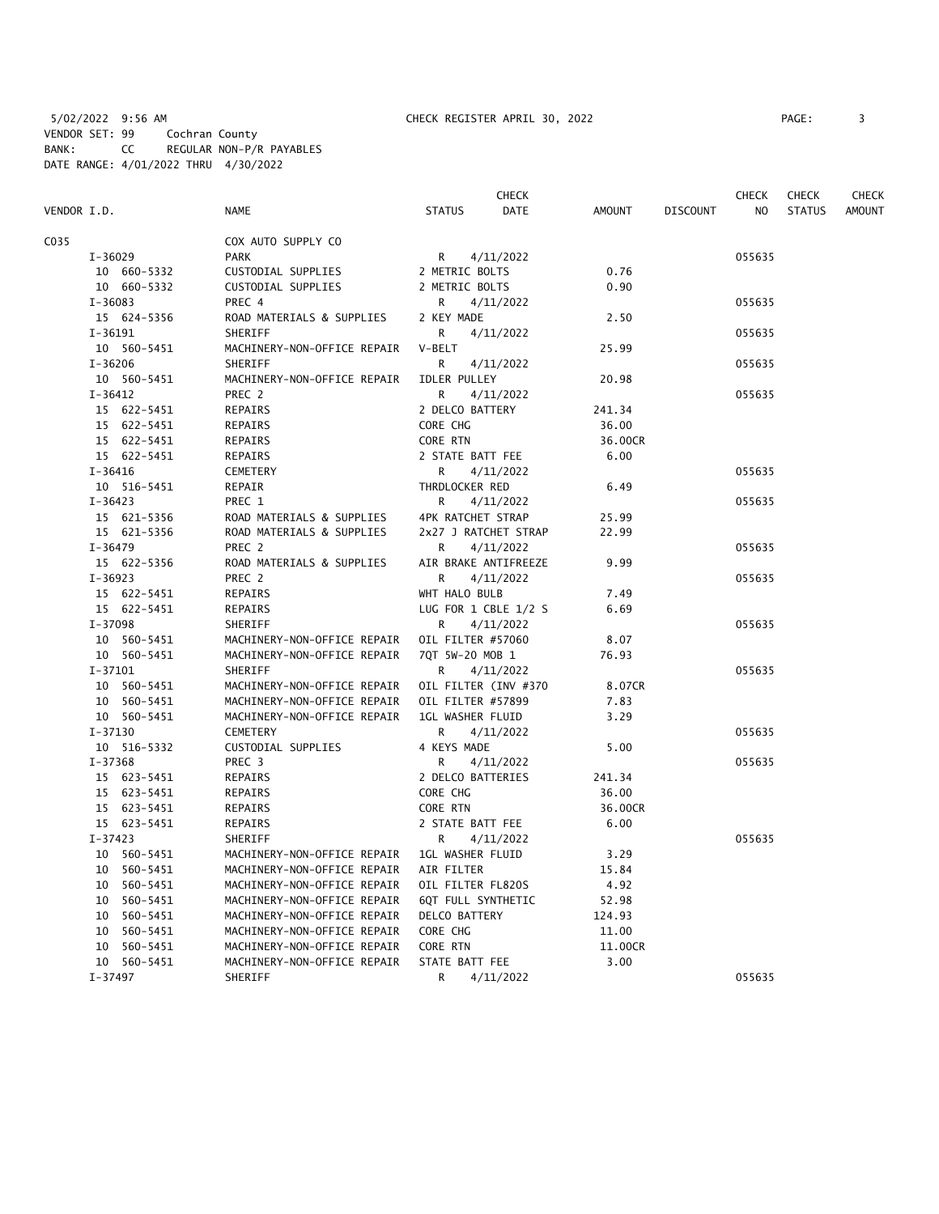5/02/2022 9:56 AM CHECK REGISTER APRIL 30, 2022

VENDOR SET: 99 Cochran County
BANK: CC REGULAR NON-P/R PAYABLES
DATE RANGE: 4/01/2022 THRU 4/30/2022

| VENDOR I.D. | NAME | STATUS | CHECK DATE | AMOUNT | DISCOUNT | CHECK NO | CHECK STATUS | CHECK AMOUNT |
|---|---|---|---|---|---|---|---|---|
| C035 | COX AUTO SUPPLY CO | | | | | | | |
| I-36029 | PARK | R | 4/11/2022 | | | 055635 | | |
| 10 660-5332 | CUSTODIAL SUPPLIES | 2 METRIC BOLTS | | 0.76 | | | | |
| 10 660-5332 | CUSTODIAL SUPPLIES | 2 METRIC BOLTS | | 0.90 | | | | |
| I-36083 | PREC 4 | R | 4/11/2022 | | | 055635 | | |
| 15 624-5356 | ROAD MATERIALS & SUPPLIES | 2 KEY MADE | | 2.50 | | | | |
| I-36191 | SHERIFF | R | 4/11/2022 | | | 055635 | | |
| 10 560-5451 | MACHINERY-NON-OFFICE REPAIR | V-BELT | | 25.99 | | | | |
| I-36206 | SHERIFF | R | 4/11/2022 | | | 055635 | | |
| 10 560-5451 | MACHINERY-NON-OFFICE REPAIR | IDLER PULLEY | | 20.98 | | | | |
| I-36412 | PREC 2 | R | 4/11/2022 | | | 055635 | | |
| 15 622-5451 | REPAIRS | 2 DELCO BATTERY | | 241.34 | | | | |
| 15 622-5451 | REPAIRS | CORE CHG | | 36.00 | | | | |
| 15 622-5451 | REPAIRS | CORE RTN | | 36.00CR | | | | |
| 15 622-5451 | REPAIRS | 2 STATE BATT FEE | | 6.00 | | | | |
| I-36416 | CEMETERY | R | 4/11/2022 | | | 055635 | | |
| 10 516-5451 | REPAIR | THRDLOCKER RED | | 6.49 | | | | |
| I-36423 | PREC 1 | R | 4/11/2022 | | | 055635 | | |
| 15 621-5356 | ROAD MATERIALS & SUPPLIES | 4PK RATCHET STRAP | | 25.99 | | | | |
| 15 621-5356 | ROAD MATERIALS & SUPPLIES | 2x27 J RATCHET STRAP | | 22.99 | | | | |
| I-36479 | PREC 2 | R | 4/11/2022 | | | 055635 | | |
| 15 622-5356 | ROAD MATERIALS & SUPPLIES | AIR BRAKE ANTIFREEZE | | 9.99 | | | | |
| I-36923 | PREC 2 | R | 4/11/2022 | | | 055635 | | |
| 15 622-5451 | REPAIRS | WHT HALO BULB | | 7.49 | | | | |
| 15 622-5451 | REPAIRS | LUG FOR 1 CBLE 1/2 S | | 6.69 | | | | |
| I-37098 | SHERIFF | R | 4/11/2022 | | | 055635 | | |
| 10 560-5451 | MACHINERY-NON-OFFICE REPAIR | OIL FILTER #57060 | | 8.07 | | | | |
| 10 560-5451 | MACHINERY-NON-OFFICE REPAIR | 7QT 5W-20 MOB 1 | | 76.93 | | | | |
| I-37101 | SHERIFF | R | 4/11/2022 | | | 055635 | | |
| 10 560-5451 | MACHINERY-NON-OFFICE REPAIR | OIL FILTER (INV #370 | | 8.07CR | | | | |
| 10 560-5451 | MACHINERY-NON-OFFICE REPAIR | OIL FILTER #57899 | | 7.83 | | | | |
| 10 560-5451 | MACHINERY-NON-OFFICE REPAIR | 1GL WASHER FLUID | | 3.29 | | | | |
| I-37130 | CEMETERY | R | 4/11/2022 | | | 055635 | | |
| 10 516-5332 | CUSTODIAL SUPPLIES | 4 KEYS MADE | | 5.00 | | | | |
| I-37368 | PREC 3 | R | 4/11/2022 | | | 055635 | | |
| 15 623-5451 | REPAIRS | 2 DELCO BATTERIES | | 241.34 | | | | |
| 15 623-5451 | REPAIRS | CORE CHG | | 36.00 | | | | |
| 15 623-5451 | REPAIRS | CORE RTN | | 36.00CR | | | | |
| 15 623-5451 | REPAIRS | 2 STATE BATT FEE | | 6.00 | | | | |
| I-37423 | SHERIFF | R | 4/11/2022 | | | 055635 | | |
| 10 560-5451 | MACHINERY-NON-OFFICE REPAIR | 1GL WASHER FLUID | | 3.29 | | | | |
| 10 560-5451 | MACHINERY-NON-OFFICE REPAIR | AIR FILTER | | 15.84 | | | | |
| 10 560-5451 | MACHINERY-NON-OFFICE REPAIR | OIL FILTER FL820S | | 4.92 | | | | |
| 10 560-5451 | MACHINERY-NON-OFFICE REPAIR | 6QT FULL SYNTHETIC | | 52.98 | | | | |
| 10 560-5451 | MACHINERY-NON-OFFICE REPAIR | DELCO BATTERY | | 124.93 | | | | |
| 10 560-5451 | MACHINERY-NON-OFFICE REPAIR | CORE CHG | | 11.00 | | | | |
| 10 560-5451 | MACHINERY-NON-OFFICE REPAIR | CORE RTN | | 11.00CR | | | | |
| 10 560-5451 | MACHINERY-NON-OFFICE REPAIR | STATE BATT FEE | | 3.00 | | | | |
| I-37497 | SHERIFF | R | 4/11/2022 | | | 055635 | | |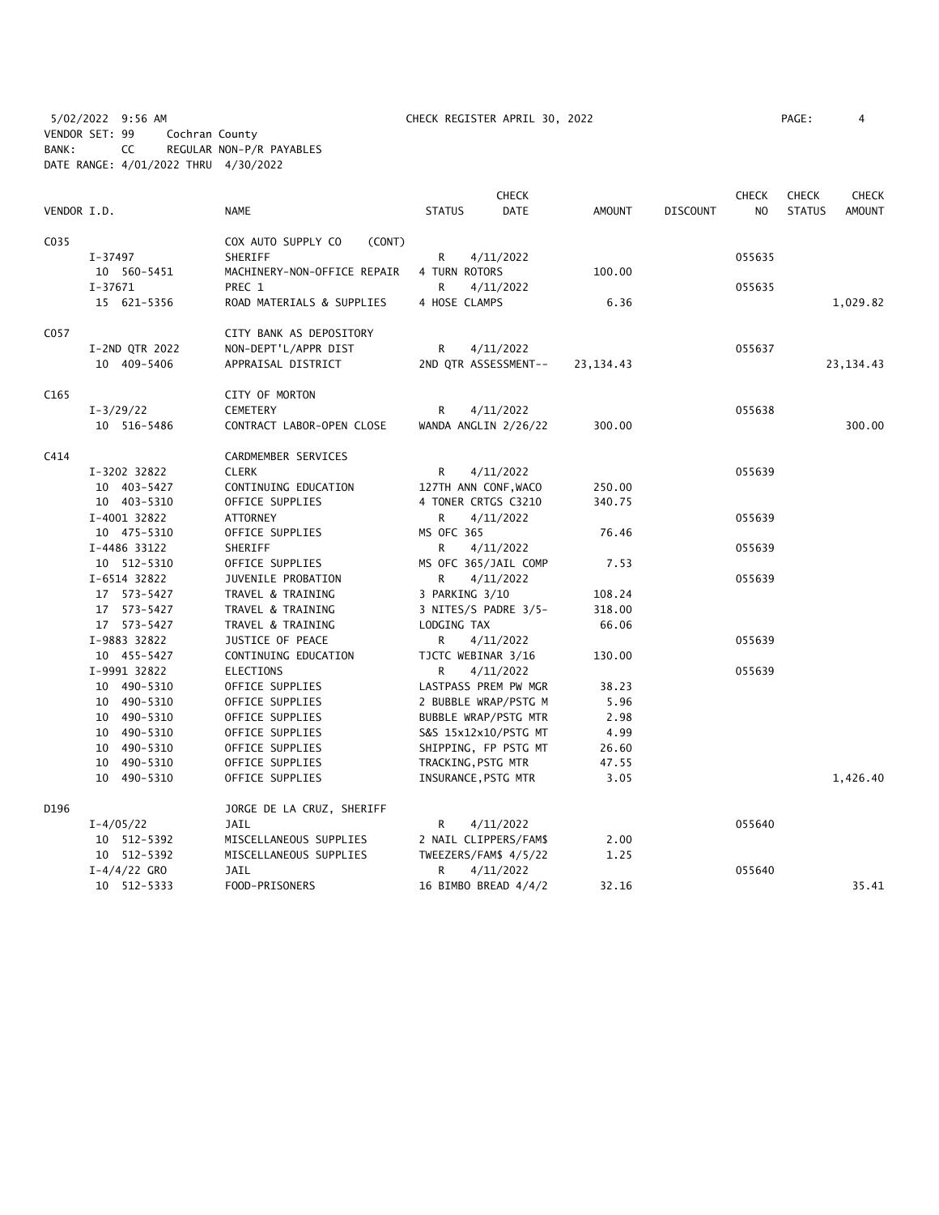5/02/2022 9:56 AM CHECK REGISTER APRIL 30, 2022

VENDOR SET: 99 Cochran County
BANK: CC REGULAR NON-P/R PAYABLES
DATE RANGE: 4/01/2022 THRU 4/30/2022

| VENDOR I.D. | NAME | STATUS | CHECK DATE | AMOUNT | DISCOUNT | CHECK NO | CHECK STATUS | CHECK AMOUNT |
|---|---|---|---|---|---|---|---|---|
| C035 | COX AUTO SUPPLY CO (CONT) | | | | | | | |
| I-37497 | SHERIFF | R | 4/11/2022 | | | 055635 | | |
| 10 560-5451 | MACHINERY-NON-OFFICE REPAIR | 4 TURN ROTORS | | 100.00 | | | | |
| I-37671 | PREC 1 | R | 4/11/2022 | | | 055635 | | |
| 15 621-5356 | ROAD MATERIALS & SUPPLIES | 4 HOSE CLAMPS | | 6.36 | | | | 1,029.82 |
| C057 | CITY BANK AS DEPOSITORY | | | | | | | |
| I-2ND QTR 2022 | NON-DEPT'L/APPR DIST | R | 4/11/2022 | | | 055637 | | |
| 10 409-5406 | APPRAISAL DISTRICT | 2ND QTR ASSESSMENT-- | | 23,134.43 | | | | 23,134.43 |
| C165 | CITY OF MORTON | | | | | | | |
| I-3/29/22 | CEMETERY | R | 4/11/2022 | | | 055638 | | |
| 10 516-5486 | CONTRACT LABOR-OPEN CLOSE | WANDA ANGLIN 2/26/22 | | 300.00 | | | | 300.00 |
| C414 | CARDMEMBER SERVICES | | | | | | | |
| I-3202 32822 | CLERK | R | 4/11/2022 | | | 055639 | | |
| 10 403-5427 | CONTINUING EDUCATION | 127TH ANN CONF,WACO | | 250.00 | | | | |
| 10 403-5310 | OFFICE SUPPLIES | 4 TONER CRTGS C3210 | | 340.75 | | | | |
| I-4001 32822 | ATTORNEY | R | 4/11/2022 | | | 055639 | | |
| 10 475-5310 | OFFICE SUPPLIES | MS OFC 365 | | 76.46 | | | | |
| I-4486 33122 | SHERIFF | R | 4/11/2022 | | | 055639 | | |
| 10 512-5310 | OFFICE SUPPLIES | MS OFC 365/JAIL COMP | | 7.53 | | | | |
| I-6514 32822 | JUVENILE PROBATION | R | 4/11/2022 | | | 055639 | | |
| 17 573-5427 | TRAVEL & TRAINING | 3 PARKING 3/10 | | 108.24 | | | | |
| 17 573-5427 | TRAVEL & TRAINING | 3 NITES/S PADRE 3/5- | | 318.00 | | | | |
| 17 573-5427 | TRAVEL & TRAINING | LODGING TAX | | 66.06 | | | | |
| I-9883 32822 | JUSTICE OF PEACE | R | 4/11/2022 | | | 055639 | | |
| 10 455-5427 | CONTINUING EDUCATION | TJCTC WEBINAR 3/16 | | 130.00 | | | | |
| I-9991 32822 | ELECTIONS | R | 4/11/2022 | | | 055639 | | |
| 10 490-5310 | OFFICE SUPPLIES | LASTPASS PREM PW MGR | | 38.23 | | | | |
| 10 490-5310 | OFFICE SUPPLIES | 2 BUBBLE WRAP/PSTG M | | 5.96 | | | | |
| 10 490-5310 | OFFICE SUPPLIES | BUBBLE WRAP/PSTG MTR | | 2.98 | | | | |
| 10 490-5310 | OFFICE SUPPLIES | S&S 15x12x10/PSTG MT | | 4.99 | | | | |
| 10 490-5310 | OFFICE SUPPLIES | SHIPPING, FP PSTG MT | | 26.60 | | | | |
| 10 490-5310 | OFFICE SUPPLIES | TRACKING,PSTG MTR | | 47.55 | | | | |
| 10 490-5310 | OFFICE SUPPLIES | INSURANCE,PSTG MTR | | 3.05 | | | | 1,426.40 |
| D196 | JORGE DE LA CRUZ, SHERIFF | | | | | | | |
| I-4/05/22 | JAIL | R | 4/11/2022 | | | 055640 | | |
| 10 512-5392 | MISCELLANEOUS SUPPLIES | 2 NAIL CLIPPERS/FAM$ | | 2.00 | | | | |
| 10 512-5392 | MISCELLANEOUS SUPPLIES | TWEEZERS/FAM$ 4/5/22 | | 1.25 | | | | |
| I-4/4/22 GRO | JAIL | R | 4/11/2022 | | | 055640 | | |
| 10 512-5333 | FOOD-PRISONERS | 16 BIMBO BREAD 4/4/2 | | 32.16 | | | | 35.41 |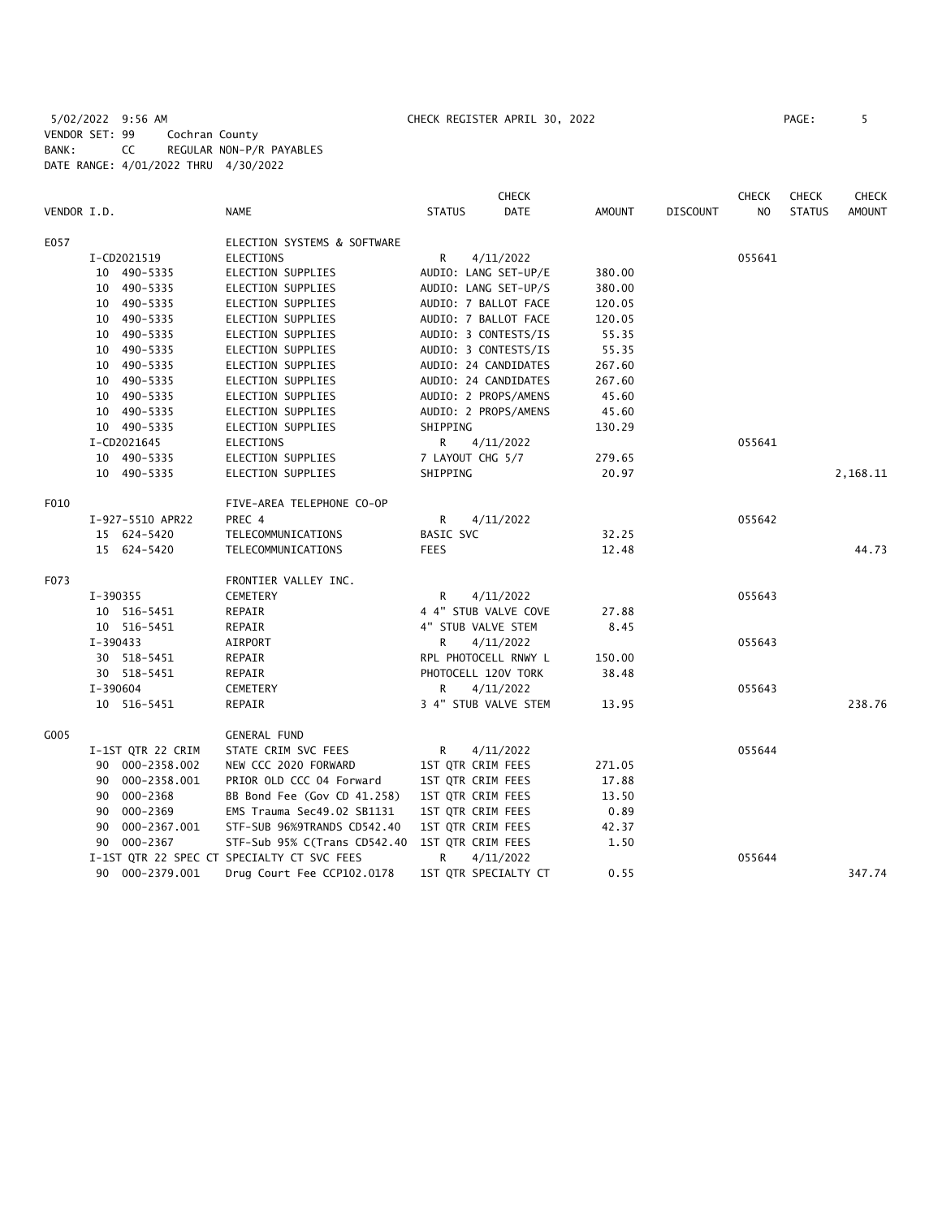5/02/2022 9:56 AM CHECK REGISTER APRIL 30, 2022

VENDOR SET: 99 Cochran County
BANK: CC REGULAR NON-P/R PAYABLES
DATE RANGE: 4/01/2022 THRU 4/30/2022

| VENDOR I.D. | NAME | STATUS | CHECK DATE | AMOUNT | DISCOUNT | CHECK NO | CHECK STATUS | CHECK AMOUNT |
|---|---|---|---|---|---|---|---|---|
| E057 | ELECTION SYSTEMS & SOFTWARE | | | | | | | |
| I-CD2021519 | ELECTIONS | R | 4/11/2022 | | | 055641 | | |
| 10 490-5335 | ELECTION SUPPLIES | AUDIO: LANG SET-UP/E | | 380.00 | | | | |
| 10 490-5335 | ELECTION SUPPLIES | AUDIO: LANG SET-UP/S | | 380.00 | | | | |
| 10 490-5335 | ELECTION SUPPLIES | AUDIO: 7 BALLOT FACE | | 120.05 | | | | |
| 10 490-5335 | ELECTION SUPPLIES | AUDIO: 7 BALLOT FACE | | 120.05 | | | | |
| 10 490-5335 | ELECTION SUPPLIES | AUDIO: 3 CONTESTS/IS | | 55.35 | | | | |
| 10 490-5335 | ELECTION SUPPLIES | AUDIO: 3 CONTESTS/IS | | 55.35 | | | | |
| 10 490-5335 | ELECTION SUPPLIES | AUDIO: 24 CANDIDATES | | 267.60 | | | | |
| 10 490-5335 | ELECTION SUPPLIES | AUDIO: 24 CANDIDATES | | 267.60 | | | | |
| 10 490-5335 | ELECTION SUPPLIES | AUDIO: 2 PROPS/AMENS | | 45.60 | | | | |
| 10 490-5335 | ELECTION SUPPLIES | AUDIO: 2 PROPS/AMENS | | 45.60 | | | | |
| 10 490-5335 | ELECTION SUPPLIES | SHIPPING | | 130.29 | | | | |
| I-CD2021645 | ELECTIONS | R | 4/11/2022 | | | 055641 | | |
| 10 490-5335 | ELECTION SUPPLIES | 7 LAYOUT CHG 5/7 | | 279.65 | | | | |
| 10 490-5335 | ELECTION SUPPLIES | SHIPPING | | 20.97 | | | | 2,168.11 |
| F010 | FIVE-AREA TELEPHONE CO-OP | | | | | | | |
| I-927-5510 APR22 | PREC 4 | R | 4/11/2022 | | | 055642 | | |
| 15 624-5420 | TELECOMMUNICATIONS | BASIC SVC | | 32.25 | | | | |
| 15 624-5420 | TELECOMMUNICATIONS | FEES | | 12.48 | | | | 44.73 |
| F073 | FRONTIER VALLEY INC. | | | | | | | |
| I-390355 | CEMETERY | R | 4/11/2022 | | | 055643 | | |
| 10 516-5451 | REPAIR | 4 4" STUB VALVE COVE | | 27.88 | | | | |
| 10 516-5451 | REPAIR | 4" STUB VALVE STEM | | 8.45 | | | | |
| I-390433 | AIRPORT | R | 4/11/2022 | | | 055643 | | |
| 30 518-5451 | REPAIR | RPL PHOTOCELL RNWY L | | 150.00 | | | | |
| 30 518-5451 | REPAIR | PHOTOCELL 120V TORK | | 38.48 | | | | |
| I-390604 | CEMETERY | R | 4/11/2022 | | | 055643 | | |
| 10 516-5451 | REPAIR | 3 4" STUB VALVE STEM | | 13.95 | | | | 238.76 |
| G005 | GENERAL FUND | | | | | | | |
| I-1ST QTR 22 CRIM | STATE CRIM SVC FEES | R | 4/11/2022 | | | 055644 | | |
| 90 000-2358.002 | NEW CCC 2020 FORWARD | 1ST QTR CRIM FEES | | 271.05 | | | | |
| 90 000-2358.001 | PRIOR OLD CCC 04 Forward | 1ST QTR CRIM FEES | | 17.88 | | | | |
| 90 000-2368 | BB Bond Fee (Gov CD 41.258) | 1ST QTR CRIM FEES | | 13.50 | | | | |
| 90 000-2369 | EMS Trauma Sec49.02 SB1131 | 1ST QTR CRIM FEES | | 0.89 | | | | |
| 90 000-2367.001 | STF-SUB 96%9TRANDS CD542.40 | 1ST QTR CRIM FEES | | 42.37 | | | | |
| 90 000-2367 | STF-Sub 95% C(Trans CD542.40 | 1ST QTR CRIM FEES | | 1.50 | | | | |
| I-1ST QTR 22 SPEC CT | SPECIALTY CT SVC FEES | R | 4/11/2022 | | | 055644 | | |
| 90 000-2379.001 | Drug Court Fee CCP102.0178 | 1ST QTR SPECIALTY CT | | 0.55 | | | | 347.74 |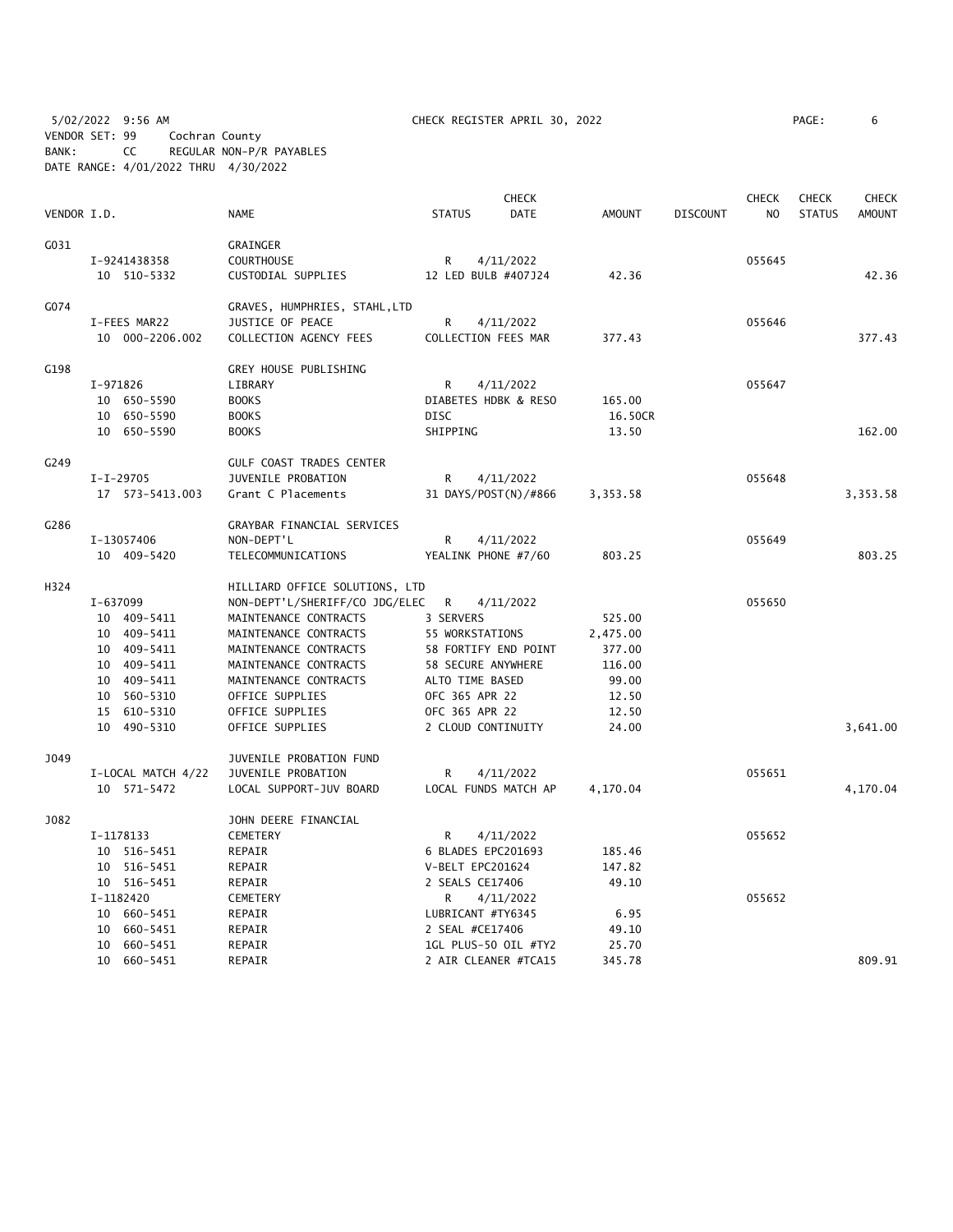5/02/2022 9:56 AM CHECK REGISTER APRIL 30, 2022

VENDOR SET: 99 Cochran County
BANK: CC REGULAR NON-P/R PAYABLES
DATE RANGE: 4/01/2022 THRU 4/30/2022

| VENDOR I.D. | NAME | STATUS | CHECK DATE | AMOUNT | DISCOUNT | CHECK NO | CHECK STATUS | CHECK AMOUNT |
|---|---|---|---|---|---|---|---|---|
| G031 | GRAINGER | | | | | | | |
| I-9241438358 | COURTHOUSE | R | 4/11/2022 | | | 055645 | | |
| 10 510-5332 | CUSTODIAL SUPPLIES | 12 LED BULB #407J24 | | 42.36 | | | | 42.36 |
| G074 | GRAVES, HUMPHRIES, STAHL, LTD | | | | | | | |
| I-FEES MAR22 | JUSTICE OF PEACE | R | 4/11/2022 | | | 055646 | | |
| 10 000-2206.002 | COLLECTION AGENCY FEES | COLLECTION FEES MAR | | 377.43 | | | | 377.43 |
| G198 | GREY HOUSE PUBLISHING | | | | | | | |
| I-971826 | LIBRARY | R | 4/11/2022 | | | 055647 | | |
| 10 650-5590 | BOOKS | DIABETES HDBK & RESO | | 165.00 | | | | |
| 10 650-5590 | BOOKS | DISC | | 16.50CR | | | | |
| 10 650-5590 | BOOKS | SHIPPING | | 13.50 | | | | 162.00 |
| G249 | GULF COAST TRADES CENTER | | | | | | | |
| I-I-29705 | JUVENILE PROBATION | R | 4/11/2022 | | | 055648 | | |
| 17 573-5413.003 | Grant C Placements | 31 DAYS/POST(N)/#866 | | 3,353.58 | | | | 3,353.58 |
| G286 | GRAYBAR FINANCIAL SERVICES | | | | | | | |
| I-13057406 | NON-DEPT'L | R | 4/11/2022 | | | 055649 | | |
| 10 409-5420 | TELECOMMUNICATIONS | YEALINK PHONE #7/60 | | 803.25 | | | | 803.25 |
| H324 | HILLIARD OFFICE SOLUTIONS, LTD | | | | | | | |
| I-637099 | NON-DEPT'L/SHERIFF/CO JDG/ELEC | R | 4/11/2022 | | | 055650 | | |
| 10 409-5411 | MAINTENANCE CONTRACTS | 3 SERVERS | | 525.00 | | | | |
| 10 409-5411 | MAINTENANCE CONTRACTS | 55 WORKSTATIONS | | 2,475.00 | | | | |
| 10 409-5411 | MAINTENANCE CONTRACTS | 58 FORTIFY END POINT | | 377.00 | | | | |
| 10 409-5411 | MAINTENANCE CONTRACTS | 58 SECURE ANYWHERE | | 116.00 | | | | |
| 10 409-5411 | MAINTENANCE CONTRACTS | ALTO TIME BASED | | 99.00 | | | | |
| 10 560-5310 | OFFICE SUPPLIES | OFC 365 APR 22 | | 12.50 | | | | |
| 15 610-5310 | OFFICE SUPPLIES | OFC 365 APR 22 | | 12.50 | | | | |
| 10 490-5310 | OFFICE SUPPLIES | 2 CLOUD CONTINUITY | | 24.00 | | | | 3,641.00 |
| J049 | JUVENILE PROBATION FUND | | | | | | | |
| I-LOCAL MATCH 4/22 | JUVENILE PROBATION | R | 4/11/2022 | | | 055651 | | |
| 10 571-5472 | LOCAL SUPPORT-JUV BOARD | LOCAL FUNDS MATCH AP | | 4,170.04 | | | | 4,170.04 |
| J082 | JOHN DEERE FINANCIAL | | | | | | | |
| I-1178133 | CEMETERY | R | 4/11/2022 | | | 055652 | | |
| 10 516-5451 | REPAIR | 6 BLADES EPC201693 | | 185.46 | | | | |
| 10 516-5451 | REPAIR | V-BELT EPC201624 | | 147.82 | | | | |
| 10 516-5451 | REPAIR | 2 SEALS CE17406 | | 49.10 | | | | |
| I-1182420 | CEMETERY | R | 4/11/2022 | | | 055652 | | |
| 10 660-5451 | REPAIR | LUBRICANT #TY6345 | | 6.95 | | | | |
| 10 660-5451 | REPAIR | 2 SEAL #CE17406 | | 49.10 | | | | |
| 10 660-5451 | REPAIR | 1GL PLUS-50 OIL #TY2 | | 25.70 | | | | |
| 10 660-5451 | REPAIR | 2 AIR CLEANER #TCA15 | | 345.78 | | | | 809.91 |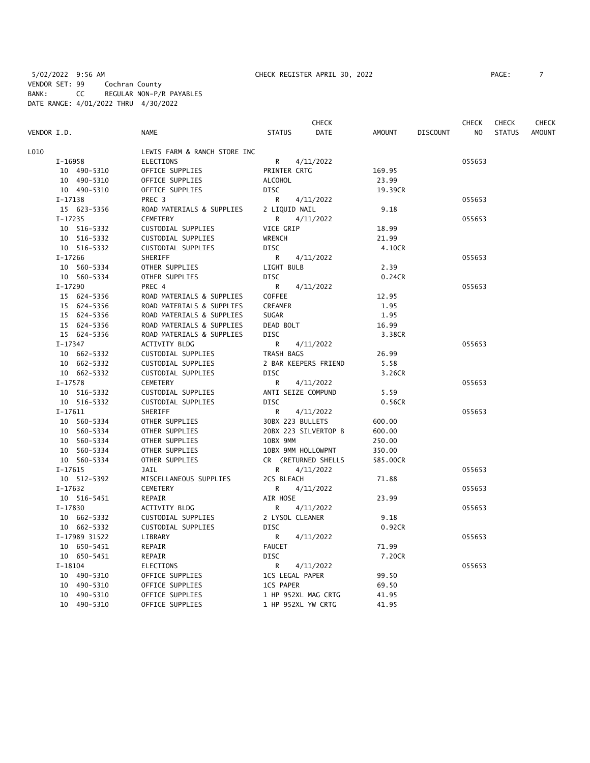5/02/2022 9:56 AM CHECK REGISTER APRIL 30, 2022

VENDOR SET: 99 Cochran County
BANK: CC REGULAR NON-P/R PAYABLES
DATE RANGE: 4/01/2022 THRU 4/30/2022

| VENDOR I.D. | NAME | STATUS | CHECK DATE | AMOUNT | DISCOUNT | CHECK NO | CHECK STATUS | CHECK AMOUNT |
|---|---|---|---|---|---|---|---|---|
| L010 | LEWIS FARM & RANCH STORE INC | | | | | | | |
| I-16958 | ELECTIONS | R | 4/11/2022 | | | 055653 | | |
| 10 490-5310 | OFFICE SUPPLIES | PRINTER CRTG | | 169.95 | | | | |
| 10 490-5310 | OFFICE SUPPLIES | ALCOHOL | | 23.99 | | | | |
| 10 490-5310 | OFFICE SUPPLIES | DISC | | 19.39CR | | | | |
| I-17138 | PREC 3 | R | 4/11/2022 | | | 055653 | | |
| 15 623-5356 | ROAD MATERIALS & SUPPLIES | 2 LIQUID NAIL | | 9.18 | | | | |
| I-17235 | CEMETERY | R | 4/11/2022 | | | 055653 | | |
| 10 516-5332 | CUSTODIAL SUPPLIES | VICE GRIP | | 18.99 | | | | |
| 10 516-5332 | CUSTODIAL SUPPLIES | WRENCH | | 21.99 | | | | |
| 10 516-5332 | CUSTODIAL SUPPLIES | DISC | | 4.10CR | | | | |
| I-17266 | SHERIFF | R | 4/11/2022 | | | 055653 | | |
| 10 560-5334 | OTHER SUPPLIES | LIGHT BULB | | 2.39 | | | | |
| 10 560-5334 | OTHER SUPPLIES | DISC | | 0.24CR | | | | |
| I-17290 | PREC 4 | R | 4/11/2022 | | | 055653 | | |
| 15 624-5356 | ROAD MATERIALS & SUPPLIES | COFFEE | | 12.95 | | | | |
| 15 624-5356 | ROAD MATERIALS & SUPPLIES | CREAMER | | 1.95 | | | | |
| 15 624-5356 | ROAD MATERIALS & SUPPLIES | SUGAR | | 1.95 | | | | |
| 15 624-5356 | ROAD MATERIALS & SUPPLIES | DEAD BOLT | | 16.99 | | | | |
| 15 624-5356 | ROAD MATERIALS & SUPPLIES | DISC | | 3.38CR | | | | |
| I-17347 | ACTIVITY BLDG | R | 4/11/2022 | | | 055653 | | |
| 10 662-5332 | CUSTODIAL SUPPLIES | TRASH BAGS | | 26.99 | | | | |
| 10 662-5332 | CUSTODIAL SUPPLIES | 2 BAR KEEPERS FRIEND | | 5.58 | | | | |
| 10 662-5332 | CUSTODIAL SUPPLIES | DISC | | 3.26CR | | | | |
| I-17578 | CEMETERY | R | 4/11/2022 | | | 055653 | | |
| 10 516-5332 | CUSTODIAL SUPPLIES | ANTI SEIZE COMPUND | | 5.59 | | | | |
| 10 516-5332 | CUSTODIAL SUPPLIES | DISC | | 0.56CR | | | | |
| I-17611 | SHERIFF | R | 4/11/2022 | | | 055653 | | |
| 10 560-5334 | OTHER SUPPLIES | 30BX 223 BULLETS | | 600.00 | | | | |
| 10 560-5334 | OTHER SUPPLIES | 20BX 223 SILVERTOP B | | 600.00 | | | | |
| 10 560-5334 | OTHER SUPPLIES | 10BX 9MM | | 250.00 | | | | |
| 10 560-5334 | OTHER SUPPLIES | 10BX 9MM HOLLOWPNT | | 350.00 | | | | |
| 10 560-5334 | OTHER SUPPLIES | CR (RETURNED SHELLS | | 585.00CR | | | | |
| I-17615 | JAIL | R | 4/11/2022 | | | 055653 | | |
| 10 512-5392 | MISCELLANEOUS SUPPLIES | 2CS BLEACH | | 71.88 | | | | |
| I-17632 | CEMETERY | R | 4/11/2022 | | | 055653 | | |
| 10 516-5451 | REPAIR | AIR HOSE | | 23.99 | | | | |
| I-17830 | ACTIVITY BLDG | R | 4/11/2022 | | | 055653 | | |
| 10 662-5332 | CUSTODIAL SUPPLIES | 2 LYSOL CLEANER | | 9.18 | | | | |
| 10 662-5332 | CUSTODIAL SUPPLIES | DISC | | 0.92CR | | | | |
| I-17989 31522 | LIBRARY | R | 4/11/2022 | | | 055653 | | |
| 10 650-5451 | REPAIR | FAUCET | | 71.99 | | | | |
| 10 650-5451 | REPAIR | DISC | | 7.20CR | | | | |
| I-18104 | ELECTIONS | R | 4/11/2022 | | | 055653 | | |
| 10 490-5310 | OFFICE SUPPLIES | 1CS LEGAL PAPER | | 99.50 | | | | |
| 10 490-5310 | OFFICE SUPPLIES | 1CS PAPER | | 69.50 | | | | |
| 10 490-5310 | OFFICE SUPPLIES | 1 HP 952XL MAG CRTG | | 41.95 | | | | |
| 10 490-5310 | OFFICE SUPPLIES | 1 HP 952XL YW CRTG | | 41.95 | | | | |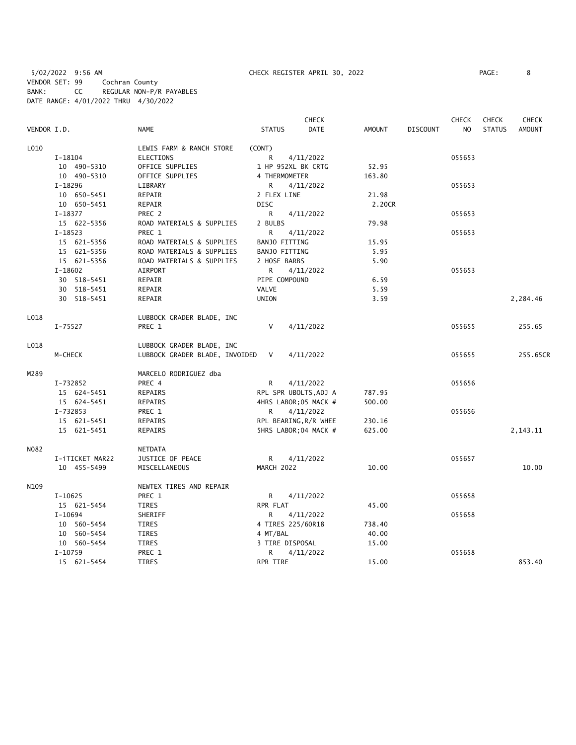5/02/2022 9:56 AM CHECK REGISTER APRIL 30, 2022

VENDOR SET: 99 Cochran County
BANK: CC REGULAR NON-P/R PAYABLES
DATE RANGE: 4/01/2022 THRU 4/30/2022

| VENDOR I.D. | NAME | STATUS | CHECK DATE | AMOUNT | DISCOUNT | CHECK NO | CHECK STATUS | CHECK AMOUNT |
|---|---|---|---|---|---|---|---|---|
| L010 | LEWIS FARM & RANCH STORE | (CONT) | | | | | | |
| I-18104 | ELECTIONS | R | 4/11/2022 | | | 055653 | | |
| 10 490-5310 | OFFICE SUPPLIES | 1 HP 952XL BK CRTG | | 52.95 | | | | |
| 10 490-5310 | OFFICE SUPPLIES | 4 THERMOMETER | | 163.80 | | | | |
| I-18296 | LIBRARY | R | 4/11/2022 | | | 055653 | | |
| 10 650-5451 | REPAIR | 2 FLEX LINE | | 21.98 | | | | |
| 10 650-5451 | REPAIR | DISC | | 2.20CR | | | | |
| I-18377 | PREC 2 | R | 4/11/2022 | | | 055653 | | |
| 15 622-5356 | ROAD MATERIALS & SUPPLIES | 2 BULBS | | 79.98 | | | | |
| I-18523 | PREC 1 | R | 4/11/2022 | | | 055653 | | |
| 15 621-5356 | ROAD MATERIALS & SUPPLIES | BANJO FITTING | | 15.95 | | | | |
| 15 621-5356 | ROAD MATERIALS & SUPPLIES | BANJO FITTING | | 5.95 | | | | |
| 15 621-5356 | ROAD MATERIALS & SUPPLIES | 2 HOSE BARBS | | 5.90 | | | | |
| I-18602 | AIRPORT | R | 4/11/2022 | | | 055653 | | |
| 30 518-5451 | REPAIR | PIPE COMPOUND | | 6.59 | | | | |
| 30 518-5451 | REPAIR | VALVE | | 5.59 | | | | |
| 30 518-5451 | REPAIR | UNION | | 3.59 | | | | 2,284.46 |
| L018 | LUBBOCK GRADER BLADE, INC | | | | | | | |
| I-75527 | PREC 1 | V | 4/11/2022 | | | 055655 | | 255.65 |
| L018 | LUBBOCK GRADER BLADE, INC | | | | | | | |
| M-CHECK | LUBBOCK GRADER BLADE, INVOIDED | V | 4/11/2022 | | | 055655 | | 255.65CR |
| M289 | MARCELO RODRIGUEZ dba | | | | | | | |
| I-732852 | PREC 4 | R | 4/11/2022 | | | 055656 | | |
| 15 624-5451 | REPAIRS | RPL SPR UBOLTS,ADJ A | | 787.95 | | | | |
| 15 624-5451 | REPAIRS | 4HRS LABOR;05 MACK # | | 500.00 | | | | |
| I-732853 | PREC 1 | R | 4/11/2022 | | | 055656 | | |
| 15 621-5451 | REPAIRS | RPL BEARING,R/R WHEE | | 230.16 | | | | |
| 15 621-5451 | REPAIRS | 5HRS LABOR;04 MACK # | | 625.00 | | | | 2,143.11 |
| N082 | NETDATA | | | | | | | |
| I-iTICKET MAR22 | JUSTICE OF PEACE | R | 4/11/2022 | | | 055657 | | |
| 10 455-5499 | MISCELLANEOUS | MARCH 2022 | | 10.00 | | | | 10.00 |
| N109 | NEWTEX TIRES AND REPAIR | | | | | | | |
| I-10625 | PREC 1 | R | 4/11/2022 | | | 055658 | | |
| 15 621-5454 | TIRES | RPR FLAT | | 45.00 | | | | |
| I-10694 | SHERIFF | R | 4/11/2022 | | | 055658 | | |
| 10 560-5454 | TIRES | 4 TIRES 225/60R18 | | 738.40 | | | | |
| 10 560-5454 | TIRES | 4 MT/BAL | | 40.00 | | | | |
| 10 560-5454 | TIRES | 3 TIRE DISPOSAL | | 15.00 | | | | |
| I-10759 | PREC 1 | R | 4/11/2022 | | | 055658 | | |
| 15 621-5454 | TIRES | RPR TIRE | | 15.00 | | | | 853.40 |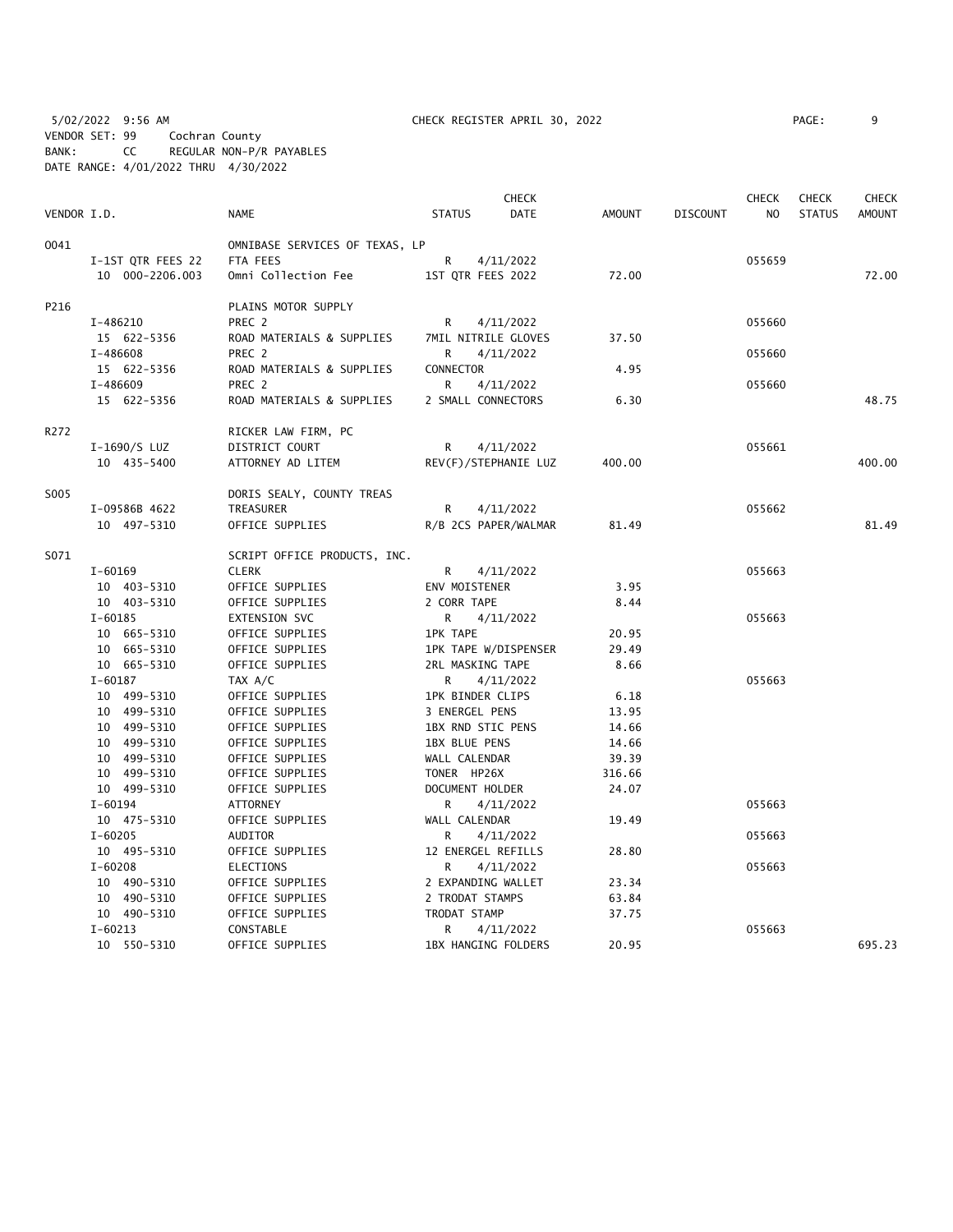5/02/2022 9:56 AM CHECK REGISTER APRIL 30, 2022

VENDOR SET: 99 Cochran County
BANK: CC REGULAR NON-P/R PAYABLES
DATE RANGE: 4/01/2022 THRU 4/30/2022

| VENDOR I.D. | | NAME | STATUS | CHECK DATE | AMOUNT | DISCOUNT | CHECK NO | CHECK STATUS | CHECK AMOUNT |
|---|---|---|---|---|---|---|---|---|---|
| O041 | | OMNIBASE SERVICES OF TEXAS, LP | | | | | | | |
| | I-1ST QTR FEES 22 | FTA FEES | R | 4/11/2022 | | | 055659 | | |
| | 10 000-2206.003 | Omni Collection Fee | 1ST QTR FEES 2022 | | 72.00 | | | | 72.00 |
| P216 | | PLAINS MOTOR SUPPLY | | | | | | | |
| | I-486210 | PREC 2 | R | 4/11/2022 | | | 055660 | | |
| | 15 622-5356 | ROAD MATERIALS & SUPPLIES | 7MIL NITRILE GLOVES | | 37.50 | | | | |
| | I-486608 | PREC 2 | R | 4/11/2022 | | | 055660 | | |
| | 15 622-5356 | ROAD MATERIALS & SUPPLIES | CONNECTOR | | 4.95 | | | | |
| | I-486609 | PREC 2 | R | 4/11/2022 | | | 055660 | | |
| | 15 622-5356 | ROAD MATERIALS & SUPPLIES | 2 SMALL CONNECTORS | | 6.30 | | | | 48.75 |
| R272 | | RICKER LAW FIRM, PC | | | | | | | |
| | I-1690/S LUZ | DISTRICT COURT | R | 4/11/2022 | | | 055661 | | |
| | 10 435-5400 | ATTORNEY AD LITEM | REV(F)/STEPHANIE LUZ | | 400.00 | | | | 400.00 |
| S005 | | DORIS SEALY, COUNTY TREAS | | | | | | | |
| | I-09586B 4622 | TREASURER | R | 4/11/2022 | | | 055662 | | |
| | 10 497-5310 | OFFICE SUPPLIES | R/B 2CS PAPER/WALMAR | | 81.49 | | | | 81.49 |
| S071 | | SCRIPT OFFICE PRODUCTS, INC. | | | | | | | |
| | I-60169 | CLERK | R | 4/11/2022 | | | 055663 | | |
| | 10 403-5310 | OFFICE SUPPLIES | ENV MOISTENER | | 3.95 | | | | |
| | 10 403-5310 | OFFICE SUPPLIES | 2 CORR TAPE | | 8.44 | | | | |
| | I-60185 | EXTENSION SVC | R | 4/11/2022 | | | 055663 | | |
| | 10 665-5310 | OFFICE SUPPLIES | 1PK TAPE | | 20.95 | | | | |
| | 10 665-5310 | OFFICE SUPPLIES | 1PK TAPE W/DISPENSER | | 29.49 | | | | |
| | 10 665-5310 | OFFICE SUPPLIES | 2RL MASKING TAPE | | 8.66 | | | | |
| | I-60187 | TAX A/C | R | 4/11/2022 | | | 055663 | | |
| | 10 499-5310 | OFFICE SUPPLIES | 1PK BINDER CLIPS | | 6.18 | | | | |
| | 10 499-5310 | OFFICE SUPPLIES | 3 ENERGEL PENS | | 13.95 | | | | |
| | 10 499-5310 | OFFICE SUPPLIES | 1BX RND STIC PENS | | 14.66 | | | | |
| | 10 499-5310 | OFFICE SUPPLIES | 1BX BLUE PENS | | 14.66 | | | | |
| | 10 499-5310 | OFFICE SUPPLIES | WALL CALENDAR | | 39.39 | | | | |
| | 10 499-5310 | OFFICE SUPPLIES | TONER HP26X | | 316.66 | | | | |
| | 10 499-5310 | OFFICE SUPPLIES | DOCUMENT HOLDER | | 24.07 | | | | |
| | I-60194 | ATTORNEY | R | 4/11/2022 | | | 055663 | | |
| | 10 475-5310 | OFFICE SUPPLIES | WALL CALENDAR | | 19.49 | | | | |
| | I-60205 | AUDITOR | R | 4/11/2022 | | | 055663 | | |
| | 10 495-5310 | OFFICE SUPPLIES | 12 ENERGEL REFILLS | | 28.80 | | | | |
| | I-60208 | ELECTIONS | R | 4/11/2022 | | | 055663 | | |
| | 10 490-5310 | OFFICE SUPPLIES | 2 EXPANDING WALLET | | 23.34 | | | | |
| | 10 490-5310 | OFFICE SUPPLIES | 2 TRODAT STAMPS | | 63.84 | | | | |
| | 10 490-5310 | OFFICE SUPPLIES | TRODAT STAMP | | 37.75 | | | | |
| | I-60213 | CONSTABLE | R | 4/11/2022 | | | 055663 | | |
| | 10 550-5310 | OFFICE SUPPLIES | 1BX HANGING FOLDERS | | 20.95 | | | | 695.23 |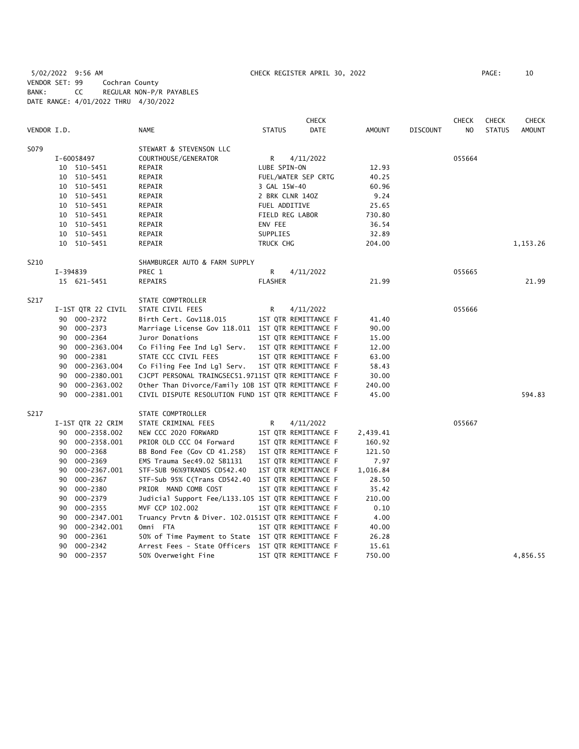5/02/2022 9:56 AM CHECK REGISTER APRIL 30, 2022
VENDOR SET: 99 Cochran County
BANK: CC REGULAR NON-P/R PAYABLES
DATE RANGE: 4/01/2022 THRU 4/30/2022

| VENDOR I.D. | NAME | STATUS | CHECK DATE | AMOUNT | DISCOUNT | CHECK NO | CHECK STATUS | CHECK AMOUNT |
|---|---|---|---|---|---|---|---|---|
| S079 | STEWART & STEVENSON LLC | | | | | | | |
| I-60058497 | COURTHOUSE/GENERATOR | R | 4/11/2022 | | | 055664 | | |
| 10 510-5451 | REPAIR | LUBE SPIN-ON | | 12.93 | | | | |
| 10 510-5451 | REPAIR | FUEL/WATER SEP CRTG | | 40.25 | | | | |
| 10 510-5451 | REPAIR | 3 GAL 15W-40 | | 60.96 | | | | |
| 10 510-5451 | REPAIR | 2 BRK CLNR 14OZ | | 9.24 | | | | |
| 10 510-5451 | REPAIR | FUEL ADDITIVE | | 25.65 | | | | |
| 10 510-5451 | REPAIR | FIELD REG LABOR | | 730.80 | | | | |
| 10 510-5451 | REPAIR | ENV FEE | | 36.54 | | | | |
| 10 510-5451 | REPAIR | SUPPLIES | | 32.89 | | | | |
| 10 510-5451 | REPAIR | TRUCK CHG | | 204.00 | | | | 1,153.26 |
| S210 | SHAMBURGER AUTO & FARM SUPPLY | | | | | | | |
| I-394839 | PREC 1 | R | 4/11/2022 | | | 055665 | | |
| 15 621-5451 | REPAIRS | FLASHER | | 21.99 | | | | 21.99 |
| S217 | STATE COMPTROLLER | | | | | | | |
| I-1ST QTR 22 CIVIL | STATE CIVIL FEES | R | 4/11/2022 | | | 055666 | | |
| 90 000-2372 | Birth Cert. Gov118.015 | 1ST QTR REMITTANCE F | | 41.40 | | | | |
| 90 000-2373 | Marriage License Gov 118.011 | 1ST QTR REMITTANCE F | | 90.00 | | | | |
| 90 000-2364 | Juror Donations | 1ST QTR REMITTANCE F | | 15.00 | | | | |
| 90 000-2363.004 | Co Filing Fee Ind Lgl Serv. | 1ST QTR REMITTANCE F | | 12.00 | | | | |
| 90 000-2381 | STATE CCC CIVIL FEES | 1ST QTR REMITTANCE F | | 63.00 | | | | |
| 90 000-2363.004 | Co Filing Fee Ind Lgl Serv. | 1ST QTR REMITTANCE F | | 58.43 | | | | |
| 90 000-2380.001 | CJCPT PERSONAL TRAINGSEC51.971 | 1ST QTR REMITTANCE F | | 30.00 | | | | |
| 90 000-2363.002 | Other Than Divorce/Family 10B | 1ST QTR REMITTANCE F | | 240.00 | | | | |
| 90 000-2381.001 | CIVIL DISPUTE RESOLUTION FUND | 1ST QTR REMITTANCE F | | 45.00 | | | | 594.83 |
| S217 | STATE COMPTROLLER | | | | | | | |
| I-1ST QTR 22 CRIM | STATE CRIMINAL FEES | R | 4/11/2022 | | | 055667 | | |
| 90 000-2358.002 | NEW CCC 2020 FORWARD | 1ST QTR REMITTANCE F | | 2,439.41 | | | | |
| 90 000-2358.001 | PRIOR OLD CCC 04 Forward | 1ST QTR REMITTANCE F | | 160.92 | | | | |
| 90 000-2368 | BB Bond Fee (Gov CD 41.258) | 1ST QTR REMITTANCE F | | 121.50 | | | | |
| 90 000-2369 | EMS Trauma Sec49.02 SB1131 | 1ST QTR REMITTANCE F | | 7.97 | | | | |
| 90 000-2367.001 | STF-SUB 96%9TRANDS CD542.40 | 1ST QTR REMITTANCE F | | 1,016.84 | | | | |
| 90 000-2367 | STF-Sub 95% C(Trans CD542.40 | 1ST QTR REMITTANCE F | | 28.50 | | | | |
| 90 000-2380 | PRIOR MAND COMB COST | 1ST QTR REMITTANCE F | | 35.42 | | | | |
| 90 000-2379 | Judicial Support Fee/L133.105 | 1ST QTR REMITTANCE F | | 210.00 | | | | |
| 90 000-2355 | MVF CCP 102.002 | 1ST QTR REMITTANCE F | | 0.10 | | | | |
| 90 000-2347.001 | Truancy Prvtn & Diver. 102.015 | 1ST QTR REMITTANCE F | | 4.00 | | | | |
| 90 000-2342.001 | Omni FTA | 1ST QTR REMITTANCE F | | 40.00 | | | | |
| 90 000-2361 | 50% of Time Payment to State | 1ST QTR REMITTANCE F | | 26.28 | | | | |
| 90 000-2342 | Arrest Fees - State Officers | 1ST QTR REMITTANCE F | | 15.61 | | | | |
| 90 000-2357 | 50% Overweight Fine | 1ST QTR REMITTANCE F | | 750.00 | | | | 4,856.55 |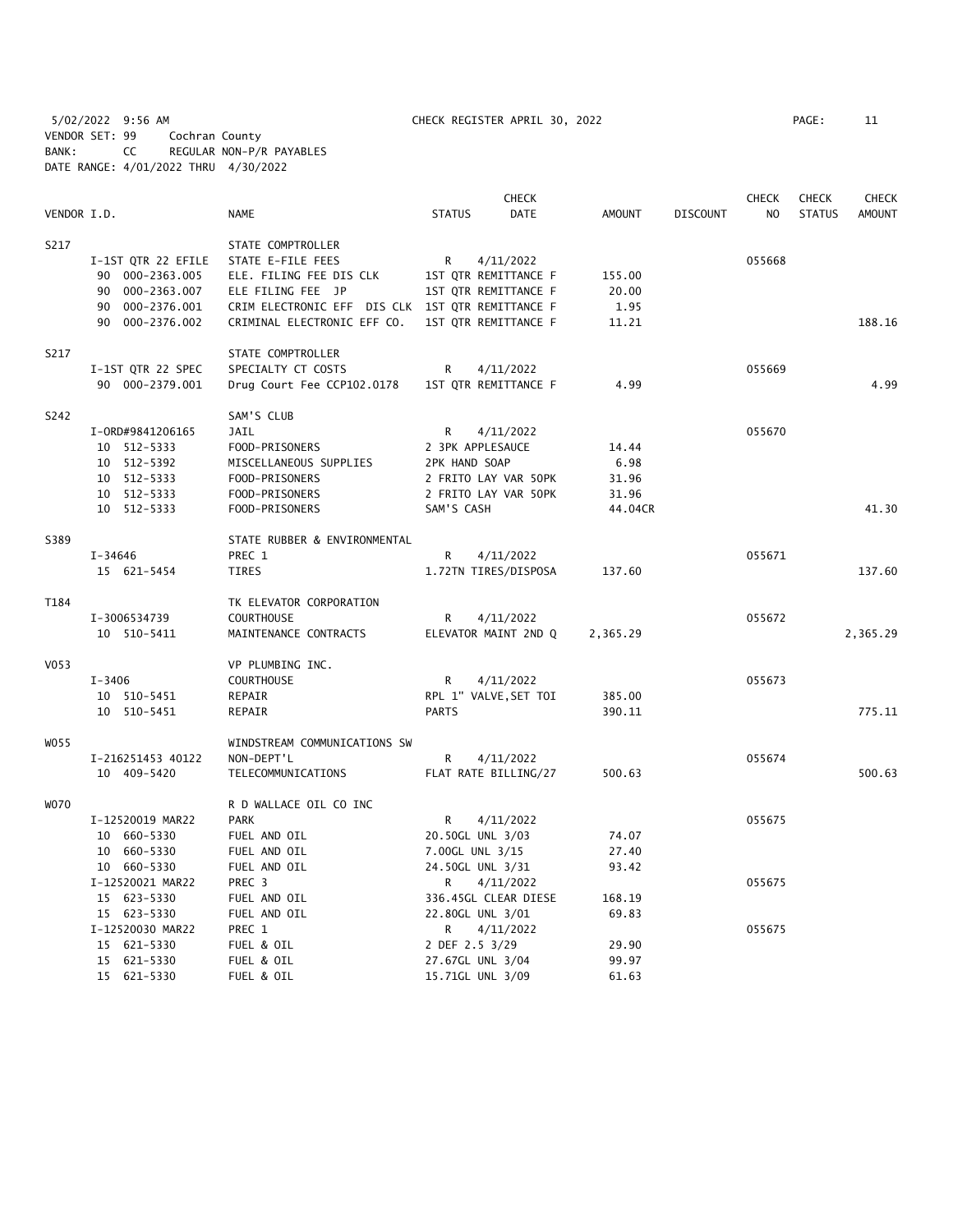5/02/2022 9:56 AM CHECK REGISTER APRIL 30, 2022

VENDOR SET: 99 Cochran County
BANK: CC REGULAR NON-P/R PAYABLES
DATE RANGE: 4/01/2022 THRU 4/30/2022

| VENDOR I.D. | NAME | STATUS | CHECK DATE | AMOUNT | DISCOUNT | CHECK NO | CHECK STATUS | CHECK AMOUNT |
|---|---|---|---|---|---|---|---|---|
| S217 | STATE COMPTROLLER | | | | | | | |
| I-1ST QTR 22 EFILE | STATE E-FILE FEES | R | 4/11/2022 | | | 055668 | | |
| 90 000-2363.005 | ELE. FILING FEE DIS CLK | 1ST QTR REMITTANCE F | | 155.00 | | | | |
| 90 000-2363.007 | ELE FILING FEE JP | 1ST QTR REMITTANCE F | | 20.00 | | | | |
| 90 000-2376.001 | CRIM ELECTRONIC EFF DIS CLK | 1ST QTR REMITTANCE F | | 1.95 | | | | |
| 90 000-2376.002 | CRIMINAL ELECTRONIC EFF CO. | 1ST QTR REMITTANCE F | | 11.21 | | | | 188.16 |
| S217 | STATE COMPTROLLER | | | | | | | |
| I-1ST QTR 22 SPEC | SPECIALTY CT COSTS | R | 4/11/2022 | | | 055669 | | |
| 90 000-2379.001 | Drug Court Fee CCP102.0178 | 1ST QTR REMITTANCE F | | 4.99 | | | | 4.99 |
| S242 | SAM'S CLUB | | | | | | | |
| I-ORD#9841206165 | JAIL | R | 4/11/2022 | | | 055670 | | |
| 10 512-5333 | FOOD-PRISONERS | 2 3PK APPLESAUCE | | 14.44 | | | | |
| 10 512-5392 | MISCELLANEOUS SUPPLIES | 2PK HAND SOAP | | 6.98 | | | | |
| 10 512-5333 | FOOD-PRISONERS | 2 FRITO LAY VAR 50PK | | 31.96 | | | | |
| 10 512-5333 | FOOD-PRISONERS | 2 FRITO LAY VAR 50PK | | 31.96 | | | | |
| 10 512-5333 | FOOD-PRISONERS | SAM'S CASH | | 44.04CR | | | | 41.30 |
| S389 | STATE RUBBER & ENVIRONMENTAL | | | | | | | |
| I-34646 | PREC 1 | R | 4/11/2022 | | | 055671 | | |
| 15 621-5454 | TIRES | 1.72TN TIRES/DISPOSA | | 137.60 | | | | 137.60 |
| T184 | TK ELEVATOR CORPORATION | | | | | | | |
| I-3006534739 | COURTHOUSE | R | 4/11/2022 | | | 055672 | | |
| 10 510-5411 | MAINTENANCE CONTRACTS | ELEVATOR MAINT 2ND Q | | 2,365.29 | | | | 2,365.29 |
| V053 | VP PLUMBING INC. | | | | | | | |
| I-3406 | COURTHOUSE | R | 4/11/2022 | | | 055673 | | |
| 10 510-5451 | REPAIR | RPL 1" VALVE,SET TOI | | 385.00 | | | | |
| 10 510-5451 | REPAIR | PARTS | | 390.11 | | | | 775.11 |
| W055 | WINDSTREAM COMMUNICATIONS SW | | | | | | | |
| I-216251453 40122 | NON-DEPT'L | R | 4/11/2022 | | | 055674 | | |
| 10 409-5420 | TELECOMMUNICATIONS | FLAT RATE BILLING/27 | | 500.63 | | | | 500.63 |
| W070 | R D WALLACE OIL CO INC | | | | | | | |
| I-12520019 MAR22 | PARK | R | 4/11/2022 | | | 055675 | | |
| 10 660-5330 | FUEL AND OIL | 20.50GL UNL 3/03 | | 74.07 | | | | |
| 10 660-5330 | FUEL AND OIL | 7.00GL UNL 3/15 | | 27.40 | | | | |
| 10 660-5330 | FUEL AND OIL | 24.50GL UNL 3/31 | | 93.42 | | | | |
| I-12520021 MAR22 | PREC 3 | R | 4/11/2022 | | | 055675 | | |
| 15 623-5330 | FUEL AND OIL | 336.45GL CLEAR DIESE | | 168.19 | | | | |
| 15 623-5330 | FUEL AND OIL | 22.80GL UNL 3/01 | | 69.83 | | | | |
| I-12520030 MAR22 | PREC 1 | R | 4/11/2022 | | | 055675 | | |
| 15 621-5330 | FUEL & OIL | 2 DEF 2.5 3/29 | | 29.90 | | | | |
| 15 621-5330 | FUEL & OIL | 27.67GL UNL 3/04 | | 99.97 | | | | |
| 15 621-5330 | FUEL & OIL | 15.71GL UNL 3/09 | | 61.63 | | | | |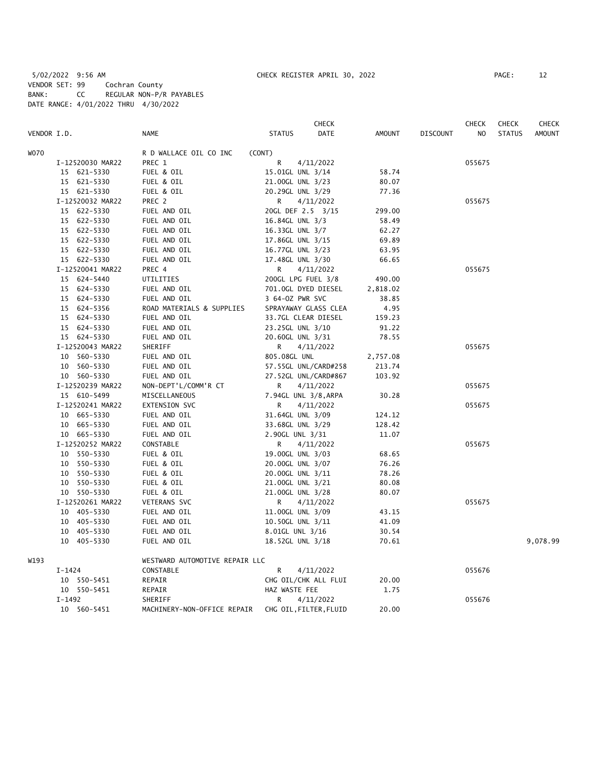5/02/2022 9:56 AM CHECK REGISTER APRIL 30, 2022
VENDOR SET: 99 Cochran County
BANK: CC REGULAR NON-P/R PAYABLES
DATE RANGE: 4/01/2022 THRU 4/30/2022

| VENDOR I.D. | NAME | STATUS | CHECK DATE | AMOUNT | DISCOUNT | CHECK NO | CHECK STATUS | CHECK AMOUNT |
|---|---|---|---|---|---|---|---|---|
| W070 | R D WALLACE OIL CO INC (CONT) | | | | | | | |
| I-12520030 MAR22 | PREC 1 | R | 4/11/2022 | | | 055675 | | |
| 15 621-5330 | FUEL & OIL | 15.01GL UNL 3/14 | | 58.74 | | | | |
| 15 621-5330 | FUEL & OIL | 21.00GL UNL 3/23 | | 80.07 | | | | |
| 15 621-5330 | FUEL & OIL | 20.29GL UNL 3/29 | | 77.36 | | | | |
| I-12520032 MAR22 | PREC 2 | R | 4/11/2022 | | | 055675 | | |
| 15 622-5330 | FUEL AND OIL | 20GL DEF 2.5 3/15 | | 299.00 | | | | |
| 15 622-5330 | FUEL AND OIL | 16.84GL UNL 3/3 | | 58.49 | | | | |
| 15 622-5330 | FUEL AND OIL | 16.33GL UNL 3/7 | | 62.27 | | | | |
| 15 622-5330 | FUEL AND OIL | 17.86GL UNL 3/15 | | 69.89 | | | | |
| 15 622-5330 | FUEL AND OIL | 16.77GL UNL 3/23 | | 63.95 | | | | |
| 15 622-5330 | FUEL AND OIL | 17.48GL UNL 3/30 | | 66.65 | | | | |
| I-12520041 MAR22 | PREC 4 | R | 4/11/2022 | | | 055675 | | |
| 15 624-5440 | UTILITIES | 200GL LPG FUEL 3/8 | | 490.00 | | | | |
| 15 624-5330 | FUEL AND OIL | 701.0GL DYED DIESEL | | 2,818.02 | | | | |
| 15 624-5330 | FUEL AND OIL | 3 64-OZ PWR SVC | | 38.85 | | | | |
| 15 624-5356 | ROAD MATERIALS & SUPPLIES | SPRAYAWAY GLASS CLEA | | 4.95 | | | | |
| 15 624-5330 | FUEL AND OIL | 33.7GL CLEAR DIESEL | | 159.23 | | | | |
| 15 624-5330 | FUEL AND OIL | 23.25GL UNL 3/10 | | 91.22 | | | | |
| 15 624-5330 | FUEL AND OIL | 20.60GL UNL 3/31 | | 78.55 | | | | |
| I-12520043 MAR22 | SHERIFF | R | 4/11/2022 | | | 055675 | | |
| 10 560-5330 | FUEL AND OIL | 805.08GL UNL | | 2,757.08 | | | | |
| 10 560-5330 | FUEL AND OIL | 57.55GL UNL/CARD#258 | | 213.74 | | | | |
| 10 560-5330 | FUEL AND OIL | 27.52GL UNL/CARD#867 | | 103.92 | | | | |
| I-12520239 MAR22 | NON-DEPT'L/COMM'R CT | R | 4/11/2022 | | | 055675 | | |
| 15 610-5499 | MISCELLANEOUS | 7.94GL UNL 3/8,ARPA | | 30.28 | | | | |
| I-12520241 MAR22 | EXTENSION SVC | R | 4/11/2022 | | | 055675 | | |
| 10 665-5330 | FUEL AND OIL | 31.64GL UNL 3/09 | | 124.12 | | | | |
| 10 665-5330 | FUEL AND OIL | 33.68GL UNL 3/29 | | 128.42 | | | | |
| 10 665-5330 | FUEL AND OIL | 2.90GL UNL 3/31 | | 11.07 | | | | |
| I-12520252 MAR22 | CONSTABLE | R | 4/11/2022 | | | 055675 | | |
| 10 550-5330 | FUEL & OIL | 19.00GL UNL 3/03 | | 68.65 | | | | |
| 10 550-5330 | FUEL & OIL | 20.00GL UNL 3/07 | | 76.26 | | | | |
| 10 550-5330 | FUEL & OIL | 20.00GL UNL 3/11 | | 78.26 | | | | |
| 10 550-5330 | FUEL & OIL | 21.00GL UNL 3/21 | | 80.08 | | | | |
| 10 550-5330 | FUEL & OIL | 21.00GL UNL 3/28 | | 80.07 | | | | |
| I-12520261 MAR22 | VETERANS SVC | R | 4/11/2022 | | | 055675 | | |
| 10 405-5330 | FUEL AND OIL | 11.00GL UNL 3/09 | | 43.15 | | | | |
| 10 405-5330 | FUEL AND OIL | 10.50GL UNL 3/11 | | 41.09 | | | | |
| 10 405-5330 | FUEL AND OIL | 8.01GL UNL 3/16 | | 30.54 | | | | |
| 10 405-5330 | FUEL AND OIL | 18.52GL UNL 3/18 | | 70.61 | | | | 9,078.99 |
| W193 | WESTWARD AUTOMOTIVE REPAIR LLC | | | | | | | |
| I-1424 | CONSTABLE | R | 4/11/2022 | | | 055676 | | |
| 10 550-5451 | REPAIR | CHG OIL/CHK ALL FLUI | | 20.00 | | | | |
| 10 550-5451 | REPAIR | HAZ WASTE FEE | | 1.75 | | | | |
| I-1492 | SHERIFF | R | 4/11/2022 | | | 055676 | | |
| 10 560-5451 | MACHINERY-NON-OFFICE REPAIR | CHG OIL,FILTER,FLUID | | 20.00 | | | | |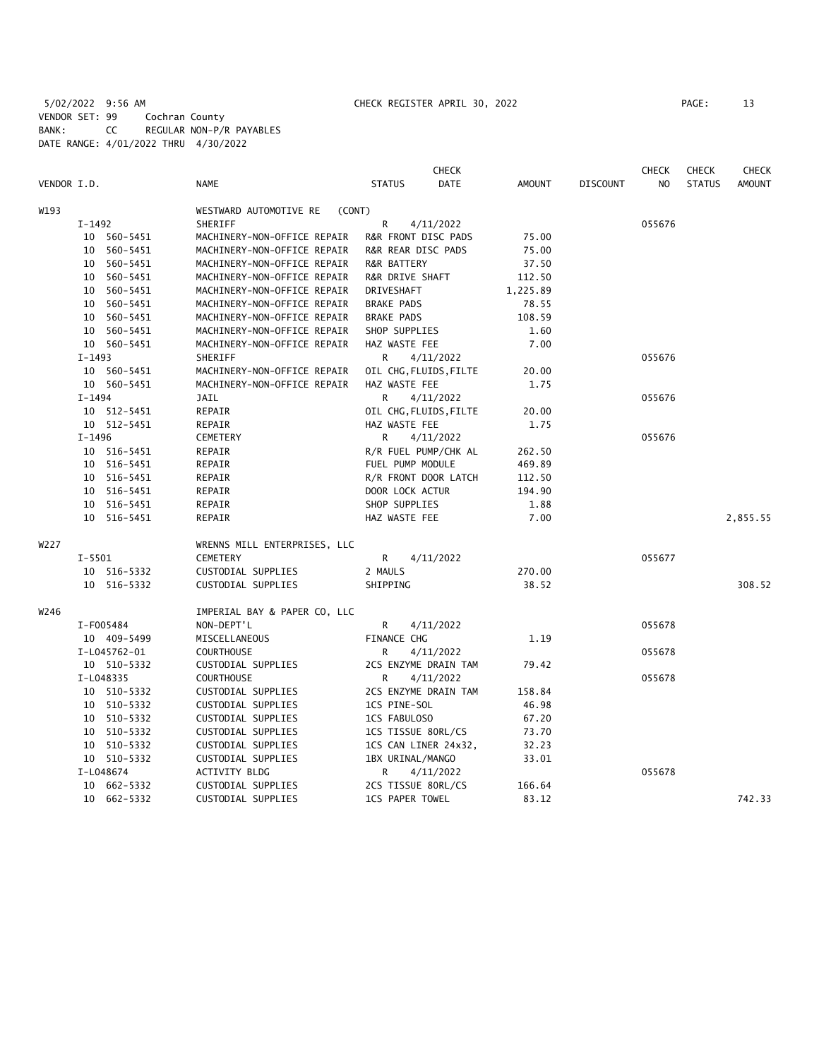5/02/2022 9:56 AM CHECK REGISTER APRIL 30, 2022

VENDOR SET: 99 Cochran County
BANK: CC REGULAR NON-P/R PAYABLES
DATE RANGE: 4/01/2022 THRU 4/30/2022

| VENDOR I.D. | NAME | STATUS | CHECK DATE | AMOUNT | DISCOUNT | CHECK NO | CHECK STATUS | CHECK AMOUNT |
|---|---|---|---|---|---|---|---|---|
| W193 | WESTWARD AUTOMOTIVE RE (CONT) | | | | | | | |
| I-1492 | SHERIFF | R | 4/11/2022 | | | 055676 | | |
| 10 560-5451 | MACHINERY-NON-OFFICE REPAIR | R&R FRONT DISC PADS | | 75.00 | | | | |
| 10 560-5451 | MACHINERY-NON-OFFICE REPAIR | R&R REAR DISC PADS | | 75.00 | | | | |
| 10 560-5451 | MACHINERY-NON-OFFICE REPAIR | R&R BATTERY | | 37.50 | | | | |
| 10 560-5451 | MACHINERY-NON-OFFICE REPAIR | R&R DRIVE SHAFT | | 112.50 | | | | |
| 10 560-5451 | MACHINERY-NON-OFFICE REPAIR | DRIVESHAFT | | 1,225.89 | | | | |
| 10 560-5451 | MACHINERY-NON-OFFICE REPAIR | BRAKE PADS | | 78.55 | | | | |
| 10 560-5451 | MACHINERY-NON-OFFICE REPAIR | BRAKE PADS | | 108.59 | | | | |
| 10 560-5451 | MACHINERY-NON-OFFICE REPAIR | SHOP SUPPLIES | | 1.60 | | | | |
| 10 560-5451 | MACHINERY-NON-OFFICE REPAIR | HAZ WASTE FEE | | 7.00 | | | | |
| I-1493 | SHERIFF | R | 4/11/2022 | | | 055676 | | |
| 10 560-5451 | MACHINERY-NON-OFFICE REPAIR | OIL CHG,FLUIDS,FILTE | | 20.00 | | | | |
| 10 560-5451 | MACHINERY-NON-OFFICE REPAIR | HAZ WASTE FEE | | 1.75 | | | | |
| I-1494 | JAIL | R | 4/11/2022 | | | 055676 | | |
| 10 512-5451 | REPAIR | OIL CHG,FLUIDS,FILTE | | 20.00 | | | | |
| 10 512-5451 | REPAIR | HAZ WASTE FEE | | 1.75 | | | | |
| I-1496 | CEMETERY | R | 4/11/2022 | | | 055676 | | |
| 10 516-5451 | REPAIR | R/R FUEL PUMP/CHK AL | | 262.50 | | | | |
| 10 516-5451 | REPAIR | FUEL PUMP MODULE | | 469.89 | | | | |
| 10 516-5451 | REPAIR | R/R FRONT DOOR LATCH | | 112.50 | | | | |
| 10 516-5451 | REPAIR | DOOR LOCK ACTUR | | 194.90 | | | | |
| 10 516-5451 | REPAIR | SHOP SUPPLIES | | 1.88 | | | | |
| 10 516-5451 | REPAIR | HAZ WASTE FEE | | 7.00 | | | | 2,855.55 |
| W227 | WRENNS MILL ENTERPRISES, LLC | | | | | | | |
| I-5501 | CEMETERY | R | 4/11/2022 | | | 055677 | | |
| 10 516-5332 | CUSTODIAL SUPPLIES | 2 MAULS | | 270.00 | | | | |
| 10 516-5332 | CUSTODIAL SUPPLIES | SHIPPING | | 38.52 | | | | 308.52 |
| W246 | IMPERIAL BAY & PAPER CO, LLC | | | | | | | |
| I-F005484 | NON-DEPT'L | R | 4/11/2022 | | | 055678 | | |
| 10 409-5499 | MISCELLANEOUS | FINANCE CHG | | 1.19 | | | | |
| I-L045762-01 | COURTHOUSE | R | 4/11/2022 | | | 055678 | | |
| 10 510-5332 | CUSTODIAL SUPPLIES | 2CS ENZYME DRAIN TAM | | 79.42 | | | | |
| I-L048335 | COURTHOUSE | R | 4/11/2022 | | | 055678 | | |
| 10 510-5332 | CUSTODIAL SUPPLIES | 2CS ENZYME DRAIN TAM | | 158.84 | | | | |
| 10 510-5332 | CUSTODIAL SUPPLIES | 1CS PINE-SOL | | 46.98 | | | | |
| 10 510-5332 | CUSTODIAL SUPPLIES | 1CS FABULOSO | | 67.20 | | | | |
| 10 510-5332 | CUSTODIAL SUPPLIES | 1CS TISSUE 80RL/CS | | 73.70 | | | | |
| 10 510-5332 | CUSTODIAL SUPPLIES | 1CS CAN LINER 24x32, | | 32.23 | | | | |
| 10 510-5332 | CUSTODIAL SUPPLIES | 1BX URINAL/MANGO | | 33.01 | | | | |
| I-L048674 | ACTIVITY BLDG | R | 4/11/2022 | | | 055678 | | |
| 10 662-5332 | CUSTODIAL SUPPLIES | 2CS TISSUE 80RL/CS | | 166.64 | | | | |
| 10 662-5332 | CUSTODIAL SUPPLIES | 1CS PAPER TOWEL | | 83.12 | | | | 742.33 |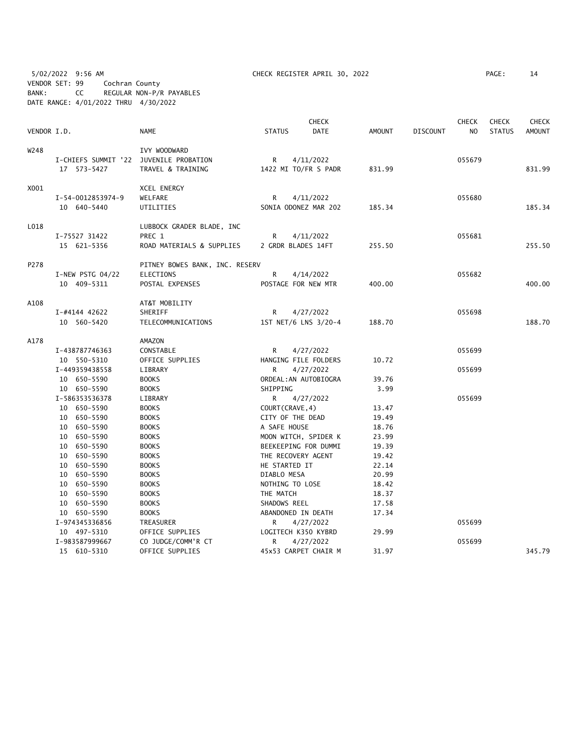5/02/2022 9:56 AM CHECK REGISTER APRIL 30, 2022

VENDOR SET: 99 Cochran County
BANK: CC REGULAR NON-P/R PAYABLES
DATE RANGE: 4/01/2022 THRU 4/30/2022

| VENDOR I.D. | | NAME | STATUS | CHECK DATE | AMOUNT | DISCOUNT | CHECK NO | CHECK STATUS | CHECK AMOUNT |
|---|---|---|---|---|---|---|---|---|---|
| W248 | | IVY WOODWARD | | | | | | | |
| | I-CHIEFS SUMMIT '22 | JUVENILE PROBATION | R | 4/11/2022 | | | 055679 | | |
| | 17 573-5427 | TRAVEL & TRAINING | 1422 MI TO/FR S PADR | | 831.99 | | | | 831.99 |
| X001 | | XCEL ENERGY | | | | | | | |
| | I-54-0012853974-9 | WELFARE | R | 4/11/2022 | | | 055680 | | |
| | 10 640-5440 | UTILITIES | SONIA ODONEZ MAR 202 | | 185.34 | | | | 185.34 |
| L018 | | LUBBOCK GRADER BLADE, INC | | | | | | | |
| | I-75527 31422 | PREC 1 | R | 4/11/2022 | | | 055681 | | |
| | 15 621-5356 | ROAD MATERIALS & SUPPLIES | 2 GRDR BLADES 14FT | | 255.50 | | | | 255.50 |
| P278 | | PITNEY BOWES BANK, INC. RESERV | | | | | | | |
| | I-NEW PSTG 04/22 | ELECTIONS | R | 4/14/2022 | | | 055682 | | |
| | 10 409-5311 | POSTAL EXPENSES | POSTAGE FOR NEW MTR | | 400.00 | | | | 400.00 |
| A108 | | AT&T MOBILITY | | | | | | | |
| | I-#4144 42622 | SHERIFF | R | 4/27/2022 | | | 055698 | | |
| | 10 560-5420 | TELECOMMUNICATIONS | 1ST NET/6 LNS 3/20-4 | | 188.70 | | | | 188.70 |
| A178 | | AMAZON | | | | | | | |
| | I-438787746363 | CONSTABLE | R | 4/27/2022 | | | 055699 | | |
| | 10 550-5310 | OFFICE SUPPLIES | HANGING FILE FOLDERS | | 10.72 | | | | |
| | I-449359438558 | LIBRARY | R | 4/27/2022 | | | 055699 | | |
| | 10 650-5590 | BOOKS | ORDEAL:AN AUTOBIOGRA | | 39.76 | | | | |
| | 10 650-5590 | BOOKS | SHIPPING | | 3.99 | | | | |
| | I-586353536378 | LIBRARY | R | 4/27/2022 | | | 055699 | | |
| | 10 650-5590 | BOOKS | COURT(CRAVE,4) | | 13.47 | | | | |
| | 10 650-5590 | BOOKS | CITY OF THE DEAD | | 19.49 | | | | |
| | 10 650-5590 | BOOKS | A SAFE HOUSE | | 18.76 | | | | |
| | 10 650-5590 | BOOKS | MOON WITCH, SPIDER K | | 23.99 | | | | |
| | 10 650-5590 | BOOKS | BEEKEEPING FOR DUMMI | | 19.39 | | | | |
| | 10 650-5590 | BOOKS | THE RECOVERY AGENT | | 19.42 | | | | |
| | 10 650-5590 | BOOKS | HE STARTED IT | | 22.14 | | | | |
| | 10 650-5590 | BOOKS | DIABLO MESA | | 20.99 | | | | |
| | 10 650-5590 | BOOKS | NOTHING TO LOSE | | 18.42 | | | | |
| | 10 650-5590 | BOOKS | THE MATCH | | 18.37 | | | | |
| | 10 650-5590 | BOOKS | SHADOWS REEL | | 17.58 | | | | |
| | 10 650-5590 | BOOKS | ABANDONED IN DEATH | | 17.34 | | | | |
| | I-974345336856 | TREASURER | R | 4/27/2022 | | | 055699 | | |
| | 10 497-5310 | OFFICE SUPPLIES | LOGITECH K350 KYBRD | | 29.99 | | | | |
| | I-983587999667 | CO JUDGE/COMM'R CT | R | 4/27/2022 | | | 055699 | | |
| | 15 610-5310 | OFFICE SUPPLIES | 45x53 CARPET CHAIR M | | 31.97 | | | | 345.79 |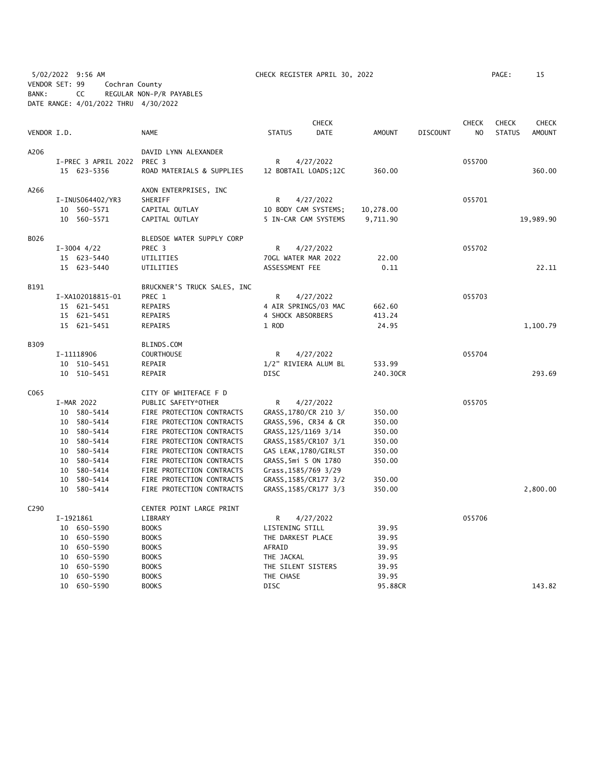5/02/2022 9:56 AM CHECK REGISTER APRIL 30, 2022

VENDOR SET: 99 Cochran County
BANK: CC REGULAR NON-P/R PAYABLES
DATE RANGE: 4/01/2022 THRU 4/30/2022

| VENDOR I.D. | NAME | STATUS | CHECK DATE | AMOUNT | DISCOUNT | CHECK NO | CHECK STATUS | CHECK AMOUNT |
|---|---|---|---|---|---|---|---|---|
| A206 | DAVID LYNN ALEXANDER | | | | | | | |
| I-PREC 3 APRIL 2022 | PREC 3 | R | 4/27/2022 | | | 055700 | | |
| 15 623-5356 | ROAD MATERIALS & SUPPLIES | 12 BOBTAIL LOADS;12C | | 360.00 | | | | 360.00 |
| A266 | AXON ENTERPRISES, INC | | | | | | | |
| I-INUS064402/YR3 | SHERIFF | R | 4/27/2022 | | | 055701 | | |
| 10 560-5571 | CAPITAL OUTLAY | 10 BODY CAM SYSTEMS; | | 10,278.00 | | | | |
| 10 560-5571 | CAPITAL OUTLAY | 5 IN-CAR CAM SYSTEMS | | 9,711.90 | | | | 19,989.90 |
| B026 | BLEDSOE WATER SUPPLY CORP | | | | | | | |
| I-3004 4/22 | PREC 3 | R | 4/27/2022 | | | 055702 | | |
| 15 623-5440 | UTILITIES | 70GL WATER MAR 2022 | | 22.00 | | | | |
| 15 623-5440 | UTILITIES | ASSESSMENT FEE | | 0.11 | | | | 22.11 |
| B191 | BRUCKNER'S TRUCK SALES, INC | | | | | | | |
| I-XA102018815-01 | PREC 1 | R | 4/27/2022 | | | 055703 | | |
| 15 621-5451 | REPAIRS | 4 AIR SPRINGS/03 MAC | | 662.60 | | | | |
| 15 621-5451 | REPAIRS | 4 SHOCK ABSORBERS | | 413.24 | | | | |
| 15 621-5451 | REPAIRS | 1 ROD | | 24.95 | | | | 1,100.79 |
| B309 | BLINDS.COM | | | | | | | |
| I-11118906 | COURTHOUSE | R | 4/27/2022 | | | 055704 | | |
| 10 510-5451 | REPAIR | 1/2" RIVIERA ALUM BL | | 533.99 | | | | |
| 10 510-5451 | REPAIR | DISC | | 240.30CR | | | | 293.69 |
| C065 | CITY OF WHITEFACE F D | | | | | | | |
| I-MAR 2022 | PUBLIC SAFETY*OTHER | R | 4/27/2022 | | | 055705 | | |
| 10 580-5414 | FIRE PROTECTION CONTRACTS | GRASS,1780/CR 210 3/ | | 350.00 | | | | |
| 10 580-5414 | FIRE PROTECTION CONTRACTS | GRASS,596, CR34 & CR | | 350.00 | | | | |
| 10 580-5414 | FIRE PROTECTION CONTRACTS | GRASS,125/1169 3/14 | | 350.00 | | | | |
| 10 580-5414 | FIRE PROTECTION CONTRACTS | GRASS,1585/CR107 3/1 | | 350.00 | | | | |
| 10 580-5414 | FIRE PROTECTION CONTRACTS | GAS LEAK,1780/GIRLST | | 350.00 | | | | |
| 10 580-5414 | FIRE PROTECTION CONTRACTS | GRASS,5mi S ON 1780 | | 350.00 | | | | |
| 10 580-5414 | FIRE PROTECTION CONTRACTS | Grass,1585/769 3/29 | | | | | | |
| 10 580-5414 | FIRE PROTECTION CONTRACTS | GRASS,1585/CR177 3/2 | | 350.00 | | | | |
| 10 580-5414 | FIRE PROTECTION CONTRACTS | GRASS,1585/CR177 3/3 | | 350.00 | | | | 2,800.00 |
| C290 | CENTER POINT LARGE PRINT | | | | | | | |
| I-1921861 | LIBRARY | R | 4/27/2022 | | | 055706 | | |
| 10 650-5590 | BOOKS | LISTENING STILL | | 39.95 | | | | |
| 10 650-5590 | BOOKS | THE DARKEST PLACE | | 39.95 | | | | |
| 10 650-5590 | BOOKS | AFRAID | | 39.95 | | | | |
| 10 650-5590 | BOOKS | THE JACKAL | | 39.95 | | | | |
| 10 650-5590 | BOOKS | THE SILENT SISTERS | | 39.95 | | | | |
| 10 650-5590 | BOOKS | THE CHASE | | 39.95 | | | | |
| 10 650-5590 | BOOKS | DISC | | 95.88CR | | | | 143.82 |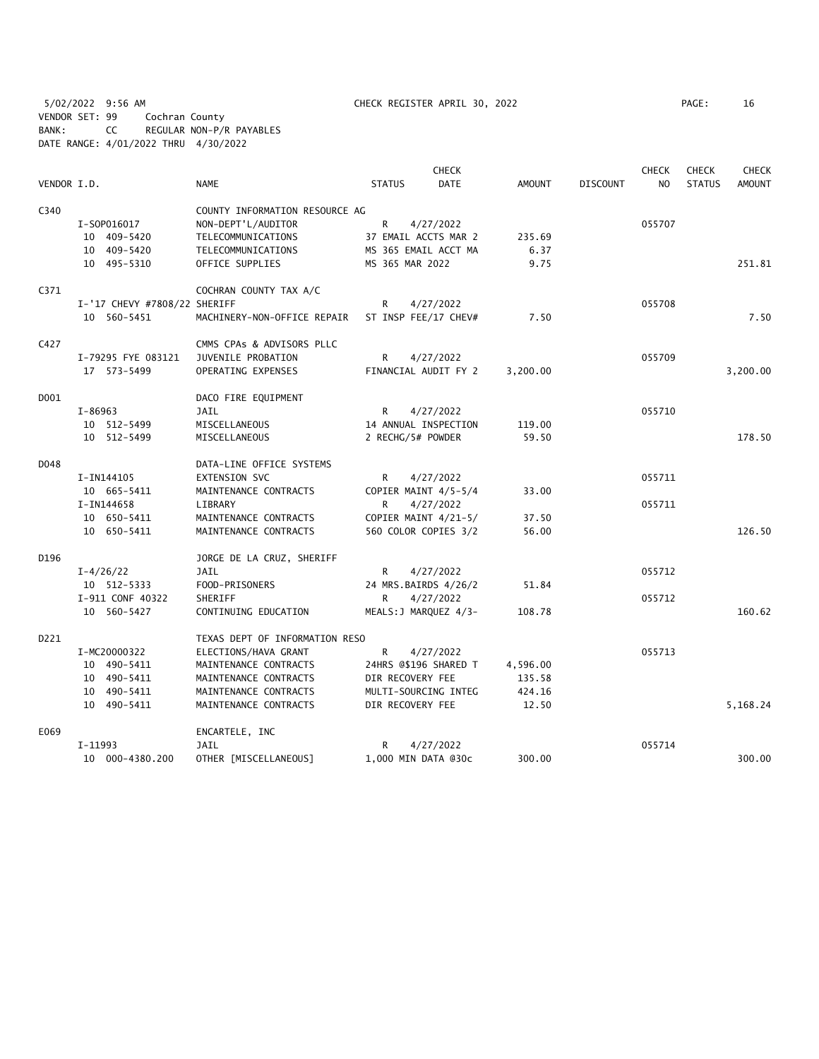5/02/2022 9:56 AM CHECK REGISTER APRIL 30, 2022

VENDOR SET: 99 Cochran County
BANK: CC REGULAR NON-P/R PAYABLES
DATE RANGE: 4/01/2022 THRU 4/30/2022

| VENDOR I.D. | NAME | STATUS | CHECK DATE | AMOUNT | DISCOUNT | CHECK NO | CHECK STATUS | CHECK AMOUNT |
|---|---|---|---|---|---|---|---|---|
| C340 | COUNTY INFORMATION RESOURCE AG | | | | | | | |
| I-SOP016017 | NON-DEPT'L/AUDITOR | R | 4/27/2022 | | | 055707 | | |
| 10 409-5420 | TELECOMMUNICATIONS | 37 EMAIL ACCTS MAR 2 | | 235.69 | | | | |
| 10 409-5420 | TELECOMMUNICATIONS | MS 365 EMAIL ACCT MA | | 6.37 | | | | |
| 10 495-5310 | OFFICE SUPPLIES | MS 365 MAR 2022 | | 9.75 | | | | 251.81 |
| C371 | COCHRAN COUNTY TAX A/C | | | | | | | |
| I-'17 CHEVY #7808/22 SHERIFF | | R | 4/27/2022 | | | 055708 | | |
| 10 560-5451 | MACHINERY-NON-OFFICE REPAIR | ST INSP FEE/17 CHEV# | | 7.50 | | | | 7.50 |
| C427 | CMMS CPAs & ADVISORS PLLC | | | | | | | |
| I-79295 FYE 083121 | JUVENILE PROBATION | R | 4/27/2022 | | | 055709 | | |
| 17 573-5499 | OPERATING EXPENSES | FINANCIAL AUDIT FY 2 | | 3,200.00 | | | | 3,200.00 |
| D001 | DACO FIRE EQUIPMENT | | | | | | | |
| I-86963 | JAIL | R | 4/27/2022 | | | 055710 | | |
| 10 512-5499 | MISCELLANEOUS | 14 ANNUAL INSPECTION | | 119.00 | | | | |
| 10 512-5499 | MISCELLANEOUS | 2 RECHG/5# POWDER | | 59.50 | | | | 178.50 |
| D048 | DATA-LINE OFFICE SYSTEMS | | | | | | | |
| I-IN144105 | EXTENSION SVC | R | 4/27/2022 | | | 055711 | | |
| 10 665-5411 | MAINTENANCE CONTRACTS | COPIER MAINT 4/5-5/4 | | 33.00 | | | | |
| I-IN144658 | LIBRARY | R | 4/27/2022 | | | 055711 | | |
| 10 650-5411 | MAINTENANCE CONTRACTS | COPIER MAINT 4/21-5/ | | 37.50 | | | | |
| 10 650-5411 | MAINTENANCE CONTRACTS | 560 COLOR COPIES 3/2 | | 56.00 | | | | 126.50 |
| D196 | JORGE DE LA CRUZ, SHERIFF | | | | | | | |
| I-4/26/22 | JAIL | R | 4/27/2022 | | | 055712 | | |
| 10 512-5333 | FOOD-PRISONERS | 24 MRS.BAIRDS 4/26/2 | | 51.84 | | | | |
| I-911 CONF 40322 | SHERIFF | R | 4/27/2022 | | | 055712 | | |
| 10 560-5427 | CONTINUING EDUCATION | MEALS:J MARQUEZ 4/3- | | 108.78 | | | | 160.62 |
| D221 | TEXAS DEPT OF INFORMATION RESO | | | | | | | |
| I-MC20000322 | ELECTIONS/HAVA GRANT | R | 4/27/2022 | | | 055713 | | |
| 10 490-5411 | MAINTENANCE CONTRACTS | 24HRS @$196 SHARED T | | 4,596.00 | | | | |
| 10 490-5411 | MAINTENANCE CONTRACTS | DIR RECOVERY FEE | | 135.58 | | | | |
| 10 490-5411 | MAINTENANCE CONTRACTS | MULTI-SOURCING INTEG | | 424.16 | | | | |
| 10 490-5411 | MAINTENANCE CONTRACTS | DIR RECOVERY FEE | | 12.50 | | | | 5,168.24 |
| E069 | ENCARTELE, INC | | | | | | | |
| I-11993 | JAIL | R | 4/27/2022 | | | 055714 | | |
| 10 000-4380.200 | OTHER [MISCELLANEOUS] | 1,000 MIN DATA @30c | | 300.00 | | | | 300.00 |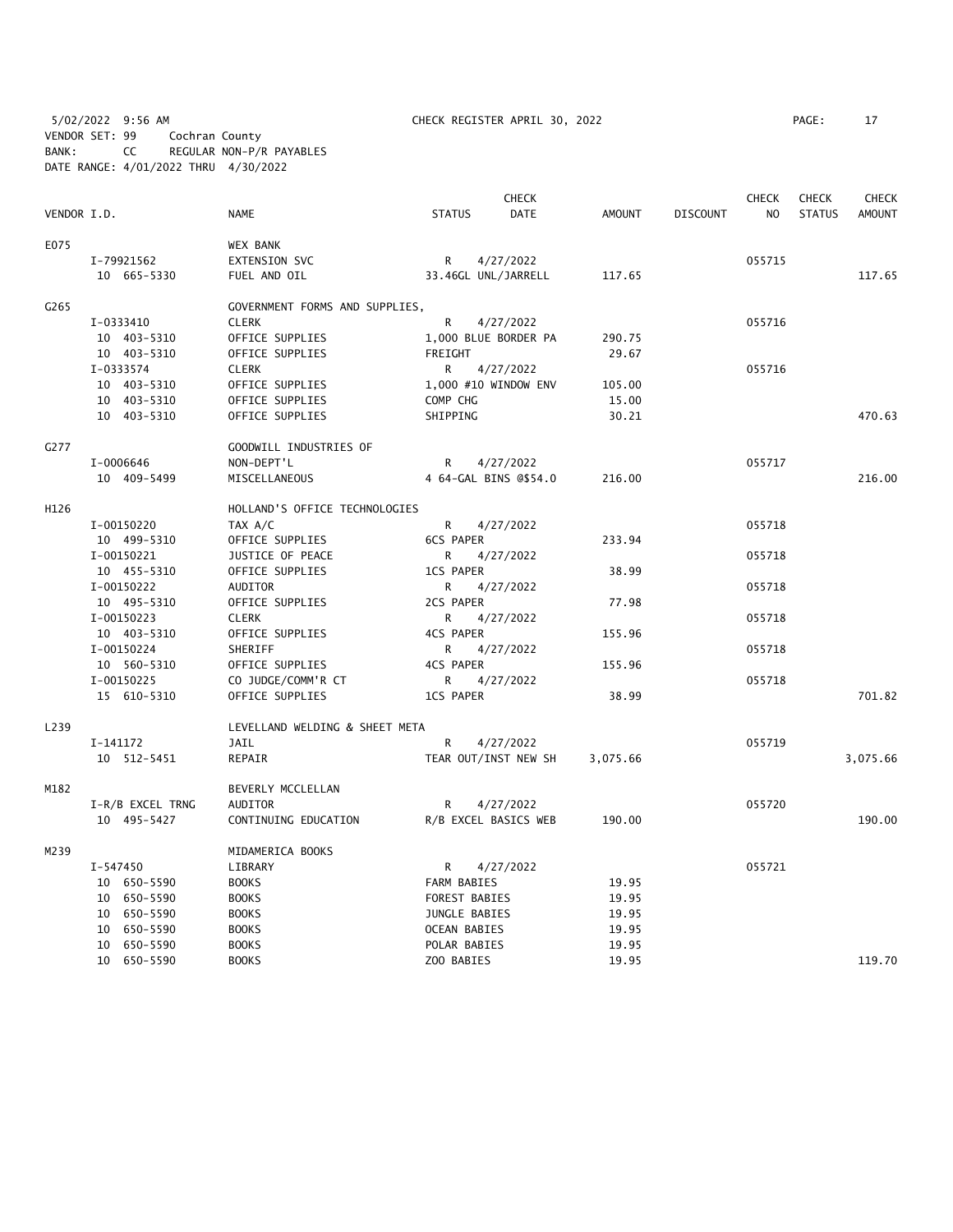5/02/2022 9:56 AM CHECK REGISTER APRIL 30, 2022

VENDOR SET: 99 Cochran County
BANK: CC REGULAR NON-P/R PAYABLES
DATE RANGE: 4/01/2022 THRU 4/30/2022

| VENDOR I.D. | | NAME | STATUS | CHECK DATE | AMOUNT | DISCOUNT | CHECK NO | CHECK STATUS | CHECK AMOUNT |
|---|---|---|---|---|---|---|---|---|---|
| E075 | | WEX BANK | | | | | | | |
| | I-79921562 | EXTENSION SVC | R | 4/27/2022 | | | 055715 | | |
| | 10 665-5330 | FUEL AND OIL | 33.46GL UNL/JARRELL | | 117.65 | | | | 117.65 |
| G265 | | GOVERNMENT FORMS AND SUPPLIES, | | | | | | | |
| | I-0333410 | CLERK | R | 4/27/2022 | | | 055716 | | |
| | 10 403-5310 | OFFICE SUPPLIES | 1,000 BLUE BORDER PA | | 290.75 | | | | |
| | 10 403-5310 | OFFICE SUPPLIES | FREIGHT | | 29.67 | | | | |
| | I-0333574 | CLERK | R | 4/27/2022 | | | 055716 | | |
| | 10 403-5310 | OFFICE SUPPLIES | 1,000 #10 WINDOW ENV | | 105.00 | | | | |
| | 10 403-5310 | OFFICE SUPPLIES | COMP CHG | | 15.00 | | | | |
| | 10 403-5310 | OFFICE SUPPLIES | SHIPPING | | 30.21 | | | | 470.63 |
| G277 | | GOODWILL INDUSTRIES OF | | | | | | | |
| | I-0006646 | NON-DEPT'L | R | 4/27/2022 | | | 055717 | | |
| | 10 409-5499 | MISCELLANEOUS | 4 64-GAL BINS @$54.0 | | 216.00 | | | | 216.00 |
| H126 | | HOLLAND'S OFFICE TECHNOLOGIES | | | | | | | |
| | I-00150220 | TAX A/C | R | 4/27/2022 | | | 055718 | | |
| | 10 499-5310 | OFFICE SUPPLIES | 6CS PAPER | | 233.94 | | | | |
| | I-00150221 | JUSTICE OF PEACE | R | 4/27/2022 | | | 055718 | | |
| | 10 455-5310 | OFFICE SUPPLIES | 1CS PAPER | | 38.99 | | | | |
| | I-00150222 | AUDITOR | R | 4/27/2022 | | | 055718 | | |
| | 10 495-5310 | OFFICE SUPPLIES | 2CS PAPER | | 77.98 | | | | |
| | I-00150223 | CLERK | R | 4/27/2022 | | | 055718 | | |
| | 10 403-5310 | OFFICE SUPPLIES | 4CS PAPER | | 155.96 | | | | |
| | I-00150224 | SHERIFF | R | 4/27/2022 | | | 055718 | | |
| | 10 560-5310 | OFFICE SUPPLIES | 4CS PAPER | | 155.96 | | | | |
| | I-00150225 | CO JUDGE/COMM'R CT | R | 4/27/2022 | | | 055718 | | |
| | 15 610-5310 | OFFICE SUPPLIES | 1CS PAPER | | 38.99 | | | | 701.82 |
| L239 | | LEVELLAND WELDING & SHEET META | | | | | | | |
| | I-141172 | JAIL | R | 4/27/2022 | | | 055719 | | |
| | 10 512-5451 | REPAIR | TEAR OUT/INST NEW SH | | 3,075.66 | | | | 3,075.66 |
| M182 | | BEVERLY MCCLELLAN | | | | | | | |
| | I-R/B EXCEL TRNG | AUDITOR | R | 4/27/2022 | | | 055720 | | |
| | 10 495-5427 | CONTINUING EDUCATION | R/B EXCEL BASICS WEB | | 190.00 | | | | 190.00 |
| M239 | | MIDAMERICA BOOKS | | | | | | | |
| | I-547450 | LIBRARY | R | 4/27/2022 | | | 055721 | | |
| | 10 650-5590 | BOOKS | FARM BABIES | | 19.95 | | | | |
| | 10 650-5590 | BOOKS | FOREST BABIES | | 19.95 | | | | |
| | 10 650-5590 | BOOKS | JUNGLE BABIES | | 19.95 | | | | |
| | 10 650-5590 | BOOKS | OCEAN BABIES | | 19.95 | | | | |
| | 10 650-5590 | BOOKS | POLAR BABIES | | 19.95 | | | | |
| | 10 650-5590 | BOOKS | ZOO BABIES | | 19.95 | | | | 119.70 |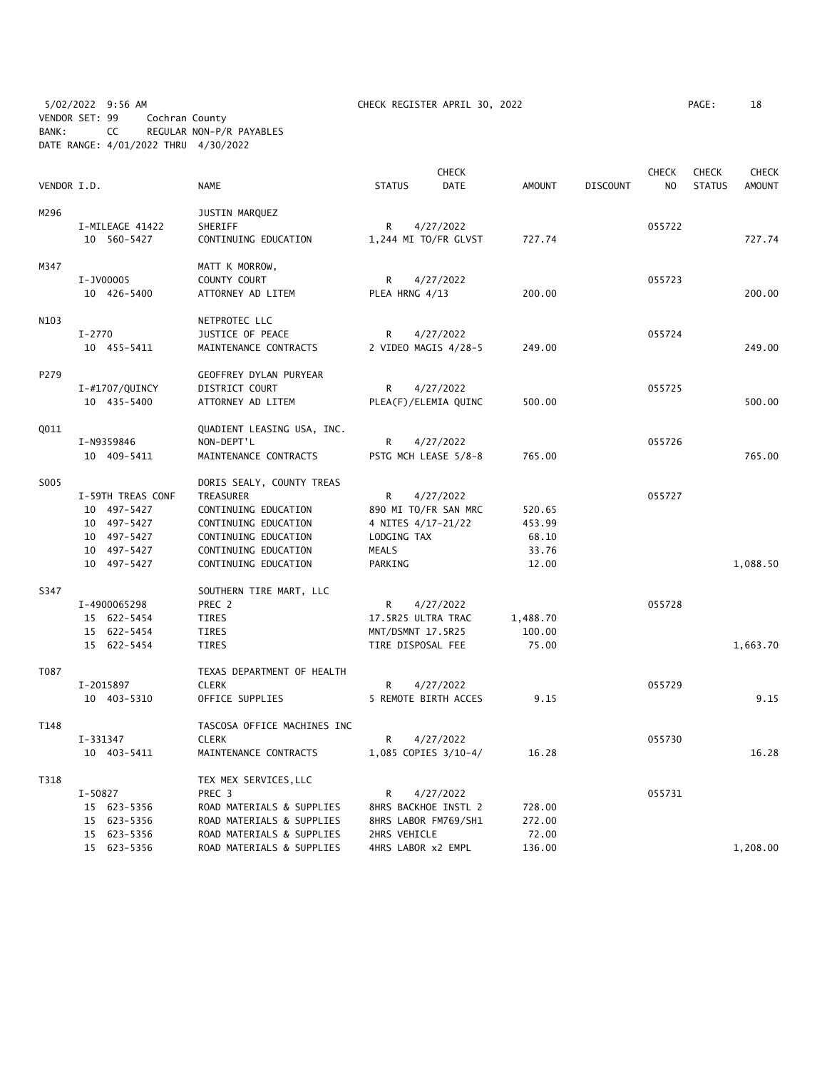5/02/2022 9:56 AM CHECK REGISTER APRIL 30, 2022

VENDOR SET: 99 Cochran County
BANK: CC REGULAR NON-P/R PAYABLES
DATE RANGE: 4/01/2022 THRU 4/30/2022

| VENDOR I.D. | NAME | STATUS | CHECK DATE | AMOUNT | DISCOUNT | CHECK NO | CHECK STATUS | CHECK AMOUNT |
|---|---|---|---|---|---|---|---|---|
| M296 | JUSTIN MARQUEZ | | | | | | | |
| I-MILEAGE 41422 | SHERIFF | R | 4/27/2022 | | | 055722 | | |
| 10 560-5427 | CONTINUING EDUCATION | 1,244 MI TO/FR GLVST | | 727.74 | | | | 727.74 |
| M347 | MATT K MORROW, | | | | | | | |
| I-JV00005 | COUNTY COURT | R | 4/27/2022 | | | 055723 | | |
| 10 426-5400 | ATTORNEY AD LITEM | PLEA HRNG 4/13 | | 200.00 | | | | 200.00 |
| N103 | NETPROTEC LLC | | | | | | | |
| I-2770 | JUSTICE OF PEACE | R | 4/27/2022 | | | 055724 | | |
| 10 455-5411 | MAINTENANCE CONTRACTS | 2 VIDEO MAGIS 4/28-5 | | 249.00 | | | | 249.00 |
| P279 | GEOFFREY DYLAN PURYEAR | | | | | | | |
| I-#1707/QUINCY | DISTRICT COURT | R | 4/27/2022 | | | 055725 | | |
| 10 435-5400 | ATTORNEY AD LITEM | PLEA(F)/ELEMIA QUINC | | 500.00 | | | | 500.00 |
| Q011 | QUADIENT LEASING USA, INC. | | | | | | | |
| I-N9359846 | NON-DEPT'L | R | 4/27/2022 | | | 055726 | | |
| 10 409-5411 | MAINTENANCE CONTRACTS | PSTG MCH LEASE 5/8-8 | | 765.00 | | | | 765.00 |
| S005 | DORIS SEALY, COUNTY TREAS | | | | | | | |
| I-59TH TREAS CONF | TREASURER | R | 4/27/2022 | | | 055727 | | |
| 10 497-5427 | CONTINUING EDUCATION | 890 MI TO/FR SAN MRC | | 520.65 | | | | |
| 10 497-5427 | CONTINUING EDUCATION | 4 NITES 4/17-21/22 | | 453.99 | | | | |
| 10 497-5427 | CONTINUING EDUCATION | LODGING TAX | | 68.10 | | | | |
| 10 497-5427 | CONTINUING EDUCATION | MEALS | | 33.76 | | | | |
| 10 497-5427 | CONTINUING EDUCATION | PARKING | | 12.00 | | | | 1,088.50 |
| S347 | SOUTHERN TIRE MART, LLC | | | | | | | |
| I-4900065298 | PREC 2 | R | 4/27/2022 | | | 055728 | | |
| 15 622-5454 | TIRES | 17.5R25 ULTRA TRAC | | 1,488.70 | | | | |
| 15 622-5454 | TIRES | MNT/DSMNT 17.5R25 | | 100.00 | | | | |
| 15 622-5454 | TIRES | TIRE DISPOSAL FEE | | 75.00 | | | | 1,663.70 |
| T087 | TEXAS DEPARTMENT OF HEALTH | | | | | | | |
| I-2015897 | CLERK | R | 4/27/2022 | | | 055729 | | |
| 10 403-5310 | OFFICE SUPPLIES | 5 REMOTE BIRTH ACCES | | 9.15 | | | | 9.15 |
| T148 | TASCOSA OFFICE MACHINES INC | | | | | | | |
| I-331347 | CLERK | R | 4/27/2022 | | | 055730 | | |
| 10 403-5411 | MAINTENANCE CONTRACTS | 1,085 COPIES 3/10-4/ | | 16.28 | | | | 16.28 |
| T318 | TEX MEX SERVICES,LLC | | | | | | | |
| I-50827 | PREC 3 | R | 4/27/2022 | | | 055731 | | |
| 15 623-5356 | ROAD MATERIALS & SUPPLIES | 8HRS BACKHOE INSTL 2 | | 728.00 | | | | |
| 15 623-5356 | ROAD MATERIALS & SUPPLIES | 8HRS LABOR FM769/SH1 | | 272.00 | | | | |
| 15 623-5356 | ROAD MATERIALS & SUPPLIES | 2HRS VEHICLE | | 72.00 | | | | |
| 15 623-5356 | ROAD MATERIALS & SUPPLIES | 4HRS LABOR x2 EMPL | | 136.00 | | | | 1,208.00 |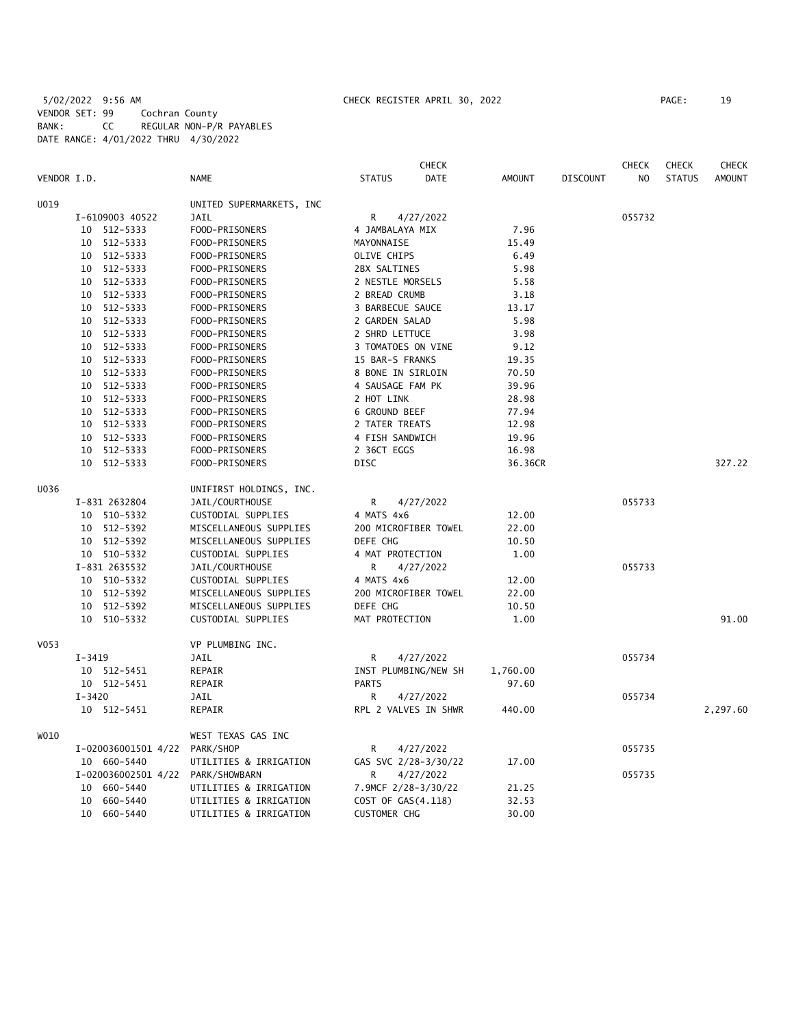5/02/2022 9:56 AM CHECK REGISTER APRIL 30, 2022

VENDOR SET: 99 Cochran County
BANK: CC REGULAR NON-P/R PAYABLES
DATE RANGE: 4/01/2022 THRU 4/30/2022

| VENDOR I.D. | NAME | STATUS | CHECK DATE | AMOUNT | DISCOUNT | CHECK NO | CHECK STATUS | CHECK AMOUNT |
|---|---|---|---|---|---|---|---|---|
| U019 | UNITED SUPERMARKETS, INC | | | | | | | |
| I-6109003 40522 | JAIL | R | 4/27/2022 | | | 055732 | | |
| 10 512-5333 | FOOD-PRISONERS | 4 JAMBALAYA MIX | | 7.96 | | | | |
| 10 512-5333 | FOOD-PRISONERS | MAYONNAISE | | 15.49 | | | | |
| 10 512-5333 | FOOD-PRISONERS | OLIVE CHIPS | | 6.49 | | | | |
| 10 512-5333 | FOOD-PRISONERS | 2BX SALTINES | | 5.98 | | | | |
| 10 512-5333 | FOOD-PRISONERS | 2 NESTLE MORSELS | | 5.58 | | | | |
| 10 512-5333 | FOOD-PRISONERS | 2 BREAD CRUMB | | 3.18 | | | | |
| 10 512-5333 | FOOD-PRISONERS | 3 BARBECUE SAUCE | | 13.17 | | | | |
| 10 512-5333 | FOOD-PRISONERS | 2 GARDEN SALAD | | 5.98 | | | | |
| 10 512-5333 | FOOD-PRISONERS | 2 SHRD LETTUCE | | 3.98 | | | | |
| 10 512-5333 | FOOD-PRISONERS | 3 TOMATOES ON VINE | | 9.12 | | | | |
| 10 512-5333 | FOOD-PRISONERS | 15 BAR-S FRANKS | | 19.35 | | | | |
| 10 512-5333 | FOOD-PRISONERS | 8 BONE IN SIRLOIN | | 70.50 | | | | |
| 10 512-5333 | FOOD-PRISONERS | 4 SAUSAGE FAM PK | | 39.96 | | | | |
| 10 512-5333 | FOOD-PRISONERS | 2 HOT LINK | | 28.98 | | | | |
| 10 512-5333 | FOOD-PRISONERS | 6 GROUND BEEF | | 77.94 | | | | |
| 10 512-5333 | FOOD-PRISONERS | 2 TATER TREATS | | 12.98 | | | | |
| 10 512-5333 | FOOD-PRISONERS | 4 FISH SANDWICH | | 19.96 | | | | |
| 10 512-5333 | FOOD-PRISONERS | 2 36CT EGGS | | 16.98 | | | | |
| 10 512-5333 | FOOD-PRISONERS | DISC | | 36.36CR | | | | 327.22 |
| U036 | UNIFIRST HOLDINGS, INC. | | | | | | | |
| I-831 2632804 | JAIL/COURTHOUSE | R | 4/27/2022 | | | 055733 | | |
| 10 510-5332 | CUSTODIAL SUPPLIES | 4 MATS 4x6 | | 12.00 | | | | |
| 10 512-5392 | MISCELLANEOUS SUPPLIES | 200 MICROFIBER TOWEL | | 22.00 | | | | |
| 10 512-5392 | MISCELLANEOUS SUPPLIES | DEFE CHG | | 10.50 | | | | |
| 10 510-5332 | CUSTODIAL SUPPLIES | 4 MAT PROTECTION | | 1.00 | | | | |
| I-831 2635532 | JAIL/COURTHOUSE | R | 4/27/2022 | | | 055733 | | |
| 10 510-5332 | CUSTODIAL SUPPLIES | 4 MATS 4x6 | | 12.00 | | | | |
| 10 512-5392 | MISCELLANEOUS SUPPLIES | 200 MICROFIBER TOWEL | | 22.00 | | | | |
| 10 512-5392 | MISCELLANEOUS SUPPLIES | DEFE CHG | | 10.50 | | | | |
| 10 510-5332 | CUSTODIAL SUPPLIES | MAT PROTECTION | | 1.00 | | | | 91.00 |
| V053 | VP PLUMBING INC. | | | | | | | |
| I-3419 | JAIL | R | 4/27/2022 | | | 055734 | | |
| 10 512-5451 | REPAIR | INST PLUMBING/NEW SH | | 1,760.00 | | | | |
| 10 512-5451 | REPAIR | PARTS | | 97.60 | | | | |
| I-3420 | JAIL | R | 4/27/2022 | | | 055734 | | |
| 10 512-5451 | REPAIR | RPL 2 VALVES IN SHWR | | 440.00 | | | | 2,297.60 |
| W010 | WEST TEXAS GAS INC | | | | | | | |
| I-020036001501 4/22 | PARK/SHOP | R | 4/27/2022 | | | 055735 | | |
| 10 660-5440 | UTILITIES & IRRIGATION | GAS SVC 2/28-3/30/22 | | 17.00 | | | | |
| I-020036002501 4/22 | PARK/SHOWBARN | R | 4/27/2022 | | | 055735 | | |
| 10 660-5440 | UTILITIES & IRRIGATION | 7.9MCF 2/28-3/30/22 | | 21.25 | | | | |
| 10 660-5440 | UTILITIES & IRRIGATION | COST OF GAS(4.118) | | 32.53 | | | | |
| 10 660-5440 | UTILITIES & IRRIGATION | CUSTOMER CHG | | 30.00 | | | | |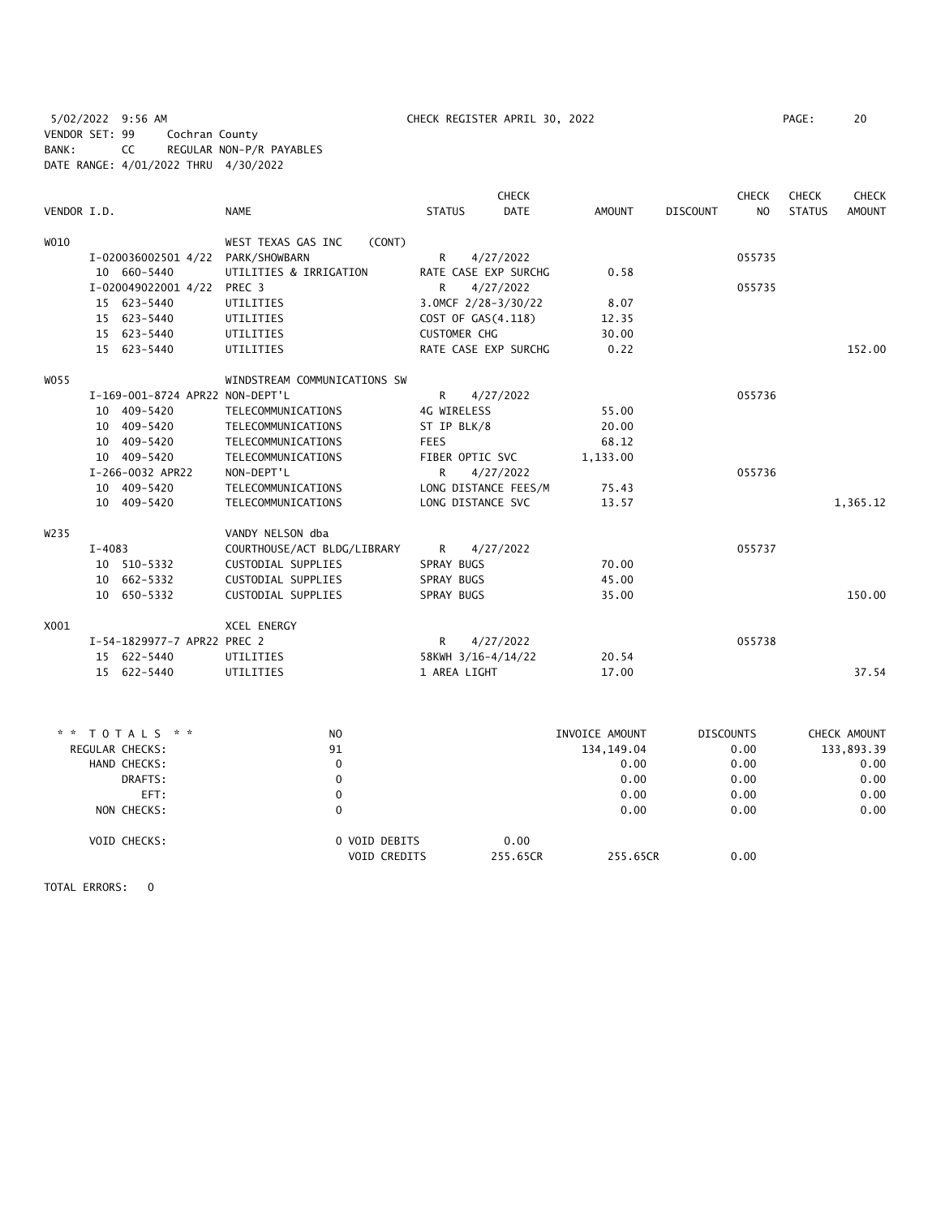5/02/2022 9:56 AM CHECK REGISTER APRIL 30, 2022

VENDOR SET: 99 Cochran County
BANK: CC REGULAR NON-P/R PAYABLES
DATE RANGE: 4/01/2022 THRU 4/30/2022

| VENDOR I.D. | NAME | STATUS | CHECK DATE | AMOUNT | DISCOUNT | CHECK NO | CHECK STATUS | CHECK AMOUNT |
|---|---|---|---|---|---|---|---|---|
| W010 | WEST TEXAS GAS INC (CONT) | | | | | | | |
| I-020036002501 4/22 | PARK/SHOWBARN | R | 4/27/2022 | | | 055735 | | |
| 10 660-5440 | UTILITIES & IRRIGATION | RATE CASE EXP SURCHG | | 0.58 | | | | |
| I-020049022001 4/22 | PREC 3 | R | 4/27/2022 | | | 055735 | | |
| 15 623-5440 | UTILITIES | 3.0MCF 2/28-3/30/22 | | 8.07 | | | | |
| 15 623-5440 | UTILITIES | COST OF GAS(4.118) | | 12.35 | | | | |
| 15 623-5440 | UTILITIES | CUSTOMER CHG | | 30.00 | | | | |
| 15 623-5440 | UTILITIES | RATE CASE EXP SURCHG | | 0.22 | | | | 152.00 |
| W055 | WINDSTREAM COMMUNICATIONS SW | | | | | | | |
| I-169-001-8724 APR22 | NON-DEPT'L | R | 4/27/2022 | | | 055736 | | |
| 10 409-5420 | TELECOMMUNICATIONS | 4G WIRELESS | | 55.00 | | | | |
| 10 409-5420 | TELECOMMUNICATIONS | ST IP BLK/8 | | 20.00 | | | | |
| 10 409-5420 | TELECOMMUNICATIONS | FEES | | 68.12 | | | | |
| 10 409-5420 | TELECOMMUNICATIONS | FIBER OPTIC SVC | | 1,133.00 | | | | |
| I-266-0032 APR22 | NON-DEPT'L | R | 4/27/2022 | | | 055736 | | |
| 10 409-5420 | TELECOMMUNICATIONS | LONG DISTANCE FEES/M | | 75.43 | | | | |
| 10 409-5420 | TELECOMMUNICATIONS | LONG DISTANCE SVC | | 13.57 | | | | 1,365.12 |
| W235 | VANDY NELSON dba | | | | | | | |
| I-4083 | COURTHOUSE/ACT BLDG/LIBRARY | R | 4/27/2022 | | | 055737 | | |
| 10 510-5332 | CUSTODIAL SUPPLIES | SPRAY BUGS | | 70.00 | | | | |
| 10 662-5332 | CUSTODIAL SUPPLIES | SPRAY BUGS | | 45.00 | | | | |
| 10 650-5332 | CUSTODIAL SUPPLIES | SPRAY BUGS | | 35.00 | | | | 150.00 |
| X001 | XCEL ENERGY | | | | | | | |
| I-54-1829977-7 APR22 | PREC 2 | R | 4/27/2022 | | | 055738 | | |
| 15 622-5440 | UTILITIES | 58KWH 3/16-4/14/22 | | 20.54 | | | | |
| 15 622-5440 | UTILITIES | 1 AREA LIGHT | | 17.00 | | | | 37.54 |

| * * TOTALS * * | NO | | | INVOICE AMOUNT | DISCOUNTS | CHECK AMOUNT |
|---|---|---|---|---|---|---|
| REGULAR CHECKS: | 91 | | | 134,149.04 | 0.00 | 133,893.39 |
| HAND CHECKS: | 0 | | | 0.00 | 0.00 | 0.00 |
| DRAFTS: | 0 | | | 0.00 | 0.00 | 0.00 |
| EFT: | 0 | | | 0.00 | 0.00 | 0.00 |
| NON CHECKS: | 0 | | | 0.00 | 0.00 | 0.00 |
| VOID CHECKS: | 0 | VOID DEBITS | 0.00 | | | |
| | | VOID CREDITS | 255.65CR | 255.65CR | 0.00 | |

TOTAL ERRORS: 0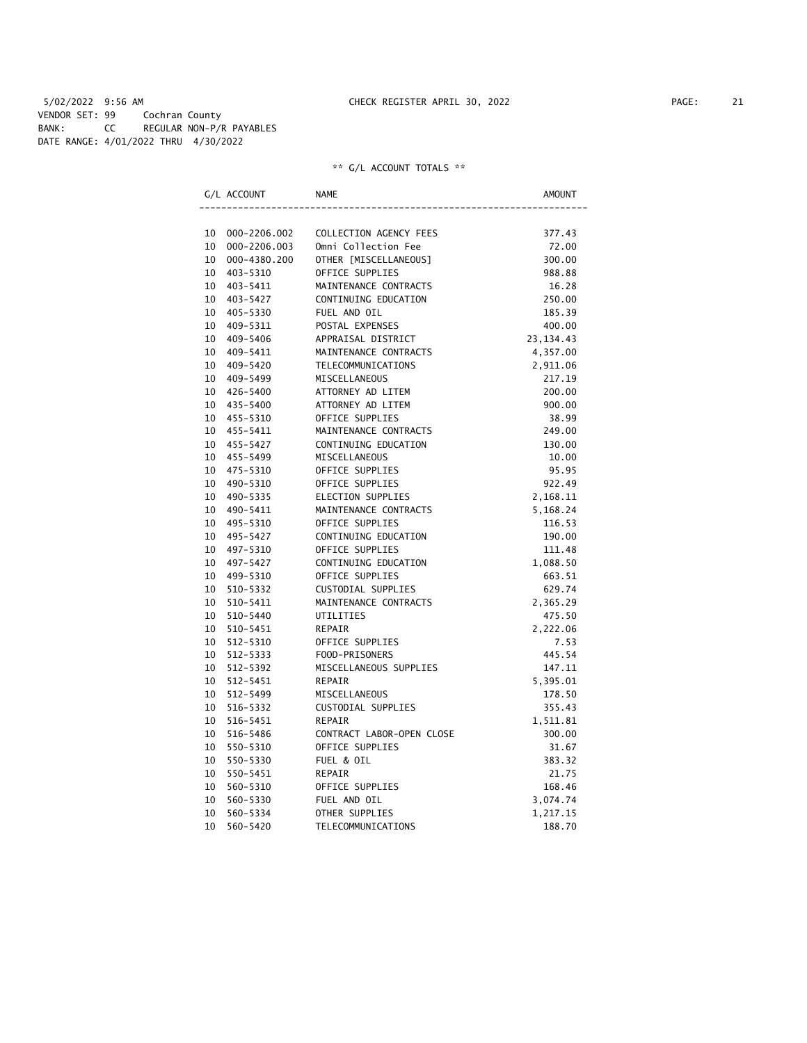5/02/2022 9:56 AM CHECK REGISTER APRIL 30, 2022

VENDOR SET: 99 Cochran County
BANK: CC REGULAR NON-P/R PAYABLES
DATE RANGE: 4/01/2022 THRU 4/30/2022

** G/L ACCOUNT TOTALS **

| G/L ACCOUNT | | NAME | AMOUNT |
|---|---|---|---|
| 10 | 000-2206.002 | COLLECTION AGENCY FEES | 377.43 |
| 10 | 000-2206.003 | Omni Collection Fee | 72.00 |
| 10 | 000-4380.200 | OTHER [MISCELLANEOUS] | 300.00 |
| 10 | 403-5310 | OFFICE SUPPLIES | 988.88 |
| 10 | 403-5411 | MAINTENANCE CONTRACTS | 16.28 |
| 10 | 403-5427 | CONTINUING EDUCATION | 250.00 |
| 10 | 405-5330 | FUEL AND OIL | 185.39 |
| 10 | 409-5311 | POSTAL EXPENSES | 400.00 |
| 10 | 409-5406 | APPRAISAL DISTRICT | 23,134.43 |
| 10 | 409-5411 | MAINTENANCE CONTRACTS | 4,357.00 |
| 10 | 409-5420 | TELECOMMUNICATIONS | 2,911.06 |
| 10 | 409-5499 | MISCELLANEOUS | 217.19 |
| 10 | 426-5400 | ATTORNEY AD LITEM | 200.00 |
| 10 | 435-5400 | ATTORNEY AD LITEM | 900.00 |
| 10 | 455-5310 | OFFICE SUPPLIES | 38.99 |
| 10 | 455-5411 | MAINTENANCE CONTRACTS | 249.00 |
| 10 | 455-5427 | CONTINUING EDUCATION | 130.00 |
| 10 | 455-5499 | MISCELLANEOUS | 10.00 |
| 10 | 475-5310 | OFFICE SUPPLIES | 95.95 |
| 10 | 490-5310 | OFFICE SUPPLIES | 922.49 |
| 10 | 490-5335 | ELECTION SUPPLIES | 2,168.11 |
| 10 | 490-5411 | MAINTENANCE CONTRACTS | 5,168.24 |
| 10 | 495-5310 | OFFICE SUPPLIES | 116.53 |
| 10 | 495-5427 | CONTINUING EDUCATION | 190.00 |
| 10 | 497-5310 | OFFICE SUPPLIES | 111.48 |
| 10 | 497-5427 | CONTINUING EDUCATION | 1,088.50 |
| 10 | 499-5310 | OFFICE SUPPLIES | 663.51 |
| 10 | 510-5332 | CUSTODIAL SUPPLIES | 629.74 |
| 10 | 510-5411 | MAINTENANCE CONTRACTS | 2,365.29 |
| 10 | 510-5440 | UTILITIES | 475.50 |
| 10 | 510-5451 | REPAIR | 2,222.06 |
| 10 | 512-5310 | OFFICE SUPPLIES | 7.53 |
| 10 | 512-5333 | FOOD-PRISONERS | 445.54 |
| 10 | 512-5392 | MISCELLANEOUS SUPPLIES | 147.11 |
| 10 | 512-5451 | REPAIR | 5,395.01 |
| 10 | 512-5499 | MISCELLANEOUS | 178.50 |
| 10 | 516-5332 | CUSTODIAL SUPPLIES | 355.43 |
| 10 | 516-5451 | REPAIR | 1,511.81 |
| 10 | 516-5486 | CONTRACT LABOR-OPEN CLOSE | 300.00 |
| 10 | 550-5310 | OFFICE SUPPLIES | 31.67 |
| 10 | 550-5330 | FUEL & OIL | 383.32 |
| 10 | 550-5451 | REPAIR | 21.75 |
| 10 | 560-5310 | OFFICE SUPPLIES | 168.46 |
| 10 | 560-5330 | FUEL AND OIL | 3,074.74 |
| 10 | 560-5334 | OTHER SUPPLIES | 1,217.15 |
| 10 | 560-5420 | TELECOMMUNICATIONS | 188.70 |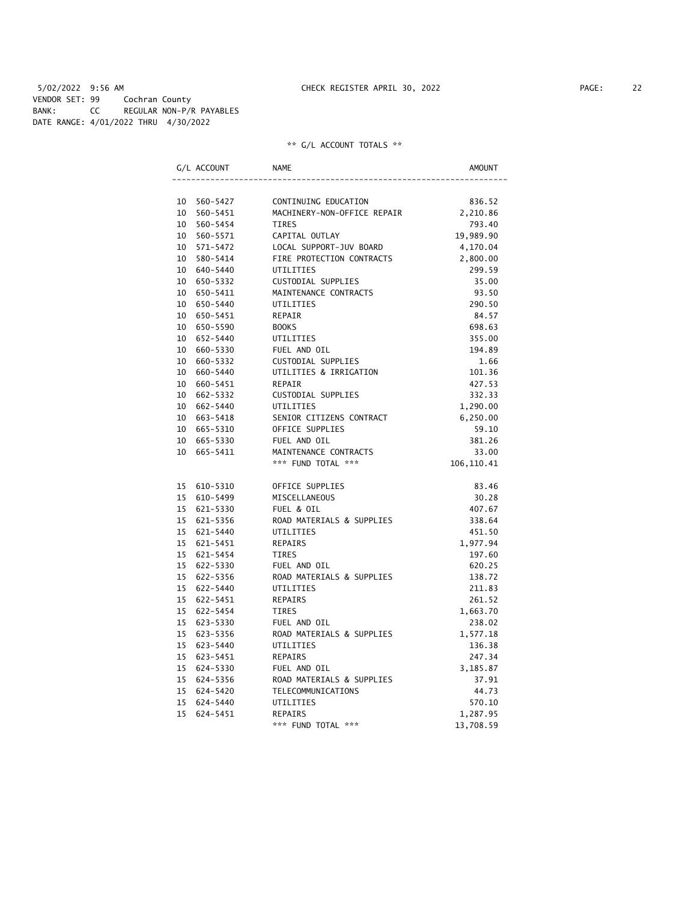5/02/2022 9:56 AM CHECK REGISTER APRIL 30, 2022

VENDOR SET: 99 Cochran County
BANK: CC REGULAR NON-P/R PAYABLES
DATE RANGE: 4/01/2022 THRU 4/30/2022

** G/L ACCOUNT TOTALS **

| G/L ACCOUNT | NAME | AMOUNT |
|---|---|---|
| 10 560-5427 | CONTINUING EDUCATION | 836.52 |
| 10 560-5451 | MACHINERY-NON-OFFICE REPAIR | 2,210.86 |
| 10 560-5454 | TIRES | 793.40 |
| 10 560-5571 | CAPITAL OUTLAY | 19,989.90 |
| 10 571-5472 | LOCAL SUPPORT-JUV BOARD | 4,170.04 |
| 10 580-5414 | FIRE PROTECTION CONTRACTS | 2,800.00 |
| 10 640-5440 | UTILITIES | 299.59 |
| 10 650-5332 | CUSTODIAL SUPPLIES | 35.00 |
| 10 650-5411 | MAINTENANCE CONTRACTS | 93.50 |
| 10 650-5440 | UTILITIES | 290.50 |
| 10 650-5451 | REPAIR | 84.57 |
| 10 650-5590 | BOOKS | 698.63 |
| 10 652-5440 | UTILITIES | 355.00 |
| 10 660-5330 | FUEL AND OIL | 194.89 |
| 10 660-5332 | CUSTODIAL SUPPLIES | 1.66 |
| 10 660-5440 | UTILITIES & IRRIGATION | 101.36 |
| 10 660-5451 | REPAIR | 427.53 |
| 10 662-5332 | CUSTODIAL SUPPLIES | 332.33 |
| 10 662-5440 | UTILITIES | 1,290.00 |
| 10 663-5418 | SENIOR CITIZENS CONTRACT | 6,250.00 |
| 10 665-5310 | OFFICE SUPPLIES | 59.10 |
| 10 665-5330 | FUEL AND OIL | 381.26 |
| 10 665-5411 | MAINTENANCE CONTRACTS | 33.00 |
| | *** FUND TOTAL *** | 106,110.41 |
| 15 610-5310 | OFFICE SUPPLIES | 83.46 |
| 15 610-5499 | MISCELLANEOUS | 30.28 |
| 15 621-5330 | FUEL & OIL | 407.67 |
| 15 621-5356 | ROAD MATERIALS & SUPPLIES | 338.64 |
| 15 621-5440 | UTILITIES | 451.50 |
| 15 621-5451 | REPAIRS | 1,977.94 |
| 15 621-5454 | TIRES | 197.60 |
| 15 622-5330 | FUEL AND OIL | 620.25 |
| 15 622-5356 | ROAD MATERIALS & SUPPLIES | 138.72 |
| 15 622-5440 | UTILITIES | 211.83 |
| 15 622-5451 | REPAIRS | 261.52 |
| 15 622-5454 | TIRES | 1,663.70 |
| 15 623-5330 | FUEL AND OIL | 238.02 |
| 15 623-5356 | ROAD MATERIALS & SUPPLIES | 1,577.18 |
| 15 623-5440 | UTILITIES | 136.38 |
| 15 623-5451 | REPAIRS | 247.34 |
| 15 624-5330 | FUEL AND OIL | 3,185.87 |
| 15 624-5356 | ROAD MATERIALS & SUPPLIES | 37.91 |
| 15 624-5420 | TELECOMMUNICATIONS | 44.73 |
| 15 624-5440 | UTILITIES | 570.10 |
| 15 624-5451 | REPAIRS | 1,287.95 |
| | *** FUND TOTAL *** | 13,708.59 |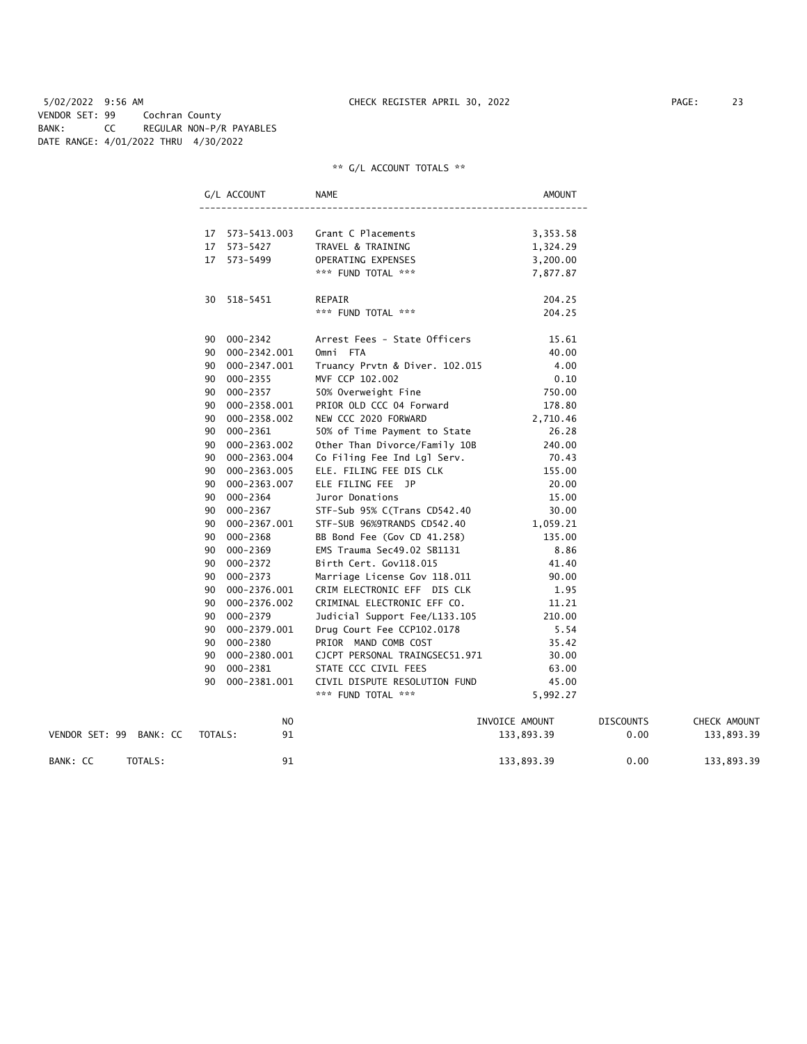5/02/2022 9:56 AM CHECK REGISTER APRIL 30, 2022

VENDOR SET: 99 Cochran County
BANK: CC REGULAR NON-P/R PAYABLES
DATE RANGE: 4/01/2022 THRU 4/30/2022

** G/L ACCOUNT TOTALS **

| G/L ACCOUNT | NAME | AMOUNT |
|---|---|---|
| 17 573-5413.003 | Grant C Placements | 3,353.58 |
| 17 573-5427 | TRAVEL & TRAINING | 1,324.29 |
| 17 573-5499 | OPERATING EXPENSES | 3,200.00 |
| | *** FUND TOTAL *** | 7,877.87 |
| 30 518-5451 | REPAIR | 204.25 |
| | *** FUND TOTAL *** | 204.25 |
| 90 000-2342 | Arrest Fees - State Officers | 15.61 |
| 90 000-2342.001 | Omni FTA | 40.00 |
| 90 000-2347.001 | Truancy Prvtn & Diver. 102.015 | 4.00 |
| 90 000-2355 | MVF CCP 102.002 | 0.10 |
| 90 000-2357 | 50% Overweight Fine | 750.00 |
| 90 000-2358.001 | PRIOR OLD CCC 04 Forward | 178.80 |
| 90 000-2358.002 | NEW CCC 2020 FORWARD | 2,710.46 |
| 90 000-2361 | 50% of Time Payment to State | 26.28 |
| 90 000-2363.002 | Other Than Divorce/Family 10B | 240.00 |
| 90 000-2363.004 | Co Filing Fee Ind Lgl Serv. | 70.43 |
| 90 000-2363.005 | ELE. FILING FEE DIS CLK | 155.00 |
| 90 000-2363.007 | ELE FILING FEE JP | 20.00 |
| 90 000-2364 | Juror Donations | 15.00 |
| 90 000-2367 | STF-Sub 95% C(Trans CD542.40 | 30.00 |
| 90 000-2367.001 | STF-SUB 96%9TRANDS CD542.40 | 1,059.21 |
| 90 000-2368 | BB Bond Fee (Gov CD 41.258) | 135.00 |
| 90 000-2369 | EMS Trauma Sec49.02 SB1131 | 8.86 |
| 90 000-2372 | Birth Cert. Gov118.015 | 41.40 |
| 90 000-2373 | Marriage License Gov 118.011 | 90.00 |
| 90 000-2376.001 | CRIM ELECTRONIC EFF DIS CLK | 1.95 |
| 90 000-2376.002 | CRIMINAL ELECTRONIC EFF CO. | 11.21 |
| 90 000-2379 | Judicial Support Fee/L133.105 | 210.00 |
| 90 000-2379.001 | Drug Court Fee CCP102.0178 | 5.54 |
| 90 000-2380 | PRIOR MAND COMB COST | 35.42 |
| 90 000-2380.001 | CJCPT PERSONAL TRAINGSEC51.971 | 30.00 |
| 90 000-2381 | STATE CCC CIVIL FEES | 63.00 |
| 90 000-2381.001 | CIVIL DISPUTE RESOLUTION FUND | 45.00 |
| | *** FUND TOTAL *** | 5,992.27 |

| | NO | INVOICE AMOUNT | DISCOUNTS | CHECK AMOUNT |
|---|---|---|---|---|
| VENDOR SET: 99 BANK: CC TOTALS: | 91 | 133,893.39 | 0.00 | 133,893.39 |
| BANK: CC TOTALS: | 91 | 133,893.39 | 0.00 | 133,893.39 |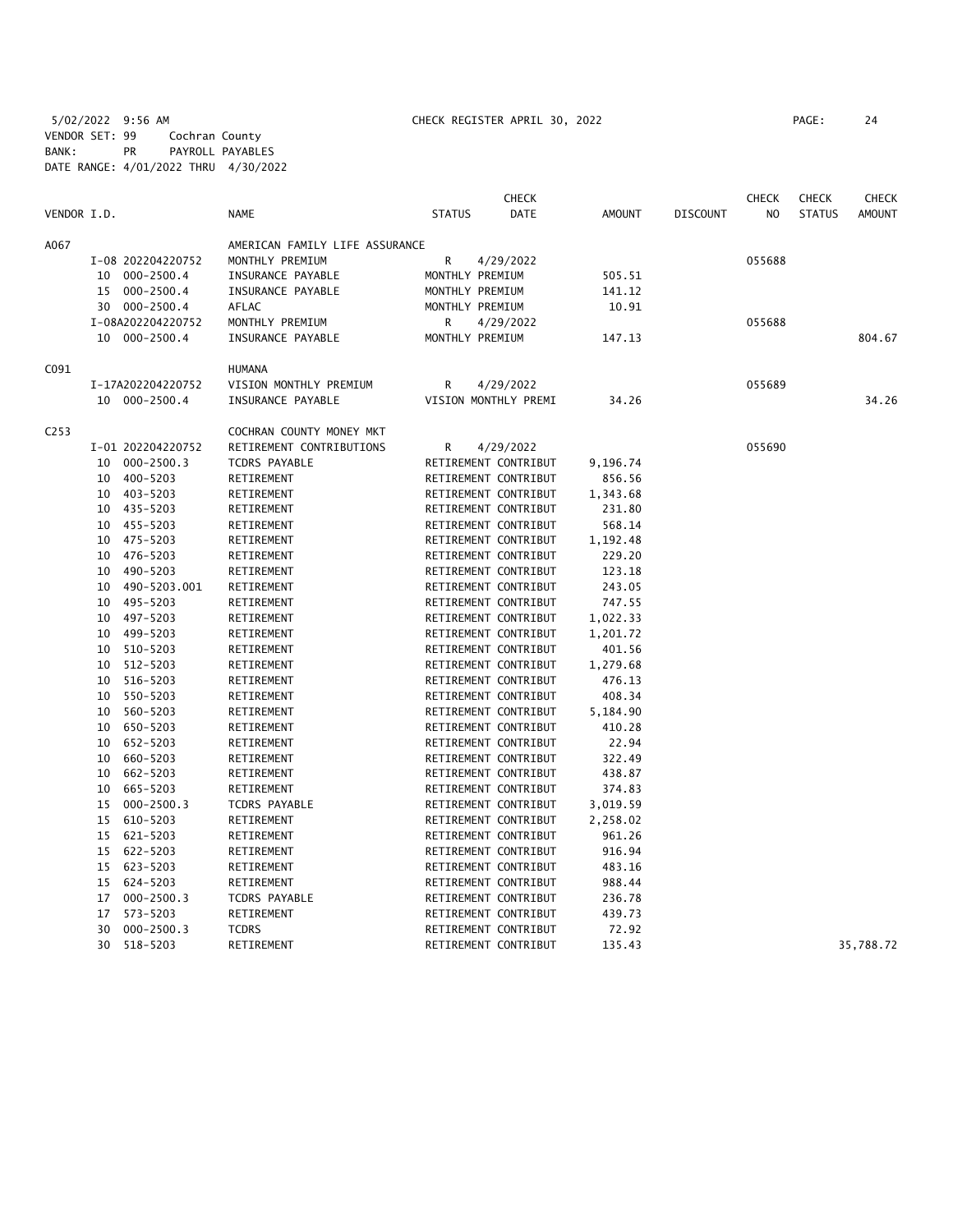5/02/2022 9:56 AM CHECK REGISTER APRIL 30, 2022

VENDOR SET: 99 Cochran County
BANK: PR PAYROLL PAYABLES
DATE RANGE: 4/01/2022 THRU 4/30/2022

| VENDOR I.D. | NAME | STATUS | CHECK DATE | AMOUNT | DISCOUNT | CHECK NO | CHECK STATUS | CHECK AMOUNT |
|---|---|---|---|---|---|---|---|---|
| A067 | AMERICAN FAMILY LIFE ASSURANCE | | | | | | | |
| I-08 202204220752 | MONTHLY PREMIUM | R | 4/29/2022 | | | 055688 | | |
| 10 000-2500.4 | INSURANCE PAYABLE | MONTHLY PREMIUM | | 505.51 | | | | |
| 15 000-2500.4 | INSURANCE PAYABLE | MONTHLY PREMIUM | | 141.12 | | | | |
| 30 000-2500.4 | AFLAC | MONTHLY PREMIUM | | 10.91 | | | | |
| I-08A202204220752 | MONTHLY PREMIUM | R | 4/29/2022 | | | 055688 | | |
| 10 000-2500.4 | INSURANCE PAYABLE | MONTHLY PREMIUM | | 147.13 | | | | 804.67 |
| C091 | HUMANA | | | | | | | |
| I-17A202204220752 | VISION MONTHLY PREMIUM | R | 4/29/2022 | | | 055689 | | |
| 10 000-2500.4 | INSURANCE PAYABLE | VISION MONTHLY PREMI | | 34.26 | | | | 34.26 |
| C253 | COCHRAN COUNTY MONEY MKT | | | | | | | |
| I-01 202204220752 | RETIREMENT CONTRIBUTIONS | R | 4/29/2022 | | | 055690 | | |
| 10 000-2500.3 | TCDRS PAYABLE | RETIREMENT CONTRIBUT | | 9,196.74 | | | | |
| 10 400-5203 | RETIREMENT | RETIREMENT CONTRIBUT | | 856.56 | | | | |
| 10 403-5203 | RETIREMENT | RETIREMENT CONTRIBUT | | 1,343.68 | | | | |
| 10 435-5203 | RETIREMENT | RETIREMENT CONTRIBUT | | 231.80 | | | | |
| 10 455-5203 | RETIREMENT | RETIREMENT CONTRIBUT | | 568.14 | | | | |
| 10 475-5203 | RETIREMENT | RETIREMENT CONTRIBUT | | 1,192.48 | | | | |
| 10 476-5203 | RETIREMENT | RETIREMENT CONTRIBUT | | 229.20 | | | | |
| 10 490-5203 | RETIREMENT | RETIREMENT CONTRIBUT | | 123.18 | | | | |
| 10 490-5203.001 | RETIREMENT | RETIREMENT CONTRIBUT | | 243.05 | | | | |
| 10 495-5203 | RETIREMENT | RETIREMENT CONTRIBUT | | 747.55 | | | | |
| 10 497-5203 | RETIREMENT | RETIREMENT CONTRIBUT | | 1,022.33 | | | | |
| 10 499-5203 | RETIREMENT | RETIREMENT CONTRIBUT | | 1,201.72 | | | | |
| 10 510-5203 | RETIREMENT | RETIREMENT CONTRIBUT | | 401.56 | | | | |
| 10 512-5203 | RETIREMENT | RETIREMENT CONTRIBUT | | 1,279.68 | | | | |
| 10 516-5203 | RETIREMENT | RETIREMENT CONTRIBUT | | 476.13 | | | | |
| 10 550-5203 | RETIREMENT | RETIREMENT CONTRIBUT | | 408.34 | | | | |
| 10 560-5203 | RETIREMENT | RETIREMENT CONTRIBUT | | 5,184.90 | | | | |
| 10 650-5203 | RETIREMENT | RETIREMENT CONTRIBUT | | 410.28 | | | | |
| 10 652-5203 | RETIREMENT | RETIREMENT CONTRIBUT | | 22.94 | | | | |
| 10 660-5203 | RETIREMENT | RETIREMENT CONTRIBUT | | 322.49 | | | | |
| 10 662-5203 | RETIREMENT | RETIREMENT CONTRIBUT | | 438.87 | | | | |
| 10 665-5203 | RETIREMENT | RETIREMENT CONTRIBUT | | 374.83 | | | | |
| 15 000-2500.3 | TCDRS PAYABLE | RETIREMENT CONTRIBUT | | 3,019.59 | | | | |
| 15 610-5203 | RETIREMENT | RETIREMENT CONTRIBUT | | 2,258.02 | | | | |
| 15 621-5203 | RETIREMENT | RETIREMENT CONTRIBUT | | 961.26 | | | | |
| 15 622-5203 | RETIREMENT | RETIREMENT CONTRIBUT | | 916.94 | | | | |
| 15 623-5203 | RETIREMENT | RETIREMENT CONTRIBUT | | 483.16 | | | | |
| 15 624-5203 | RETIREMENT | RETIREMENT CONTRIBUT | | 988.44 | | | | |
| 17 000-2500.3 | TCDRS PAYABLE | RETIREMENT CONTRIBUT | | 236.78 | | | | |
| 17 573-5203 | RETIREMENT | RETIREMENT CONTRIBUT | | 439.73 | | | | |
| 30 000-2500.3 | TCDRS | RETIREMENT CONTRIBUT | | 72.92 | | | | |
| 30 518-5203 | RETIREMENT | RETIREMENT CONTRIBUT | | 135.43 | | | | 35,788.72 |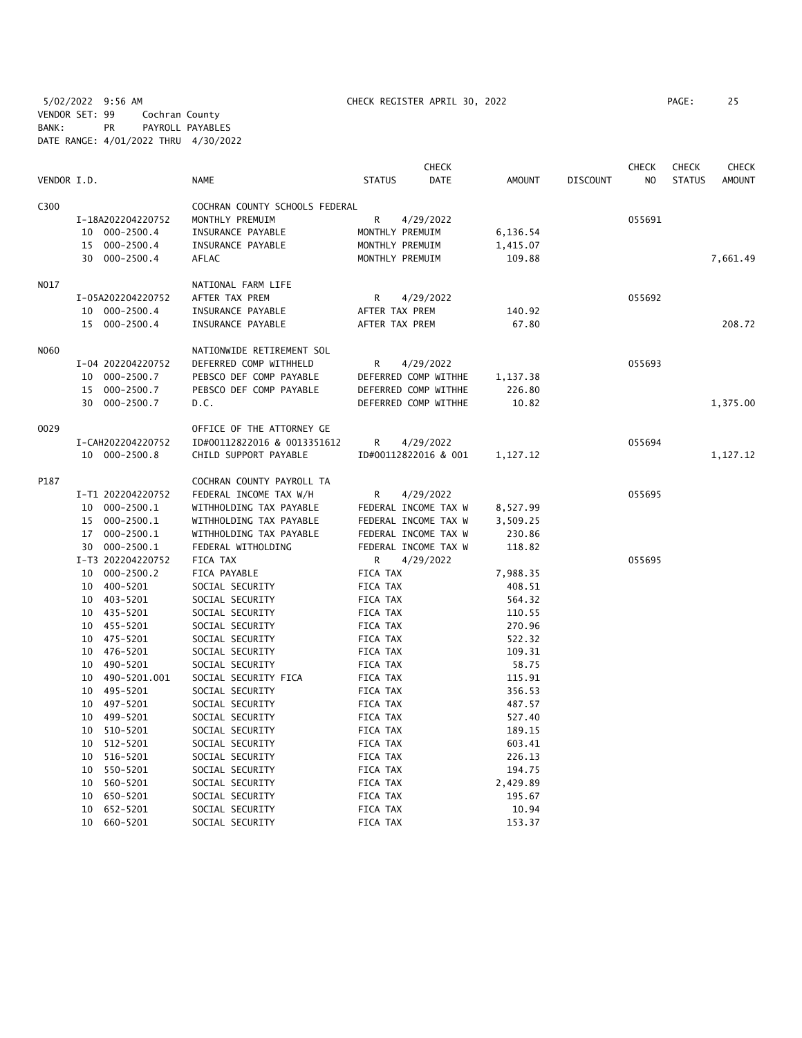5/02/2022 9:56 AM CHECK REGISTER APRIL 30, 2022

VENDOR SET: 99 Cochran County

BANK: PR PAYROLL PAYABLES

DATE RANGE: 4/01/2022 THRU 4/30/2022

| VENDOR I.D. | NAME | STATUS | CHECK DATE | AMOUNT | DISCOUNT | CHECK NO | CHECK STATUS | CHECK AMOUNT |
|---|---|---|---|---|---|---|---|---|
| C300 | COCHRAN COUNTY SCHOOLS FEDERAL | | | | | | | |
| I-18A202204220752 | MONTHLY PREMUIM | R | 4/29/2022 | | | 055691 | | |
| 10 000-2500.4 | INSURANCE PAYABLE | MONTHLY PREMUIM | | 6,136.54 | | | | |
| 15 000-2500.4 | INSURANCE PAYABLE | MONTHLY PREMUIM | | 1,415.07 | | | | |
| 30 000-2500.4 | AFLAC | MONTHLY PREMUIM | | 109.88 | | | | 7,661.49 |
| N017 | NATIONAL FARM LIFE | | | | | | | |
| I-05A202204220752 | AFTER TAX PREM | R | 4/29/2022 | | | 055692 | | |
| 10 000-2500.4 | INSURANCE PAYABLE | AFTER TAX PREM | | 140.92 | | | | |
| 15 000-2500.4 | INSURANCE PAYABLE | AFTER TAX PREM | | 67.80 | | | | 208.72 |
| N060 | NATIONWIDE RETIREMENT SOL | | | | | | | |
| I-04 202204220752 | DEFERRED COMP WITHHELD | R | 4/29/2022 | | | 055693 | | |
| 10 000-2500.7 | PEBSCO DEF COMP PAYABLE | DEFERRED COMP WITHHE | | 1,137.38 | | | | |
| 15 000-2500.7 | PEBSCO DEF COMP PAYABLE | DEFERRED COMP WITHHE | | 226.80 | | | | |
| 30 000-2500.7 | D.C. | DEFERRED COMP WITHHE | | 10.82 | | | | 1,375.00 |
| O029 | OFFICE OF THE ATTORNEY GE | | | | | | | |
| I-CAH202204220752 | ID#00112822016 & 0013351612 | R | 4/29/2022 | | | 055694 | | |
| 10 000-2500.8 | CHILD SUPPORT PAYABLE | ID#00112822016 & 001 | | 1,127.12 | | | | 1,127.12 |
| P187 | COCHRAN COUNTY PAYROLL TA | | | | | | | |
| I-T1 202204220752 | FEDERAL INCOME TAX W/H | R | 4/29/2022 | | | 055695 | | |
| 10 000-2500.1 | WITHHOLDING TAX PAYABLE | FEDERAL INCOME TAX W | | 8,527.99 | | | | |
| 15 000-2500.1 | WITHHOLDING TAX PAYABLE | FEDERAL INCOME TAX W | | 3,509.25 | | | | |
| 17 000-2500.1 | WITHHOLDING TAX PAYABLE | FEDERAL INCOME TAX W | | 230.86 | | | | |
| 30 000-2500.1 | FEDERAL WITHOLDING | FEDERAL INCOME TAX W | | 118.82 | | | | |
| I-T3 202204220752 | FICA TAX | R | 4/29/2022 | | | 055695 | | |
| 10 000-2500.2 | FICA PAYABLE | FICA TAX | | 7,988.35 | | | | |
| 10 400-5201 | SOCIAL SECURITY | FICA TAX | | 408.51 | | | | |
| 10 403-5201 | SOCIAL SECURITY | FICA TAX | | 564.32 | | | | |
| 10 435-5201 | SOCIAL SECURITY | FICA TAX | | 110.55 | | | | |
| 10 455-5201 | SOCIAL SECURITY | FICA TAX | | 270.96 | | | | |
| 10 475-5201 | SOCIAL SECURITY | FICA TAX | | 522.32 | | | | |
| 10 476-5201 | SOCIAL SECURITY | FICA TAX | | 109.31 | | | | |
| 10 490-5201 | SOCIAL SECURITY | FICA TAX | | 58.75 | | | | |
| 10 490-5201.001 | SOCIAL SECURITY FICA | FICA TAX | | 115.91 | | | | |
| 10 495-5201 | SOCIAL SECURITY | FICA TAX | | 356.53 | | | | |
| 10 497-5201 | SOCIAL SECURITY | FICA TAX | | 487.57 | | | | |
| 10 499-5201 | SOCIAL SECURITY | FICA TAX | | 527.40 | | | | |
| 10 510-5201 | SOCIAL SECURITY | FICA TAX | | 189.15 | | | | |
| 10 512-5201 | SOCIAL SECURITY | FICA TAX | | 603.41 | | | | |
| 10 516-5201 | SOCIAL SECURITY | FICA TAX | | 226.13 | | | | |
| 10 550-5201 | SOCIAL SECURITY | FICA TAX | | 194.75 | | | | |
| 10 560-5201 | SOCIAL SECURITY | FICA TAX | | 2,429.89 | | | | |
| 10 650-5201 | SOCIAL SECURITY | FICA TAX | | 195.67 | | | | |
| 10 652-5201 | SOCIAL SECURITY | FICA TAX | | 10.94 | | | | |
| 10 660-5201 | SOCIAL SECURITY | FICA TAX | | 153.37 | | | | |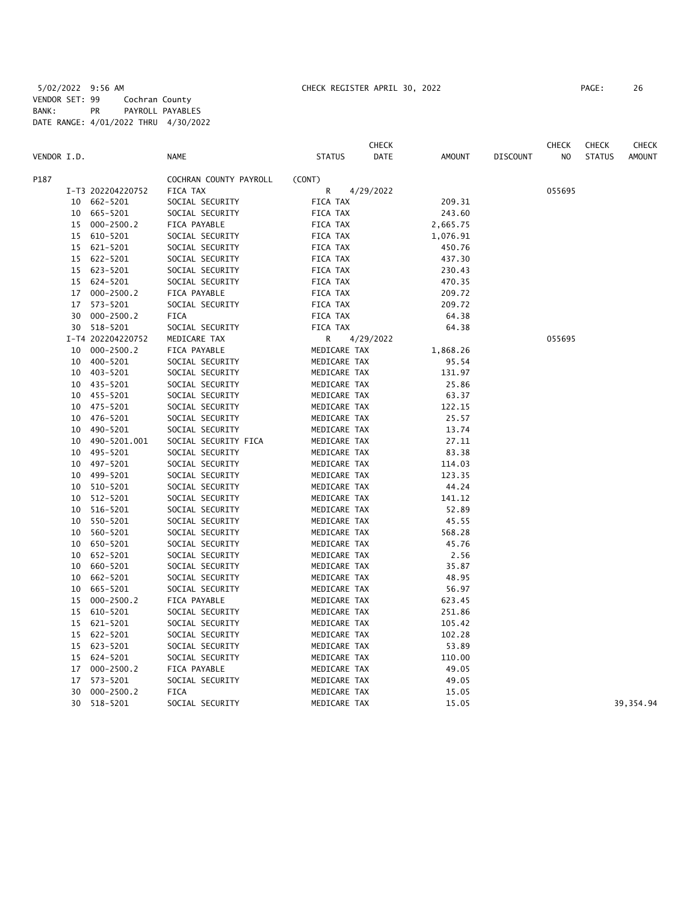5/02/2022 9:56 AM CHECK REGISTER APRIL 30, 2022

VENDOR SET: 99 Cochran County
BANK: PR PAYROLL PAYABLES
DATE RANGE: 4/01/2022 THRU 4/30/2022

| VENDOR I.D. | | NAME | STATUS | CHECK DATE | AMOUNT | DISCOUNT | CHECK NO | CHECK STATUS | CHECK AMOUNT |
|---|---|---|---|---|---|---|---|---|---|
| P187 | | COCHRAN COUNTY PAYROLL | (CONT) | | | | | | |
| | I-T3 202204220752 | FICA TAX | R | 4/29/2022 | | | 055695 | | |
| 10 | 662-5201 | SOCIAL SECURITY | FICA TAX | | 209.31 | | | | |
| 10 | 665-5201 | SOCIAL SECURITY | FICA TAX | | 243.60 | | | | |
| 15 | 000-2500.2 | FICA PAYABLE | FICA TAX | | 2,665.75 | | | | |
| 15 | 610-5201 | SOCIAL SECURITY | FICA TAX | | 1,076.91 | | | | |
| 15 | 621-5201 | SOCIAL SECURITY | FICA TAX | | 450.76 | | | | |
| 15 | 622-5201 | SOCIAL SECURITY | FICA TAX | | 437.30 | | | | |
| 15 | 623-5201 | SOCIAL SECURITY | FICA TAX | | 230.43 | | | | |
| 15 | 624-5201 | SOCIAL SECURITY | FICA TAX | | 470.35 | | | | |
| 17 | 000-2500.2 | FICA PAYABLE | FICA TAX | | 209.72 | | | | |
| 17 | 573-5201 | SOCIAL SECURITY | FICA TAX | | 209.72 | | | | |
| 30 | 000-2500.2 | FICA | FICA TAX | | 64.38 | | | | |
| 30 | 518-5201 | SOCIAL SECURITY | FICA TAX | | 64.38 | | | | |
| | I-T4 202204220752 | MEDICARE TAX | R | 4/29/2022 | | | 055695 | | |
| 10 | 000-2500.2 | FICA PAYABLE | MEDICARE TAX | | 1,868.26 | | | | |
| 10 | 400-5201 | SOCIAL SECURITY | MEDICARE TAX | | 95.54 | | | | |
| 10 | 403-5201 | SOCIAL SECURITY | MEDICARE TAX | | 131.97 | | | | |
| 10 | 435-5201 | SOCIAL SECURITY | MEDICARE TAX | | 25.86 | | | | |
| 10 | 455-5201 | SOCIAL SECURITY | MEDICARE TAX | | 63.37 | | | | |
| 10 | 475-5201 | SOCIAL SECURITY | MEDICARE TAX | | 122.15 | | | | |
| 10 | 476-5201 | SOCIAL SECURITY | MEDICARE TAX | | 25.57 | | | | |
| 10 | 490-5201 | SOCIAL SECURITY | MEDICARE TAX | | 13.74 | | | | |
| 10 | 490-5201.001 | SOCIAL SECURITY FICA | MEDICARE TAX | | 27.11 | | | | |
| 10 | 495-5201 | SOCIAL SECURITY | MEDICARE TAX | | 83.38 | | | | |
| 10 | 497-5201 | SOCIAL SECURITY | MEDICARE TAX | | 114.03 | | | | |
| 10 | 499-5201 | SOCIAL SECURITY | MEDICARE TAX | | 123.35 | | | | |
| 10 | 510-5201 | SOCIAL SECURITY | MEDICARE TAX | | 44.24 | | | | |
| 10 | 512-5201 | SOCIAL SECURITY | MEDICARE TAX | | 141.12 | | | | |
| 10 | 516-5201 | SOCIAL SECURITY | MEDICARE TAX | | 52.89 | | | | |
| 10 | 550-5201 | SOCIAL SECURITY | MEDICARE TAX | | 45.55 | | | | |
| 10 | 560-5201 | SOCIAL SECURITY | MEDICARE TAX | | 568.28 | | | | |
| 10 | 650-5201 | SOCIAL SECURITY | MEDICARE TAX | | 45.76 | | | | |
| 10 | 652-5201 | SOCIAL SECURITY | MEDICARE TAX | | 2.56 | | | | |
| 10 | 660-5201 | SOCIAL SECURITY | MEDICARE TAX | | 35.87 | | | | |
| 10 | 662-5201 | SOCIAL SECURITY | MEDICARE TAX | | 48.95 | | | | |
| 10 | 665-5201 | SOCIAL SECURITY | MEDICARE TAX | | 56.97 | | | | |
| 15 | 000-2500.2 | FICA PAYABLE | MEDICARE TAX | | 623.45 | | | | |
| 15 | 610-5201 | SOCIAL SECURITY | MEDICARE TAX | | 251.86 | | | | |
| 15 | 621-5201 | SOCIAL SECURITY | MEDICARE TAX | | 105.42 | | | | |
| 15 | 622-5201 | SOCIAL SECURITY | MEDICARE TAX | | 102.28 | | | | |
| 15 | 623-5201 | SOCIAL SECURITY | MEDICARE TAX | | 53.89 | | | | |
| 15 | 624-5201 | SOCIAL SECURITY | MEDICARE TAX | | 110.00 | | | | |
| 17 | 000-2500.2 | FICA PAYABLE | MEDICARE TAX | | 49.05 | | | | |
| 17 | 573-5201 | SOCIAL SECURITY | MEDICARE TAX | | 49.05 | | | | |
| 30 | 000-2500.2 | FICA | MEDICARE TAX | | 15.05 | | | | |
| 30 | 518-5201 | SOCIAL SECURITY | MEDICARE TAX | | 15.05 | | | | 39,354.94 |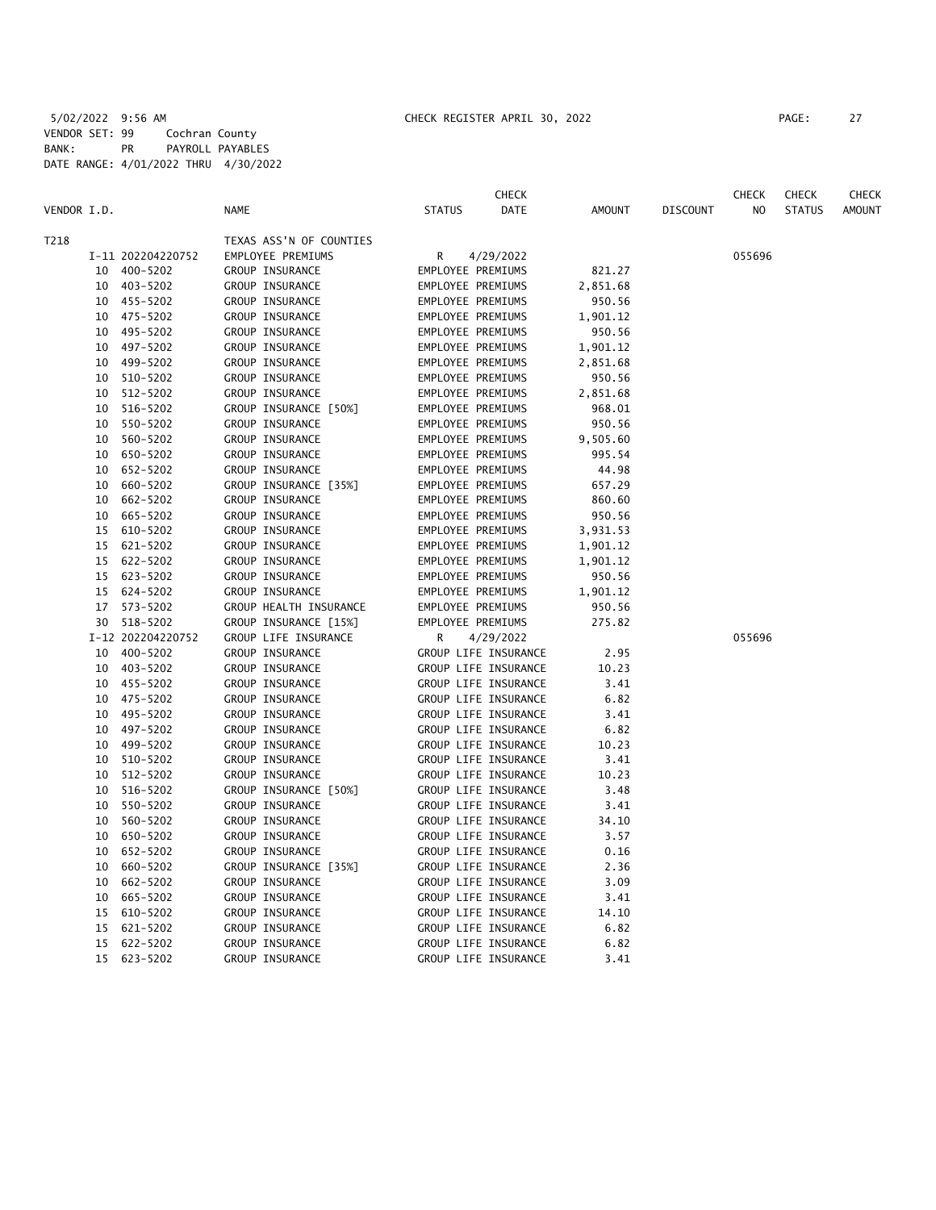5/02/2022 9:56 AM CHECK REGISTER APRIL 30, 2022

VENDOR SET: 99 Cochran County
BANK: PR PAYROLL PAYABLES
DATE RANGE: 4/01/2022 THRU 4/30/2022

| VENDOR I.D. | NAME | STATUS | CHECK DATE | AMOUNT | DISCOUNT | CHECK NO | CHECK STATUS | CHECK AMOUNT |
|---|---|---|---|---|---|---|---|---|
| T218 | TEXAS ASS'N OF COUNTIES | | | | | | | |
| I-11 202204220752 | EMPLOYEE PREMIUMS | R | 4/29/2022 | | | 055696 | | |
| 10 400-5202 | GROUP INSURANCE | EMPLOYEE PREMIUMS | | 821.27 | | | | |
| 10 403-5202 | GROUP INSURANCE | EMPLOYEE PREMIUMS | | 2,851.68 | | | | |
| 10 455-5202 | GROUP INSURANCE | EMPLOYEE PREMIUMS | | 950.56 | | | | |
| 10 475-5202 | GROUP INSURANCE | EMPLOYEE PREMIUMS | | 1,901.12 | | | | |
| 10 495-5202 | GROUP INSURANCE | EMPLOYEE PREMIUMS | | 950.56 | | | | |
| 10 497-5202 | GROUP INSURANCE | EMPLOYEE PREMIUMS | | 1,901.12 | | | | |
| 10 499-5202 | GROUP INSURANCE | EMPLOYEE PREMIUMS | | 2,851.68 | | | | |
| 10 510-5202 | GROUP INSURANCE | EMPLOYEE PREMIUMS | | 950.56 | | | | |
| 10 512-5202 | GROUP INSURANCE | EMPLOYEE PREMIUMS | | 2,851.68 | | | | |
| 10 516-5202 | GROUP INSURANCE [50%] | EMPLOYEE PREMIUMS | | 968.01 | | | | |
| 10 550-5202 | GROUP INSURANCE | EMPLOYEE PREMIUMS | | 950.56 | | | | |
| 10 560-5202 | GROUP INSURANCE | EMPLOYEE PREMIUMS | | 9,505.60 | | | | |
| 10 650-5202 | GROUP INSURANCE | EMPLOYEE PREMIUMS | | 995.54 | | | | |
| 10 652-5202 | GROUP INSURANCE | EMPLOYEE PREMIUMS | | 44.98 | | | | |
| 10 660-5202 | GROUP INSURANCE [35%] | EMPLOYEE PREMIUMS | | 657.29 | | | | |
| 10 662-5202 | GROUP INSURANCE | EMPLOYEE PREMIUMS | | 860.60 | | | | |
| 10 665-5202 | GROUP INSURANCE | EMPLOYEE PREMIUMS | | 950.56 | | | | |
| 15 610-5202 | GROUP INSURANCE | EMPLOYEE PREMIUMS | | 3,931.53 | | | | |
| 15 621-5202 | GROUP INSURANCE | EMPLOYEE PREMIUMS | | 1,901.12 | | | | |
| 15 622-5202 | GROUP INSURANCE | EMPLOYEE PREMIUMS | | 1,901.12 | | | | |
| 15 623-5202 | GROUP INSURANCE | EMPLOYEE PREMIUMS | | 950.56 | | | | |
| 15 624-5202 | GROUP INSURANCE | EMPLOYEE PREMIUMS | | 1,901.12 | | | | |
| 17 573-5202 | GROUP HEALTH INSURANCE | EMPLOYEE PREMIUMS | | 950.56 | | | | |
| 30 518-5202 | GROUP INSURANCE [15%] | EMPLOYEE PREMIUMS | | 275.82 | | | | |
| I-12 202204220752 | GROUP LIFE INSURANCE | R | 4/29/2022 | | | 055696 | | |
| 10 400-5202 | GROUP INSURANCE | GROUP LIFE INSURANCE | | 2.95 | | | | |
| 10 403-5202 | GROUP INSURANCE | GROUP LIFE INSURANCE | | 10.23 | | | | |
| 10 455-5202 | GROUP INSURANCE | GROUP LIFE INSURANCE | | 3.41 | | | | |
| 10 475-5202 | GROUP INSURANCE | GROUP LIFE INSURANCE | | 6.82 | | | | |
| 10 495-5202 | GROUP INSURANCE | GROUP LIFE INSURANCE | | 3.41 | | | | |
| 10 497-5202 | GROUP INSURANCE | GROUP LIFE INSURANCE | | 6.82 | | | | |
| 10 499-5202 | GROUP INSURANCE | GROUP LIFE INSURANCE | | 10.23 | | | | |
| 10 510-5202 | GROUP INSURANCE | GROUP LIFE INSURANCE | | 3.41 | | | | |
| 10 512-5202 | GROUP INSURANCE | GROUP LIFE INSURANCE | | 10.23 | | | | |
| 10 516-5202 | GROUP INSURANCE [50%] | GROUP LIFE INSURANCE | | 3.48 | | | | |
| 10 550-5202 | GROUP INSURANCE | GROUP LIFE INSURANCE | | 3.41 | | | | |
| 10 560-5202 | GROUP INSURANCE | GROUP LIFE INSURANCE | | 34.10 | | | | |
| 10 650-5202 | GROUP INSURANCE | GROUP LIFE INSURANCE | | 3.57 | | | | |
| 10 652-5202 | GROUP INSURANCE | GROUP LIFE INSURANCE | | 0.16 | | | | |
| 10 660-5202 | GROUP INSURANCE [35%] | GROUP LIFE INSURANCE | | 2.36 | | | | |
| 10 662-5202 | GROUP INSURANCE | GROUP LIFE INSURANCE | | 3.09 | | | | |
| 10 665-5202 | GROUP INSURANCE | GROUP LIFE INSURANCE | | 3.41 | | | | |
| 15 610-5202 | GROUP INSURANCE | GROUP LIFE INSURANCE | | 14.10 | | | | |
| 15 621-5202 | GROUP INSURANCE | GROUP LIFE INSURANCE | | 6.82 | | | | |
| 15 622-5202 | GROUP INSURANCE | GROUP LIFE INSURANCE | | 6.82 | | | | |
| 15 623-5202 | GROUP INSURANCE | GROUP LIFE INSURANCE | | 3.41 | | | | |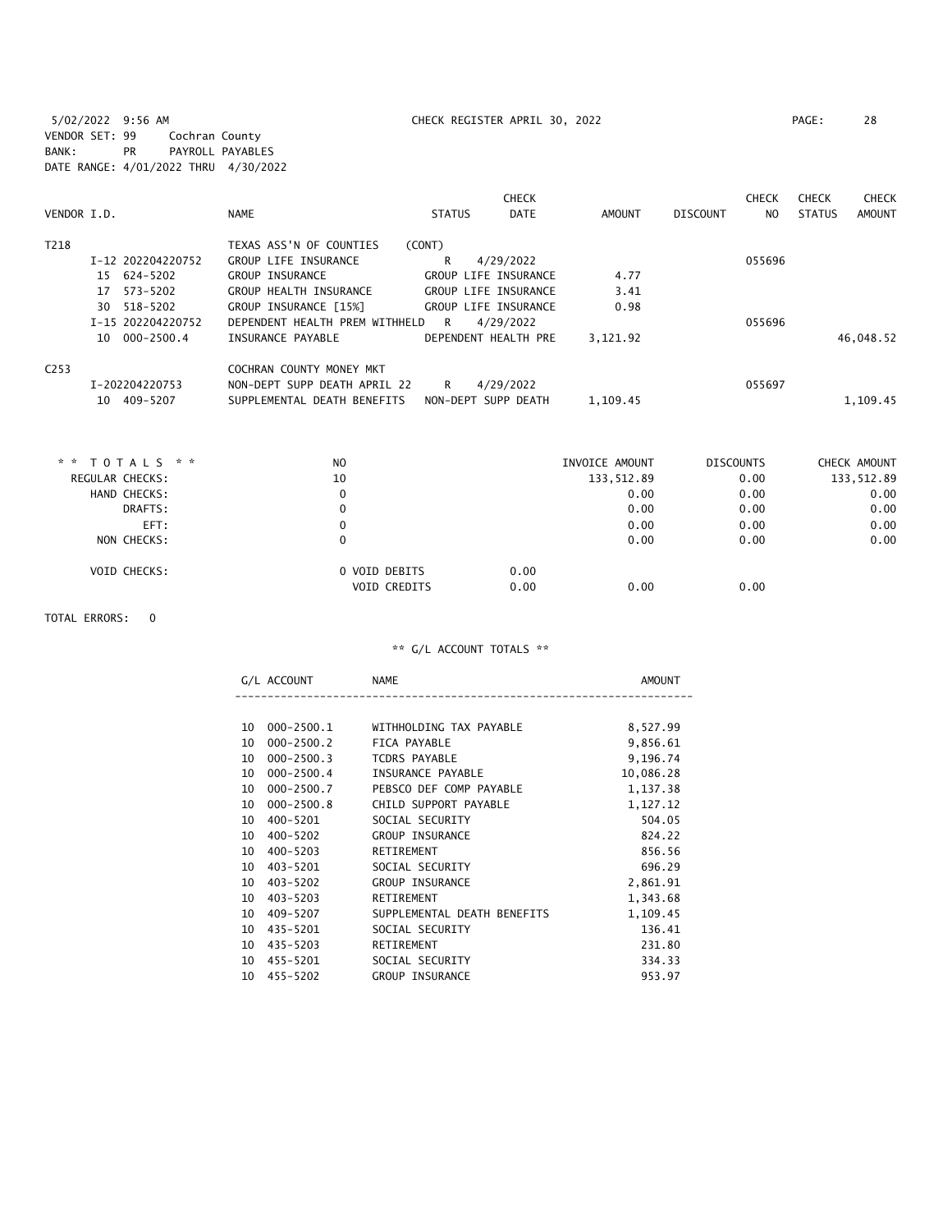5/02/2022 9:56 AM CHECK REGISTER APRIL 30, 2022
VENDOR SET: 99 Cochran County
BANK: PR PAYROLL PAYABLES
DATE RANGE: 4/01/2022 THRU 4/30/2022

| VENDOR I.D. | NAME | STATUS | CHECK DATE | AMOUNT | DISCOUNT | CHECK NO | CHECK STATUS | CHECK AMOUNT |
|---|---|---|---|---|---|---|---|---|
| T218 | TEXAS ASS'N OF COUNTIES | (CONT) | | | | | | |
| I-12 202204220752 | GROUP LIFE INSURANCE | R | 4/29/2022 | | | 055696 | | |
| 15 624-5202 | GROUP INSURANCE | GROUP LIFE INSURANCE | | 4.77 | | | | |
| 17 573-5202 | GROUP HEALTH INSURANCE | GROUP LIFE INSURANCE | | 3.41 | | | | |
| 30 518-5202 | GROUP INSURANCE [15%] | GROUP LIFE INSURANCE | | 0.98 | | | | |
| I-15 202204220752 | DEPENDENT HEALTH PREM WITHHELD | R | 4/29/2022 | | | 055696 | | |
| 10 000-2500.4 | INSURANCE PAYABLE | DEPENDENT HEALTH PRE | | 3,121.92 | | | | 46,048.52 |
| C253 | COCHRAN COUNTY MONEY MKT | | | | | | | |
| I-202204220753 | NON-DEPT SUPP DEATH APRIL 22 | R | 4/29/2022 | | | 055697 | | |
| 10 409-5207 | SUPPLEMENTAL DEATH BENEFITS | NON-DEPT SUPP DEATH | | 1,109.45 | | | | 1,109.45 |

| ** TOTALS ** | NO | | INVOICE AMOUNT | DISCOUNTS | CHECK AMOUNT |
|---|---|---|---|---|---|
| REGULAR CHECKS: | 10 | | 133,512.89 | 0.00 | 133,512.89 |
| HAND CHECKS: | 0 | | 0.00 | 0.00 | 0.00 |
| DRAFTS: | 0 | | 0.00 | 0.00 | 0.00 |
| EFT: | 0 | | 0.00 | 0.00 | 0.00 |
| NON CHECKS: | 0 | | 0.00 | 0.00 | 0.00 |
| VOID CHECKS: | 0 VOID DEBITS | 0.00 | | | |
| | VOID CREDITS | 0.00 | 0.00 | 0.00 | |

TOTAL ERRORS: 0

** G/L ACCOUNT TOTALS **

| G/L ACCOUNT | NAME | AMOUNT |
|---|---|---|
| 10 000-2500.1 | WITHHOLDING TAX PAYABLE | 8,527.99 |
| 10 000-2500.2 | FICA PAYABLE | 9,856.61 |
| 10 000-2500.3 | TCDRS PAYABLE | 9,196.74 |
| 10 000-2500.4 | INSURANCE PAYABLE | 10,086.28 |
| 10 000-2500.7 | PEBSCO DEF COMP PAYABLE | 1,137.38 |
| 10 000-2500.8 | CHILD SUPPORT PAYABLE | 1,127.12 |
| 10 400-5201 | SOCIAL SECURITY | 504.05 |
| 10 400-5202 | GROUP INSURANCE | 824.22 |
| 10 400-5203 | RETIREMENT | 856.56 |
| 10 403-5201 | SOCIAL SECURITY | 696.29 |
| 10 403-5202 | GROUP INSURANCE | 2,861.91 |
| 10 403-5203 | RETIREMENT | 1,343.68 |
| 10 409-5207 | SUPPLEMENTAL DEATH BENEFITS | 1,109.45 |
| 10 435-5201 | SOCIAL SECURITY | 136.41 |
| 10 435-5203 | RETIREMENT | 231.80 |
| 10 455-5201 | SOCIAL SECURITY | 334.33 |
| 10 455-5202 | GROUP INSURANCE | 953.97 |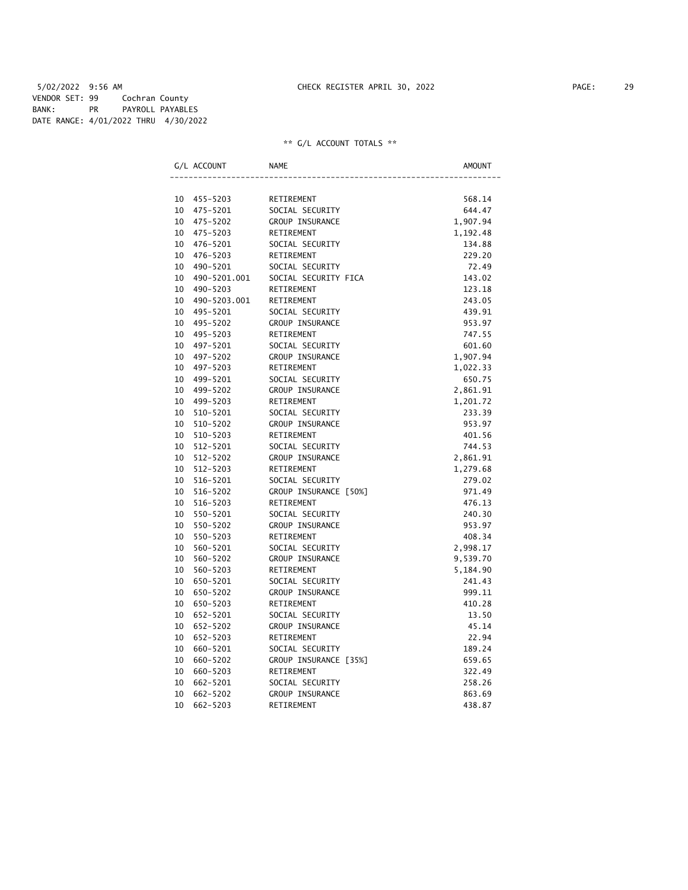5/02/2022 9:56 AM CHECK REGISTER APRIL 30, 2022

VENDOR SET: 99 Cochran County
BANK: PR PAYROLL PAYABLES
DATE RANGE: 4/01/2022 THRU 4/30/2022

** G/L ACCOUNT TOTALS **

| G/L ACCOUNT | NAME | AMOUNT |
|---|---|---|
| 10 455-5203 | RETIREMENT | 568.14 |
| 10 475-5201 | SOCIAL SECURITY | 644.47 |
| 10 475-5202 | GROUP INSURANCE | 1,907.94 |
| 10 475-5203 | RETIREMENT | 1,192.48 |
| 10 476-5201 | SOCIAL SECURITY | 134.88 |
| 10 476-5203 | RETIREMENT | 229.20 |
| 10 490-5201 | SOCIAL SECURITY | 72.49 |
| 10 490-5201.001 | SOCIAL SECURITY FICA | 143.02 |
| 10 490-5203 | RETIREMENT | 123.18 |
| 10 490-5203.001 | RETIREMENT | 243.05 |
| 10 495-5201 | SOCIAL SECURITY | 439.91 |
| 10 495-5202 | GROUP INSURANCE | 953.97 |
| 10 495-5203 | RETIREMENT | 747.55 |
| 10 497-5201 | SOCIAL SECURITY | 601.60 |
| 10 497-5202 | GROUP INSURANCE | 1,907.94 |
| 10 497-5203 | RETIREMENT | 1,022.33 |
| 10 499-5201 | SOCIAL SECURITY | 650.75 |
| 10 499-5202 | GROUP INSURANCE | 2,861.91 |
| 10 499-5203 | RETIREMENT | 1,201.72 |
| 10 510-5201 | SOCIAL SECURITY | 233.39 |
| 10 510-5202 | GROUP INSURANCE | 953.97 |
| 10 510-5203 | RETIREMENT | 401.56 |
| 10 512-5201 | SOCIAL SECURITY | 744.53 |
| 10 512-5202 | GROUP INSURANCE | 2,861.91 |
| 10 512-5203 | RETIREMENT | 1,279.68 |
| 10 516-5201 | SOCIAL SECURITY | 279.02 |
| 10 516-5202 | GROUP INSURANCE [50%] | 971.49 |
| 10 516-5203 | RETIREMENT | 476.13 |
| 10 550-5201 | SOCIAL SECURITY | 240.30 |
| 10 550-5202 | GROUP INSURANCE | 953.97 |
| 10 550-5203 | RETIREMENT | 408.34 |
| 10 560-5201 | SOCIAL SECURITY | 2,998.17 |
| 10 560-5202 | GROUP INSURANCE | 9,539.70 |
| 10 560-5203 | RETIREMENT | 5,184.90 |
| 10 650-5201 | SOCIAL SECURITY | 241.43 |
| 10 650-5202 | GROUP INSURANCE | 999.11 |
| 10 650-5203 | RETIREMENT | 410.28 |
| 10 652-5201 | SOCIAL SECURITY | 13.50 |
| 10 652-5202 | GROUP INSURANCE | 45.14 |
| 10 652-5203 | RETIREMENT | 22.94 |
| 10 660-5201 | SOCIAL SECURITY | 189.24 |
| 10 660-5202 | GROUP INSURANCE [35%] | 659.65 |
| 10 660-5203 | RETIREMENT | 322.49 |
| 10 662-5201 | SOCIAL SECURITY | 258.26 |
| 10 662-5202 | GROUP INSURANCE | 863.69 |
| 10 662-5203 | RETIREMENT | 438.87 |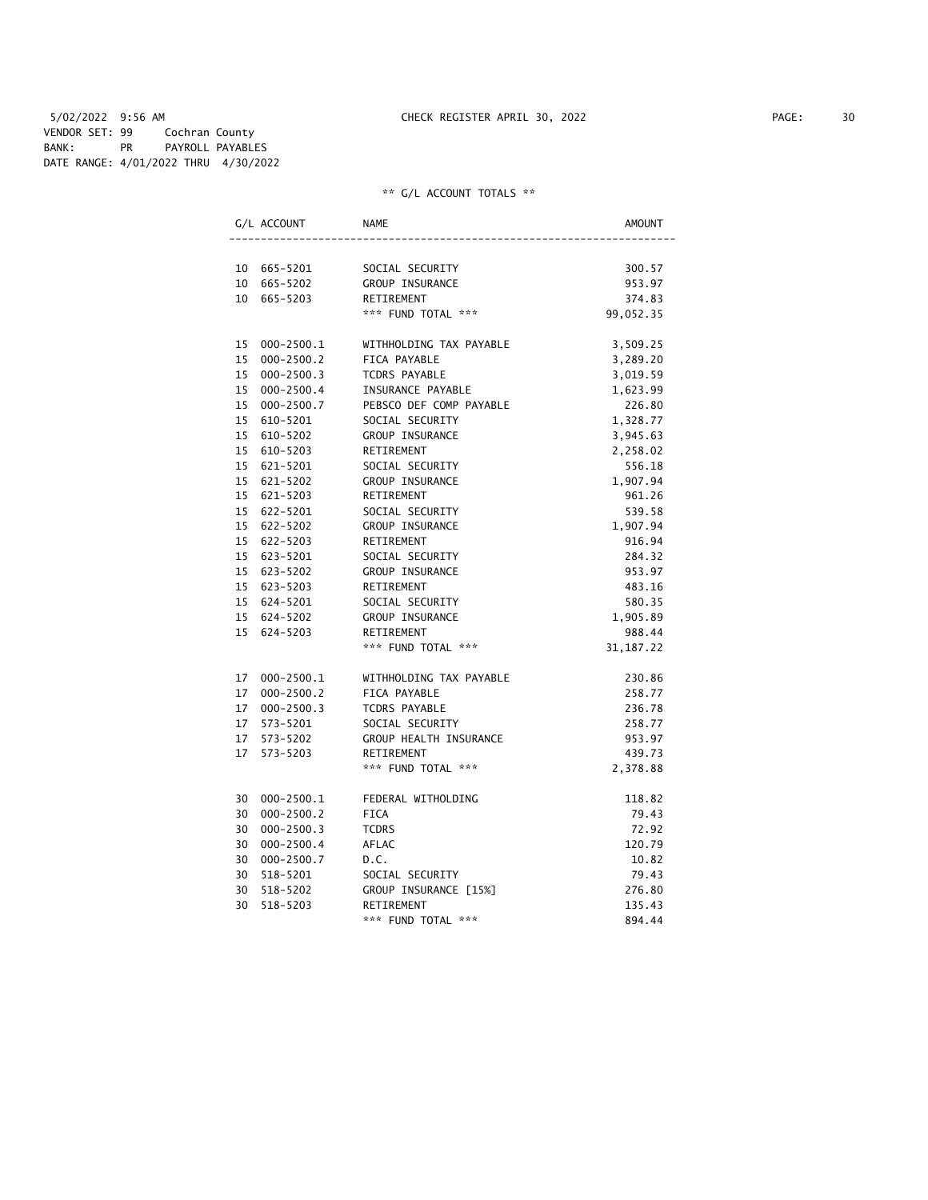5/02/2022 9:56 AM CHECK REGISTER APRIL 30, 2022

VENDOR SET: 99 Cochran County
BANK: PR PAYROLL PAYABLES
DATE RANGE: 4/01/2022 THRU 4/30/2022

** G/L ACCOUNT TOTALS **

| G/L ACCOUNT | | NAME | AMOUNT |
|---|---|---|---|
| 10 | 665-5201 | SOCIAL SECURITY | 300.57 |
| 10 | 665-5202 | GROUP INSURANCE | 953.97 |
| 10 | 665-5203 | RETIREMENT | 374.83 |
| | | *** FUND TOTAL *** | 99,052.35 |
| 15 | 000-2500.1 | WITHHOLDING TAX PAYABLE | 3,509.25 |
| 15 | 000-2500.2 | FICA PAYABLE | 3,289.20 |
| 15 | 000-2500.3 | TCDRS PAYABLE | 3,019.59 |
| 15 | 000-2500.4 | INSURANCE PAYABLE | 1,623.99 |
| 15 | 000-2500.7 | PEBSCO DEF COMP PAYABLE | 226.80 |
| 15 | 610-5201 | SOCIAL SECURITY | 1,328.77 |
| 15 | 610-5202 | GROUP INSURANCE | 3,945.63 |
| 15 | 610-5203 | RETIREMENT | 2,258.02 |
| 15 | 621-5201 | SOCIAL SECURITY | 556.18 |
| 15 | 621-5202 | GROUP INSURANCE | 1,907.94 |
| 15 | 621-5203 | RETIREMENT | 961.26 |
| 15 | 622-5201 | SOCIAL SECURITY | 539.58 |
| 15 | 622-5202 | GROUP INSURANCE | 1,907.94 |
| 15 | 622-5203 | RETIREMENT | 916.94 |
| 15 | 623-5201 | SOCIAL SECURITY | 284.32 |
| 15 | 623-5202 | GROUP INSURANCE | 953.97 |
| 15 | 623-5203 | RETIREMENT | 483.16 |
| 15 | 624-5201 | SOCIAL SECURITY | 580.35 |
| 15 | 624-5202 | GROUP INSURANCE | 1,905.89 |
| 15 | 624-5203 | RETIREMENT | 988.44 |
| | | *** FUND TOTAL *** | 31,187.22 |
| 17 | 000-2500.1 | WITHHOLDING TAX PAYABLE | 230.86 |
| 17 | 000-2500.2 | FICA PAYABLE | 258.77 |
| 17 | 000-2500.3 | TCDRS PAYABLE | 236.78 |
| 17 | 573-5201 | SOCIAL SECURITY | 258.77 |
| 17 | 573-5202 | GROUP HEALTH INSURANCE | 953.97 |
| 17 | 573-5203 | RETIREMENT | 439.73 |
| | | *** FUND TOTAL *** | 2,378.88 |
| 30 | 000-2500.1 | FEDERAL WITHOLDING | 118.82 |
| 30 | 000-2500.2 | FICA | 79.43 |
| 30 | 000-2500.3 | TCDRS | 72.92 |
| 30 | 000-2500.4 | AFLAC | 120.79 |
| 30 | 000-2500.7 | D.C. | 10.82 |
| 30 | 518-5201 | SOCIAL SECURITY | 79.43 |
| 30 | 518-5202 | GROUP INSURANCE [15%] | 276.80 |
| 30 | 518-5203 | RETIREMENT | 135.43 |
| | | *** FUND TOTAL *** | 894.44 |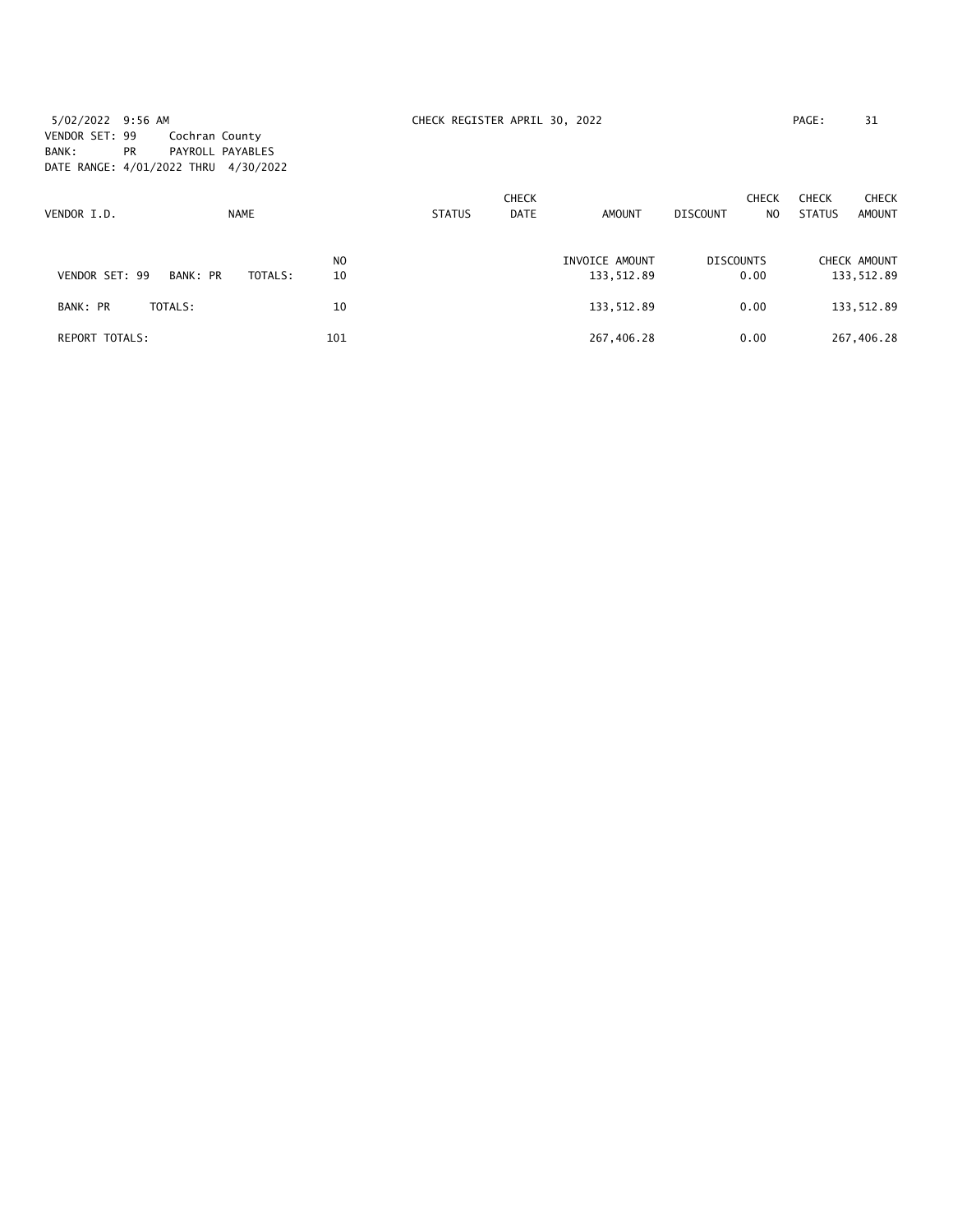5/02/2022 9:56 AM

VENDOR SET: 99 Cochran County

BANK: PR PAYROLL PAYABLES

DATE RANGE: 4/01/2022 THRU 4/30/2022

CHECK REGISTER APRIL 30, 2022

| VENDOR I.D. | NAME | | STATUS | CHECK DATE | AMOUNT | DISCOUNT | CHECK NO | CHECK STATUS | CHECK AMOUNT |
|---|---|---|---|---|---|---|---|---|---|
| | | NO | | | INVOICE AMOUNT | DISCOUNTS | | | CHECK AMOUNT |
| VENDOR SET: 99 | BANK: PR | TOTALS: 10 | | | 133,512.89 | 0.00 | | | 133,512.89 |
| BANK: PR | TOTALS: | 10 | | | 133,512.89 | 0.00 | | | 133,512.89 |
| REPORT TOTALS: | | 101 | | | 267,406.28 | 0.00 | | | 267,406.28 |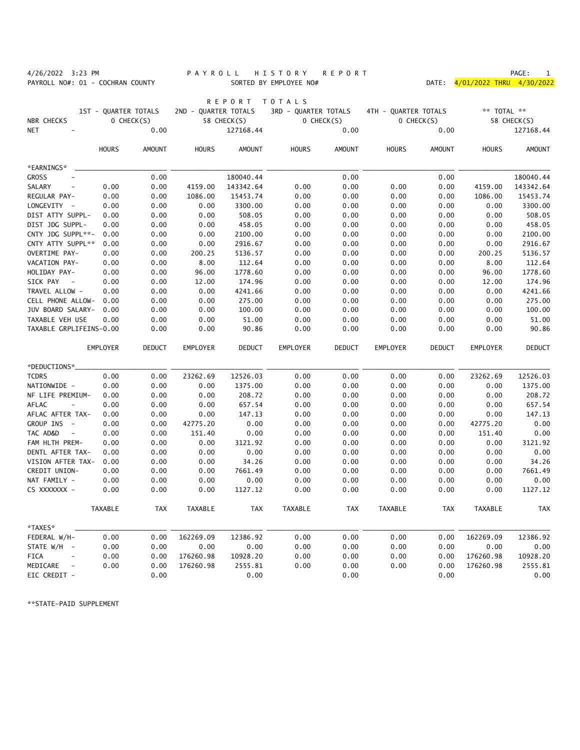4/26/2022 3:23 PM PAYROLL HISTORY REPORT PAGE: 1
PAYROLL NO#: 01 - COCHRAN COUNTY SORTED BY EMPLOYEE NO# DATE: 4/01/2022 THRU 4/30/2022

# REPORT TOTALS

| | 1ST - QUARTER TOTALS | | 2ND - QUARTER TOTALS | | 3RD - QUARTER TOTALS | | 4TH - QUARTER TOTALS | | ** TOTAL ** | |
|---|---|---|---|---|---|---|---|---|---|---|
| NBR CHECKS | 0 CHECK(S) | | 58 CHECK(S) | | 0 CHECK(S) | | 0 CHECK(S) | | 58 CHECK(S) | |
| NET - | | 0.00 | | 127168.44 | | 0.00 | | 0.00 | | 127168.44 |
| | HOURS | AMOUNT | HOURS | AMOUNT | HOURS | AMOUNT | HOURS | AMOUNT | HOURS | AMOUNT |
| *EARNINGS* | | | | | | | | | | |
| GROSS - | | 0.00 | | 180040.44 | | 0.00 | | 0.00 | | 180040.44 |
| SALARY - | 0.00 | 0.00 | 4159.00 | 143342.64 | 0.00 | 0.00 | 0.00 | 0.00 | 4159.00 | 143342.64 |
| REGULAR PAY- | 0.00 | 0.00 | 1086.00 | 15453.74 | 0.00 | 0.00 | 0.00 | 0.00 | 1086.00 | 15453.74 |
| LONGEVITY - | 0.00 | 0.00 | 0.00 | 3300.00 | 0.00 | 0.00 | 0.00 | 0.00 | 0.00 | 3300.00 |
| DIST ATTY SUPPL- | 0.00 | 0.00 | 0.00 | 508.05 | 0.00 | 0.00 | 0.00 | 0.00 | 0.00 | 508.05 |
| DIST JDG SUPPL- | 0.00 | 0.00 | 0.00 | 458.05 | 0.00 | 0.00 | 0.00 | 0.00 | 0.00 | 458.05 |
| CNTY JDG SUPPL**- | 0.00 | 0.00 | 0.00 | 2100.00 | 0.00 | 0.00 | 0.00 | 0.00 | 0.00 | 2100.00 |
| CNTY ATTY SUPPL** | 0.00 | 0.00 | 0.00 | 2916.67 | 0.00 | 0.00 | 0.00 | 0.00 | 0.00 | 2916.67 |
| OVERTIME PAY- | 0.00 | 0.00 | 200.25 | 5136.57 | 0.00 | 0.00 | 0.00 | 0.00 | 200.25 | 5136.57 |
| VACATION PAY- | 0.00 | 0.00 | 8.00 | 112.64 | 0.00 | 0.00 | 0.00 | 0.00 | 8.00 | 112.64 |
| HOLIDAY PAY- | 0.00 | 0.00 | 96.00 | 1778.60 | 0.00 | 0.00 | 0.00 | 0.00 | 96.00 | 1778.60 |
| SICK PAY - | 0.00 | 0.00 | 12.00 | 174.96 | 0.00 | 0.00 | 0.00 | 0.00 | 12.00 | 174.96 |
| TRAVEL ALLOW - | 0.00 | 0.00 | 0.00 | 4241.66 | 0.00 | 0.00 | 0.00 | 0.00 | 0.00 | 4241.66 |
| CELL PHONE ALLOW- | 0.00 | 0.00 | 0.00 | 275.00 | 0.00 | 0.00 | 0.00 | 0.00 | 0.00 | 275.00 |
| JUV BOARD SALARY- | 0.00 | 0.00 | 0.00 | 100.00 | 0.00 | 0.00 | 0.00 | 0.00 | 0.00 | 100.00 |
| TAXABLE VEH USE | 0.00 | 0.00 | 0.00 | 51.00 | 0.00 | 0.00 | 0.00 | 0.00 | 0.00 | 51.00 |
| TAXABLE GRPLIFEINS- | 0.00 | 0.00 | 0.00 | 90.86 | 0.00 | 0.00 | 0.00 | 0.00 | 0.00 | 90.86 |
| | EMPLOYER | DEDUCT | EMPLOYER | DEDUCT | EMPLOYER | DEDUCT | EMPLOYER | DEDUCT | EMPLOYER | DEDUCT |
| *DEDUCTIONS* | | | | | | | | | | |
| TCDRS | 0.00 | 0.00 | 23262.69 | 12526.03 | 0.00 | 0.00 | 0.00 | 0.00 | 23262.69 | 12526.03 |
| NATIONWIDE - | 0.00 | 0.00 | 0.00 | 1375.00 | 0.00 | 0.00 | 0.00 | 0.00 | 0.00 | 1375.00 |
| NF LIFE PREMIUM- | 0.00 | 0.00 | 0.00 | 208.72 | 0.00 | 0.00 | 0.00 | 0.00 | 0.00 | 208.72 |
| AFLAC - | 0.00 | 0.00 | 0.00 | 657.54 | 0.00 | 0.00 | 0.00 | 0.00 | 0.00 | 657.54 |
| AFLAC AFTER TAX- | 0.00 | 0.00 | 0.00 | 147.13 | 0.00 | 0.00 | 0.00 | 0.00 | 0.00 | 147.13 |
| GROUP INS - | 0.00 | 0.00 | 42775.20 | 0.00 | 0.00 | 0.00 | 0.00 | 0.00 | 42775.20 | 0.00 |
| TAC AD&D - | 0.00 | 0.00 | 151.40 | 0.00 | 0.00 | 0.00 | 0.00 | 0.00 | 151.40 | 0.00 |
| FAM HLTH PREM- | 0.00 | 0.00 | 0.00 | 3121.92 | 0.00 | 0.00 | 0.00 | 0.00 | 0.00 | 3121.92 |
| DENTL AFTER TAX- | 0.00 | 0.00 | 0.00 | 0.00 | 0.00 | 0.00 | 0.00 | 0.00 | 0.00 | 0.00 |
| VISION AFTER TAX- | 0.00 | 0.00 | 0.00 | 34.26 | 0.00 | 0.00 | 0.00 | 0.00 | 0.00 | 34.26 |
| CREDIT UNION- | 0.00 | 0.00 | 0.00 | 7661.49 | 0.00 | 0.00 | 0.00 | 0.00 | 0.00 | 7661.49 |
| NAT FAMILY - | 0.00 | 0.00 | 0.00 | 0.00 | 0.00 | 0.00 | 0.00 | 0.00 | 0.00 | 0.00 |
| CS XXXXXXX - | 0.00 | 0.00 | 0.00 | 1127.12 | 0.00 | 0.00 | 0.00 | 0.00 | 0.00 | 1127.12 |
| | TAXABLE | TAX | TAXABLE | TAX | TAXABLE | TAX | TAXABLE | TAX | TAXABLE | TAX |
| *TAXES* | | | | | | | | | | |
| FEDERAL W/H- | 0.00 | 0.00 | 162269.09 | 12386.92 | 0.00 | 0.00 | 0.00 | 0.00 | 162269.09 | 12386.92 |
| STATE W/H - | 0.00 | 0.00 | 0.00 | 0.00 | 0.00 | 0.00 | 0.00 | 0.00 | 0.00 | 0.00 |
| FICA - | 0.00 | 0.00 | 176260.98 | 10928.20 | 0.00 | 0.00 | 0.00 | 0.00 | 176260.98 | 10928.20 |
| MEDICARE - | 0.00 | 0.00 | 176260.98 | 2555.81 | 0.00 | 0.00 | 0.00 | 0.00 | 176260.98 | 2555.81 |
| EIC CREDIT - | | 0.00 | | 0.00 | | 0.00 | | 0.00 | | 0.00 |

**STATE-PAID SUPPLEMENT